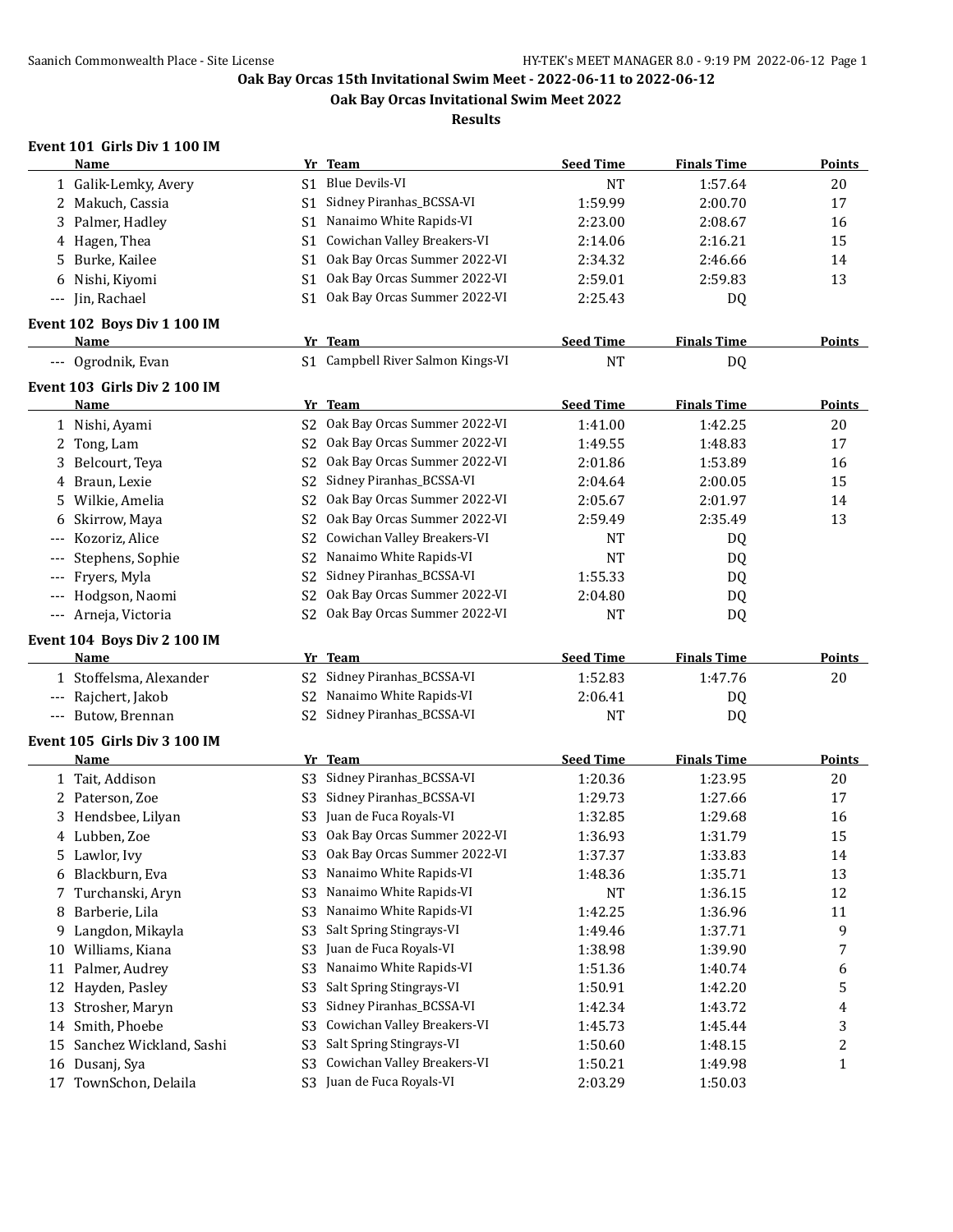# Oak Bay Orcas 15th Invitational Swim Meet - 2022-06-11 to 2022-06-12

## Oak Bay Orcas Invitational Swim Meet 2022

### Results

**Event 101 Girls Div 1 100 IM**

| | Name | Yr | Team | Seed Time | Finals Time | Points |
|---|---|---|---|---|---|---|
| 1 | Galik-Lemky, Avery | S1 | Blue Devils-VI | NT | 1:57.64 | 20 |
| 2 | Makuch, Cassia | S1 | Sidney Piranhas_BCSSA-VI | 1:59.99 | 2:00.70 | 17 |
| 3 | Palmer, Hadley | S1 | Nanaimo White Rapids-VI | 2:23.00 | 2:08.67 | 16 |
| 4 | Hagen, Thea | S1 | Cowichan Valley Breakers-VI | 2:14.06 | 2:16.21 | 15 |
| 5 | Burke, Kailee | S1 | Oak Bay Orcas Summer 2022-VI | 2:34.32 | 2:46.66 | 14 |
| 6 | Nishi, Kiyomi | S1 | Oak Bay Orcas Summer 2022-VI | 2:59.01 | 2:59.83 | 13 |
| --- | Jin, Rachael | S1 | Oak Bay Orcas Summer 2022-VI | 2:25.43 | DQ | |

**Event 102 Boys Div 1 100 IM**

| | Name | Yr | Team | Seed Time | Finals Time | Points |
|---|---|---|---|---|---|---|
| --- | Ogrodnik, Evan | S1 | Campbell River Salmon Kings-VI | NT | DQ | |

**Event 103 Girls Div 2 100 IM**

| | Name | Yr | Team | Seed Time | Finals Time | Points |
|---|---|---|---|---|---|---|
| 1 | Nishi, Ayami | S2 | Oak Bay Orcas Summer 2022-VI | 1:41.00 | 1:42.25 | 20 |
| 2 | Tong, Lam | S2 | Oak Bay Orcas Summer 2022-VI | 1:49.55 | 1:48.83 | 17 |
| 3 | Belcourt, Teya | S2 | Oak Bay Orcas Summer 2022-VI | 2:01.86 | 1:53.89 | 16 |
| 4 | Braun, Lexie | S2 | Sidney Piranhas_BCSSA-VI | 2:04.64 | 2:00.05 | 15 |
| 5 | Wilkie, Amelia | S2 | Oak Bay Orcas Summer 2022-VI | 2:05.67 | 2:01.97 | 14 |
| 6 | Skirrow, Maya | S2 | Oak Bay Orcas Summer 2022-VI | 2:59.49 | 2:35.49 | 13 |
| --- | Kozoriz, Alice | S2 | Cowichan Valley Breakers-VI | NT | DQ | |
| --- | Stephens, Sophie | S2 | Nanaimo White Rapids-VI | NT | DQ | |
| --- | Fryers, Myla | S2 | Sidney Piranhas_BCSSA-VI | 1:55.33 | DQ | |
| --- | Hodgson, Naomi | S2 | Oak Bay Orcas Summer 2022-VI | 2:04.80 | DQ | |
| --- | Arneja, Victoria | S2 | Oak Bay Orcas Summer 2022-VI | NT | DQ | |

**Event 104 Boys Div 2 100 IM**

| | Name | Yr | Team | Seed Time | Finals Time | Points |
|---|---|---|---|---|---|---|
| 1 | Stoffelsma, Alexander | S2 | Sidney Piranhas_BCSSA-VI | 1:52.83 | 1:47.76 | 20 |
| --- | Rajchert, Jakob | S2 | Nanaimo White Rapids-VI | 2:06.41 | DQ | |
| --- | Butow, Brennan | S2 | Sidney Piranhas_BCSSA-VI | NT | DQ | |

**Event 105 Girls Div 3 100 IM**

| | Name | Yr | Team | Seed Time | Finals Time | Points |
|---|---|---|---|---|---|---|
| 1 | Tait, Addison | S3 | Sidney Piranhas_BCSSA-VI | 1:20.36 | 1:23.95 | 20 |
| 2 | Paterson, Zoe | S3 | Sidney Piranhas_BCSSA-VI | 1:29.73 | 1:27.66 | 17 |
| 3 | Hendsbee, Lilyan | S3 | Juan de Fuca Royals-VI | 1:32.85 | 1:29.68 | 16 |
| 4 | Lubben, Zoe | S3 | Oak Bay Orcas Summer 2022-VI | 1:36.93 | 1:31.79 | 15 |
| 5 | Lawlor, Ivy | S3 | Oak Bay Orcas Summer 2022-VI | 1:37.37 | 1:33.83 | 14 |
| 6 | Blackburn, Eva | S3 | Nanaimo White Rapids-VI | 1:48.36 | 1:35.71 | 13 |
| 7 | Turchanski, Aryn | S3 | Nanaimo White Rapids-VI | NT | 1:36.15 | 12 |
| 8 | Barberie, Lila | S3 | Nanaimo White Rapids-VI | 1:42.25 | 1:36.96 | 11 |
| 9 | Langdon, Mikayla | S3 | Salt Spring Stingrays-VI | 1:49.46 | 1:37.71 | 9 |
| 10 | Williams, Kiana | S3 | Juan de Fuca Royals-VI | 1:38.98 | 1:39.90 | 7 |
| 11 | Palmer, Audrey | S3 | Nanaimo White Rapids-VI | 1:51.36 | 1:40.74 | 6 |
| 12 | Hayden, Pasley | S3 | Salt Spring Stingrays-VI | 1:50.91 | 1:42.20 | 5 |
| 13 | Strosher, Maryn | S3 | Sidney Piranhas_BCSSA-VI | 1:42.34 | 1:43.72 | 4 |
| 14 | Smith, Phoebe | S3 | Cowichan Valley Breakers-VI | 1:45.73 | 1:45.44 | 3 |
| 15 | Sanchez Wickland, Sashi | S3 | Salt Spring Stingrays-VI | 1:50.60 | 1:48.15 | 2 |
| 16 | Dusanj, Sya | S3 | Cowichan Valley Breakers-VI | 1:50.21 | 1:49.98 | 1 |
| 17 | TownSchon, Delaila | S3 | Juan de Fuca Royals-VI | 2:03.29 | 1:50.03 | |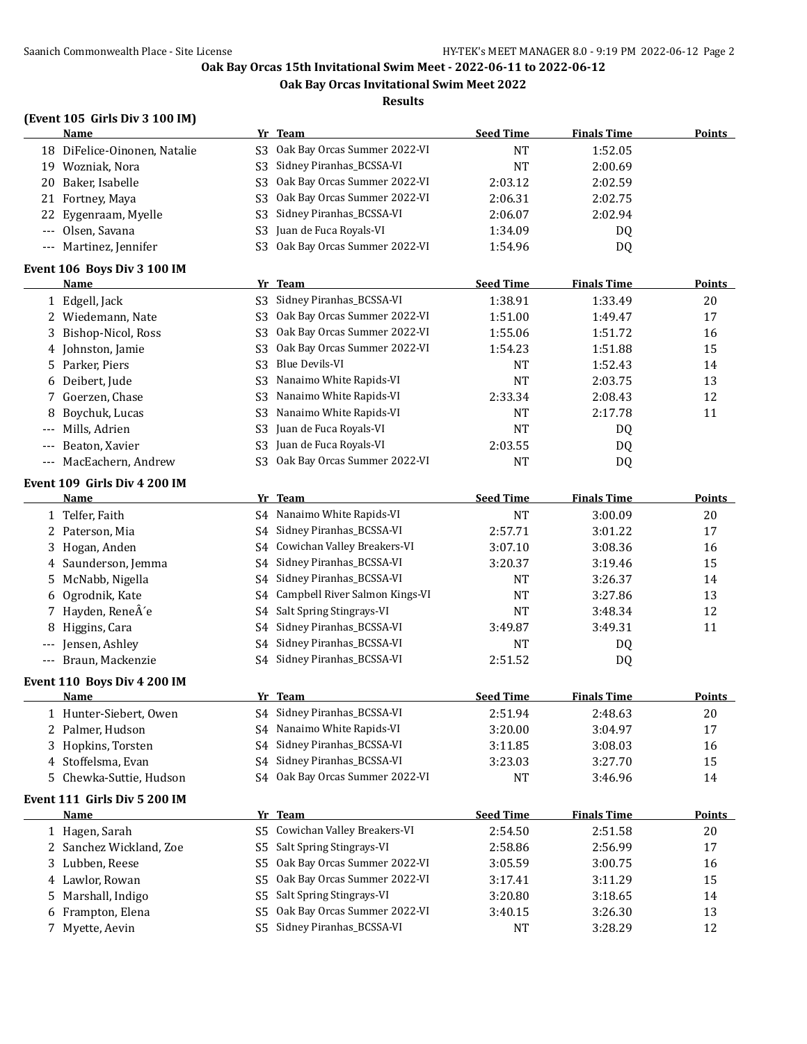## Oak Bay Orcas 15th Invitational Swim Meet - 2022-06-11 to 2022-06-12

## Oak Bay Orcas Invitational Swim Meet 2022

## Results

### (Event 105 Girls Div 3 100 IM)

| | Name | Yr | Team | Seed Time | Finals Time | Points |
|---|---|---|---|---|---|---|
| 18 | DiFelice-Oinonen, Natalie | S3 | Oak Bay Orcas Summer 2022-VI | NT | 1:52.05 | |
| 19 | Wozniak, Nora | S3 | Sidney Piranhas_BCSSA-VI | NT | 2:00.69 | |
| 20 | Baker, Isabelle | S3 | Oak Bay Orcas Summer 2022-VI | 2:03.12 | 2:02.59 | |
| 21 | Fortney, Maya | S3 | Oak Bay Orcas Summer 2022-VI | 2:06.31 | 2:02.75 | |
| 22 | Eygenraam, Myelle | S3 | Sidney Piranhas_BCSSA-VI | 2:06.07 | 2:02.94 | |
| --- | Olsen, Savana | S3 | Juan de Fuca Royals-VI | 1:34.09 | DQ | |
| --- | Martinez, Jennifer | S3 | Oak Bay Orcas Summer 2022-VI | 1:54.96 | DQ | |

### Event 106 Boys Div 3 100 IM

| | Name | Yr | Team | Seed Time | Finals Time | Points |
|---|---|---|---|---|---|---|
| 1 | Edgell, Jack | S3 | Sidney Piranhas_BCSSA-VI | 1:38.91 | 1:33.49 | 20 |
| 2 | Wiedemann, Nate | S3 | Oak Bay Orcas Summer 2022-VI | 1:51.00 | 1:49.47 | 17 |
| 3 | Bishop-Nicol, Ross | S3 | Oak Bay Orcas Summer 2022-VI | 1:55.06 | 1:51.72 | 16 |
| 4 | Johnston, Jamie | S3 | Oak Bay Orcas Summer 2022-VI | 1:54.23 | 1:51.88 | 15 |
| 5 | Parker, Piers | S3 | Blue Devils-VI | NT | 1:52.43 | 14 |
| 6 | Deibert, Jude | S3 | Nanaimo White Rapids-VI | NT | 2:03.75 | 13 |
| 7 | Goerzen, Chase | S3 | Nanaimo White Rapids-VI | 2:33.34 | 2:08.43 | 12 |
| 8 | Boychuk, Lucas | S3 | Nanaimo White Rapids-VI | NT | 2:17.78 | 11 |
| --- | Mills, Adrien | S3 | Juan de Fuca Royals-VI | NT | DQ | |
| --- | Beaton, Xavier | S3 | Juan de Fuca Royals-VI | 2:03.55 | DQ | |
| --- | MacEachern, Andrew | S3 | Oak Bay Orcas Summer 2022-VI | NT | DQ | |

### Event 109 Girls Div 4 200 IM

| | Name | Yr | Team | Seed Time | Finals Time | Points |
|---|---|---|---|---|---|---|
| 1 | Telfer, Faith | S4 | Nanaimo White Rapids-VI | NT | 3:00.09 | 20 |
| 2 | Paterson, Mia | S4 | Sidney Piranhas_BCSSA-VI | 2:57.71 | 3:01.22 | 17 |
| 3 | Hogan, Anden | S4 | Cowichan Valley Breakers-VI | 3:07.10 | 3:08.36 | 16 |
| 4 | Saunderson, Jemma | S4 | Sidney Piranhas_BCSSA-VI | 3:20.37 | 3:19.46 | 15 |
| 5 | McNabb, Nigella | S4 | Sidney Piranhas_BCSSA-VI | NT | 3:26.37 | 14 |
| 6 | Ogrodnik, Kate | S4 | Campbell River Salmon Kings-VI | NT | 3:27.86 | 13 |
| 7 | Hayden, ReneÂ´e | S4 | Salt Spring Stingrays-VI | NT | 3:48.34 | 12 |
| 8 | Higgins, Cara | S4 | Sidney Piranhas_BCSSA-VI | 3:49.87 | 3:49.31 | 11 |
| --- | Jensen, Ashley | S4 | Sidney Piranhas_BCSSA-VI | NT | DQ | |
| --- | Braun, Mackenzie | S4 | Sidney Piranhas_BCSSA-VI | 2:51.52 | DQ | |

### Event 110 Boys Div 4 200 IM

| | Name | Yr | Team | Seed Time | Finals Time | Points |
|---|---|---|---|---|---|---|
| 1 | Hunter-Siebert, Owen | S4 | Sidney Piranhas_BCSSA-VI | 2:51.94 | 2:48.63 | 20 |
| 2 | Palmer, Hudson | S4 | Nanaimo White Rapids-VI | 3:20.00 | 3:04.97 | 17 |
| 3 | Hopkins, Torsten | S4 | Sidney Piranhas_BCSSA-VI | 3:11.85 | 3:08.03 | 16 |
| 4 | Stoffelsma, Evan | S4 | Sidney Piranhas_BCSSA-VI | 3:23.03 | 3:27.70 | 15 |
| 5 | Chewka-Suttie, Hudson | S4 | Oak Bay Orcas Summer 2022-VI | NT | 3:46.96 | 14 |

### Event 111 Girls Div 5 200 IM

| | Name | Yr | Team | Seed Time | Finals Time | Points |
|---|---|---|---|---|---|---|
| 1 | Hagen, Sarah | S5 | Cowichan Valley Breakers-VI | 2:54.50 | 2:51.58 | 20 |
| 2 | Sanchez Wickland, Zoe | S5 | Salt Spring Stingrays-VI | 2:58.86 | 2:56.99 | 17 |
| 3 | Lubben, Reese | S5 | Oak Bay Orcas Summer 2022-VI | 3:05.59 | 3:00.75 | 16 |
| 4 | Lawlor, Rowan | S5 | Oak Bay Orcas Summer 2022-VI | 3:17.41 | 3:11.29 | 15 |
| 5 | Marshall, Indigo | S5 | Salt Spring Stingrays-VI | 3:20.80 | 3:18.65 | 14 |
| 6 | Frampton, Elena | S5 | Oak Bay Orcas Summer 2022-VI | 3:40.15 | 3:26.30 | 13 |
| 7 | Myette, Aevin | S5 | Sidney Piranhas_BCSSA-VI | NT | 3:28.29 | 12 |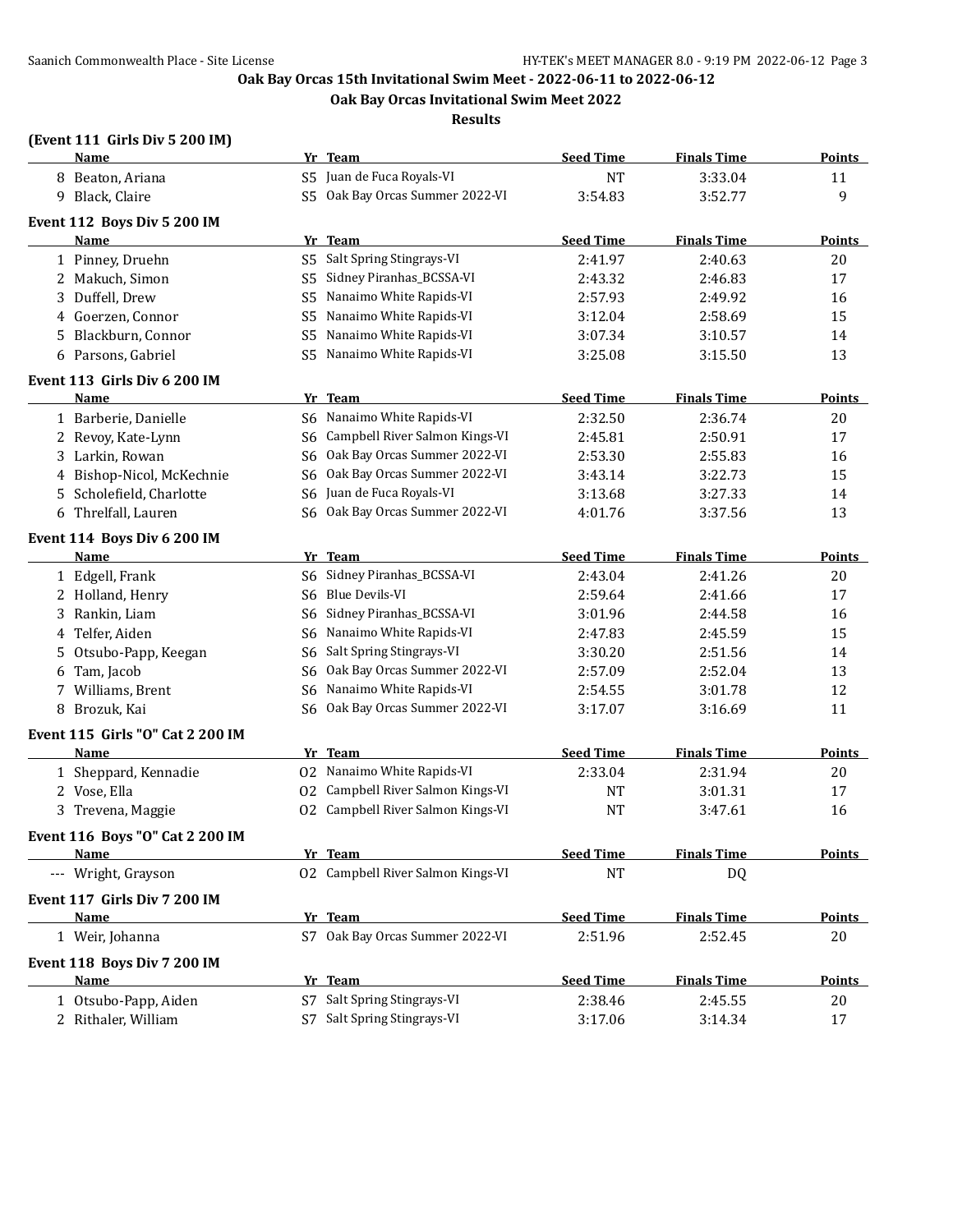# Oak Bay Orcas 15th Invitational Swim Meet - 2022-06-11 to 2022-06-12

## Oak Bay Orcas Invitational Swim Meet 2022

### Results

**(Event 111 Girls Div 5 200 IM)**

| | Name | Yr | Team | Seed Time | Finals Time | Points |
|---|---|---|---|---|---|---|
| 8 | Beaton, Ariana | S5 | Juan de Fuca Royals-VI | NT | 3:33.04 | 11 |
| 9 | Black, Claire | S5 | Oak Bay Orcas Summer 2022-VI | 3:54.83 | 3:52.77 | 9 |

**Event 112 Boys Div 5 200 IM**

| | Name | Yr | Team | Seed Time | Finals Time | Points |
|---|---|---|---|---|---|---|
| 1 | Pinney, Druehn | S5 | Salt Spring Stingrays-VI | 2:41.97 | 2:40.63 | 20 |
| 2 | Makuch, Simon | S5 | Sidney Piranhas_BCSSA-VI | 2:43.32 | 2:46.83 | 17 |
| 3 | Duffell, Drew | S5 | Nanaimo White Rapids-VI | 2:57.93 | 2:49.92 | 16 |
| 4 | Goerzen, Connor | S5 | Nanaimo White Rapids-VI | 3:12.04 | 2:58.69 | 15 |
| 5 | Blackburn, Connor | S5 | Nanaimo White Rapids-VI | 3:07.34 | 3:10.57 | 14 |
| 6 | Parsons, Gabriel | S5 | Nanaimo White Rapids-VI | 3:25.08 | 3:15.50 | 13 |

**Event 113 Girls Div 6 200 IM**

| | Name | Yr | Team | Seed Time | Finals Time | Points |
|---|---|---|---|---|---|---|
| 1 | Barberie, Danielle | S6 | Nanaimo White Rapids-VI | 2:32.50 | 2:36.74 | 20 |
| 2 | Revoy, Kate-Lynn | S6 | Campbell River Salmon Kings-VI | 2:45.81 | 2:50.91 | 17 |
| 3 | Larkin, Rowan | S6 | Oak Bay Orcas Summer 2022-VI | 2:53.30 | 2:55.83 | 16 |
| 4 | Bishop-Nicol, McKechnie | S6 | Oak Bay Orcas Summer 2022-VI | 3:43.14 | 3:22.73 | 15 |
| 5 | Scholefield, Charlotte | S6 | Juan de Fuca Royals-VI | 3:13.68 | 3:27.33 | 14 |
| 6 | Threlfall, Lauren | S6 | Oak Bay Orcas Summer 2022-VI | 4:01.76 | 3:37.56 | 13 |

**Event 114 Boys Div 6 200 IM**

| | Name | Yr | Team | Seed Time | Finals Time | Points |
|---|---|---|---|---|---|---|
| 1 | Edgell, Frank | S6 | Sidney Piranhas_BCSSA-VI | 2:43.04 | 2:41.26 | 20 |
| 2 | Holland, Henry | S6 | Blue Devils-VI | 2:59.64 | 2:41.66 | 17 |
| 3 | Rankin, Liam | S6 | Sidney Piranhas_BCSSA-VI | 3:01.96 | 2:44.58 | 16 |
| 4 | Telfer, Aiden | S6 | Nanaimo White Rapids-VI | 2:47.83 | 2:45.59 | 15 |
| 5 | Otsubo-Papp, Keegan | S6 | Salt Spring Stingrays-VI | 3:30.20 | 2:51.56 | 14 |
| 6 | Tam, Jacob | S6 | Oak Bay Orcas Summer 2022-VI | 2:57.09 | 2:52.04 | 13 |
| 7 | Williams, Brent | S6 | Nanaimo White Rapids-VI | 2:54.55 | 3:01.78 | 12 |
| 8 | Brozuk, Kai | S6 | Oak Bay Orcas Summer 2022-VI | 3:17.07 | 3:16.69 | 11 |

**Event 115 Girls "O" Cat 2 200 IM**

| | Name | Yr | Team | Seed Time | Finals Time | Points |
|---|---|---|---|---|---|---|
| 1 | Sheppard, Kennadie | O2 | Nanaimo White Rapids-VI | 2:33.04 | 2:31.94 | 20 |
| 2 | Vose, Ella | O2 | Campbell River Salmon Kings-VI | NT | 3:01.31 | 17 |
| 3 | Trevena, Maggie | O2 | Campbell River Salmon Kings-VI | NT | 3:47.61 | 16 |

**Event 116 Boys "O" Cat 2 200 IM**

| | Name | Yr | Team | Seed Time | Finals Time | Points |
|---|---|---|---|---|---|---|
| --- | Wright, Grayson | O2 | Campbell River Salmon Kings-VI | NT | DQ | |

**Event 117 Girls Div 7 200 IM**

| | Name | Yr | Team | Seed Time | Finals Time | Points |
|---|---|---|---|---|---|---|
| 1 | Weir, Johanna | S7 | Oak Bay Orcas Summer 2022-VI | 2:51.96 | 2:52.45 | 20 |

**Event 118 Boys Div 7 200 IM**

| | Name | Yr | Team | Seed Time | Finals Time | Points |
|---|---|---|---|---|---|---|
| 1 | Otsubo-Papp, Aiden | S7 | Salt Spring Stingrays-VI | 2:38.46 | 2:45.55 | 20 |
| 2 | Rithaler, William | S7 | Salt Spring Stingrays-VI | 3:17.06 | 3:14.34 | 17 |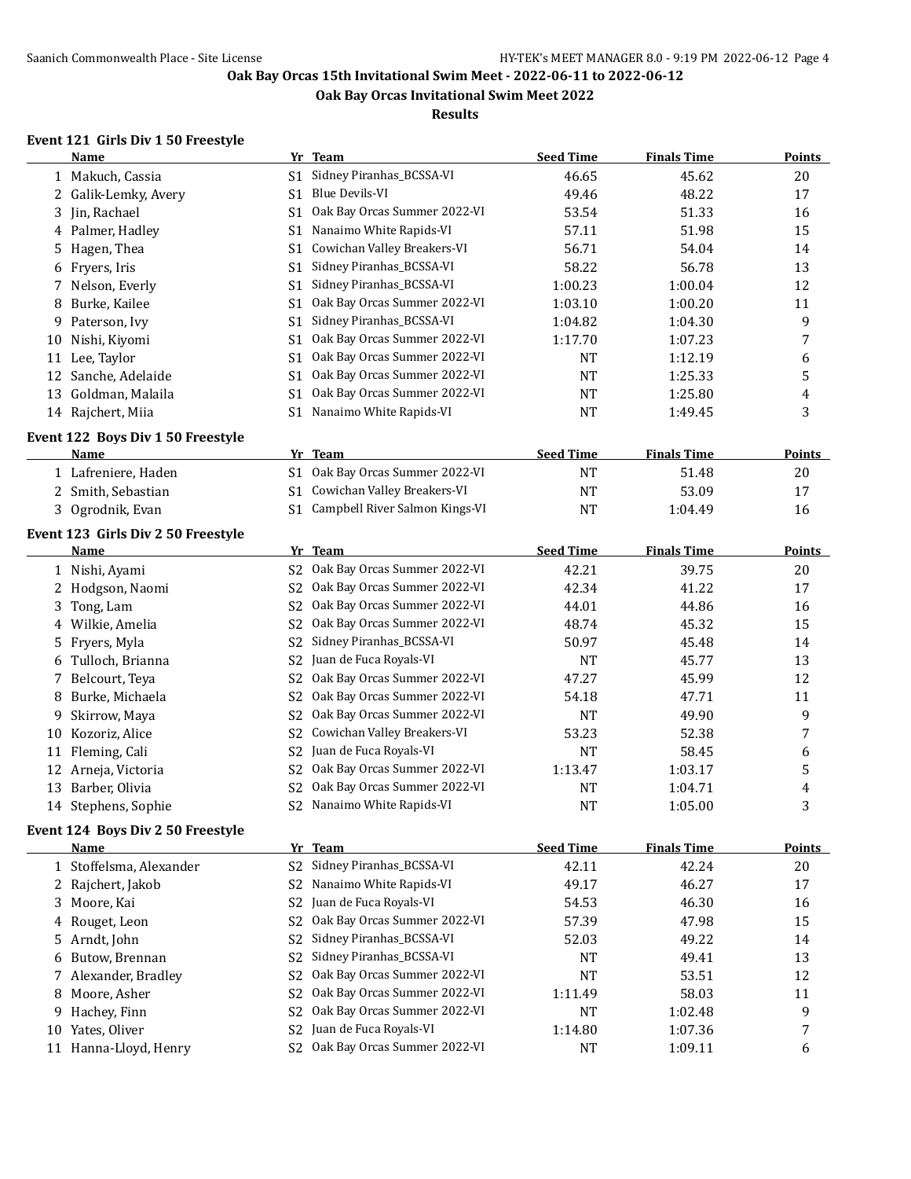## Oak Bay Orcas 15th Invitational Swim Meet - 2022-06-11 to 2022-06-12

## Oak Bay Orcas Invitational Swim Meet 2022

## Results

### Event 121 Girls Div 1 50 Freestyle

| | Name | Yr | Team | Seed Time | Finals Time | Points |
|---|---|---|---|---|---|---|
| 1 | Makuch, Cassia | S1 | Sidney Piranhas_BCSSA-VI | 46.65 | 45.62 | 20 |
| 2 | Galik-Lemky, Avery | S1 | Blue Devils-VI | 49.46 | 48.22 | 17 |
| 3 | Jin, Rachael | S1 | Oak Bay Orcas Summer 2022-VI | 53.54 | 51.33 | 16 |
| 4 | Palmer, Hadley | S1 | Nanaimo White Rapids-VI | 57.11 | 51.98 | 15 |
| 5 | Hagen, Thea | S1 | Cowichan Valley Breakers-VI | 56.71 | 54.04 | 14 |
| 6 | Fryers, Iris | S1 | Sidney Piranhas_BCSSA-VI | 58.22 | 56.78 | 13 |
| 7 | Nelson, Everly | S1 | Sidney Piranhas_BCSSA-VI | 1:00.23 | 1:00.04 | 12 |
| 8 | Burke, Kailee | S1 | Oak Bay Orcas Summer 2022-VI | 1:03.10 | 1:00.20 | 11 |
| 9 | Paterson, Ivy | S1 | Sidney Piranhas_BCSSA-VI | 1:04.82 | 1:04.30 | 9 |
| 10 | Nishi, Kiyomi | S1 | Oak Bay Orcas Summer 2022-VI | 1:17.70 | 1:07.23 | 7 |
| 11 | Lee, Taylor | S1 | Oak Bay Orcas Summer 2022-VI | NT | 1:12.19 | 6 |
| 12 | Sanche, Adelaide | S1 | Oak Bay Orcas Summer 2022-VI | NT | 1:25.33 | 5 |
| 13 | Goldman, Malaila | S1 | Oak Bay Orcas Summer 2022-VI | NT | 1:25.80 | 4 |
| 14 | Rajchert, Miia | S1 | Nanaimo White Rapids-VI | NT | 1:49.45 | 3 |

### Event 122 Boys Div 1 50 Freestyle

| | Name | Yr | Team | Seed Time | Finals Time | Points |
|---|---|---|---|---|---|---|
| 1 | Lafreniere, Haden | S1 | Oak Bay Orcas Summer 2022-VI | NT | 51.48 | 20 |
| 2 | Smith, Sebastian | S1 | Cowichan Valley Breakers-VI | NT | 53.09 | 17 |
| 3 | Ogrodnik, Evan | S1 | Campbell River Salmon Kings-VI | NT | 1:04.49 | 16 |

### Event 123 Girls Div 2 50 Freestyle

| | Name | Yr | Team | Seed Time | Finals Time | Points |
|---|---|---|---|---|---|---|
| 1 | Nishi, Ayami | S2 | Oak Bay Orcas Summer 2022-VI | 42.21 | 39.75 | 20 |
| 2 | Hodgson, Naomi | S2 | Oak Bay Orcas Summer 2022-VI | 42.34 | 41.22 | 17 |
| 3 | Tong, Lam | S2 | Oak Bay Orcas Summer 2022-VI | 44.01 | 44.86 | 16 |
| 4 | Wilkie, Amelia | S2 | Oak Bay Orcas Summer 2022-VI | 48.74 | 45.32 | 15 |
| 5 | Fryers, Myla | S2 | Sidney Piranhas_BCSSA-VI | 50.97 | 45.48 | 14 |
| 6 | Tulloch, Brianna | S2 | Juan de Fuca Royals-VI | NT | 45.77 | 13 |
| 7 | Belcourt, Teya | S2 | Oak Bay Orcas Summer 2022-VI | 47.27 | 45.99 | 12 |
| 8 | Burke, Michaela | S2 | Oak Bay Orcas Summer 2022-VI | 54.18 | 47.71 | 11 |
| 9 | Skirrow, Maya | S2 | Oak Bay Orcas Summer 2022-VI | NT | 49.90 | 9 |
| 10 | Kozoriz, Alice | S2 | Cowichan Valley Breakers-VI | 53.23 | 52.38 | 7 |
| 11 | Fleming, Cali | S2 | Juan de Fuca Royals-VI | NT | 58.45 | 6 |
| 12 | Arneja, Victoria | S2 | Oak Bay Orcas Summer 2022-VI | 1:13.47 | 1:03.17 | 5 |
| 13 | Barber, Olivia | S2 | Oak Bay Orcas Summer 2022-VI | NT | 1:04.71 | 4 |
| 14 | Stephens, Sophie | S2 | Nanaimo White Rapids-VI | NT | 1:05.00 | 3 |

### Event 124 Boys Div 2 50 Freestyle

| | Name | Yr | Team | Seed Time | Finals Time | Points |
|---|---|---|---|---|---|---|
| 1 | Stoffelsma, Alexander | S2 | Sidney Piranhas_BCSSA-VI | 42.11 | 42.24 | 20 |
| 2 | Rajchert, Jakob | S2 | Nanaimo White Rapids-VI | 49.17 | 46.27 | 17 |
| 3 | Moore, Kai | S2 | Juan de Fuca Royals-VI | 54.53 | 46.30 | 16 |
| 4 | Rouget, Leon | S2 | Oak Bay Orcas Summer 2022-VI | 57.39 | 47.98 | 15 |
| 5 | Arndt, John | S2 | Sidney Piranhas_BCSSA-VI | 52.03 | 49.22 | 14 |
| 6 | Butow, Brennan | S2 | Sidney Piranhas_BCSSA-VI | NT | 49.41 | 13 |
| 7 | Alexander, Bradley | S2 | Oak Bay Orcas Summer 2022-VI | NT | 53.51 | 12 |
| 8 | Moore, Asher | S2 | Oak Bay Orcas Summer 2022-VI | 1:11.49 | 58.03 | 11 |
| 9 | Hachey, Finn | S2 | Oak Bay Orcas Summer 2022-VI | NT | 1:02.48 | 9 |
| 10 | Yates, Oliver | S2 | Juan de Fuca Royals-VI | 1:14.80 | 1:07.36 | 7 |
| 11 | Hanna-Lloyd, Henry | S2 | Oak Bay Orcas Summer 2022-VI | NT | 1:09.11 | 6 |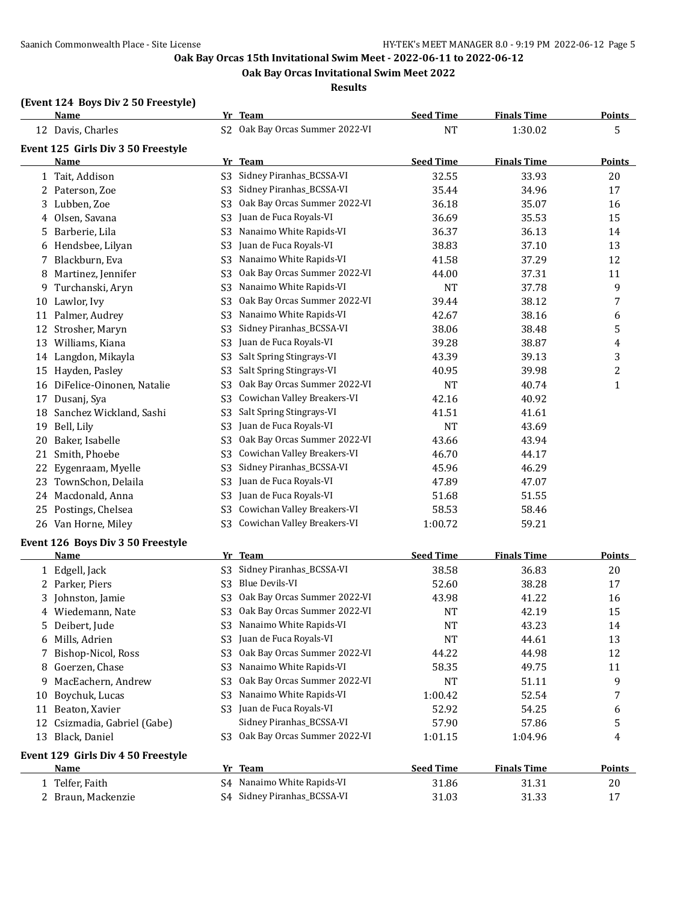## Oak Bay Orcas 15th Invitational Swim Meet - 2022-06-11 to 2022-06-12

### Oak Bay Orcas Invitational Swim Meet 2022

### Results

**(Event 124 Boys Div 2 50 Freestyle)**

| | Name | Yr | Team | Seed Time | Finals Time | Points |
|---|---|---|---|---|---|---|
| 12 | Davis, Charles | S2 | Oak Bay Orcas Summer 2022-VI | NT | 1:30.02 | 5 |

**Event 125 Girls Div 3 50 Freestyle**

| | Name | Yr | Team | Seed Time | Finals Time | Points |
|---|---|---|---|---|---|---|
| 1 | Tait, Addison | S3 | Sidney Piranhas_BCSSA-VI | 32.55 | 33.93 | 20 |
| 2 | Paterson, Zoe | S3 | Sidney Piranhas_BCSSA-VI | 35.44 | 34.96 | 17 |
| 3 | Lubben, Zoe | S3 | Oak Bay Orcas Summer 2022-VI | 36.18 | 35.07 | 16 |
| 4 | Olsen, Savana | S3 | Juan de Fuca Royals-VI | 36.69 | 35.53 | 15 |
| 5 | Barberie, Lila | S3 | Nanaimo White Rapids-VI | 36.37 | 36.13 | 14 |
| 6 | Hendsbee, Lilyan | S3 | Juan de Fuca Royals-VI | 38.83 | 37.10 | 13 |
| 7 | Blackburn, Eva | S3 | Nanaimo White Rapids-VI | 41.58 | 37.29 | 12 |
| 8 | Martinez, Jennifer | S3 | Oak Bay Orcas Summer 2022-VI | 44.00 | 37.31 | 11 |
| 9 | Turchanski, Aryn | S3 | Nanaimo White Rapids-VI | NT | 37.78 | 9 |
| 10 | Lawlor, Ivy | S3 | Oak Bay Orcas Summer 2022-VI | 39.44 | 38.12 | 7 |
| 11 | Palmer, Audrey | S3 | Nanaimo White Rapids-VI | 42.67 | 38.16 | 6 |
| 12 | Strosher, Maryn | S3 | Sidney Piranhas_BCSSA-VI | 38.06 | 38.48 | 5 |
| 13 | Williams, Kiana | S3 | Juan de Fuca Royals-VI | 39.28 | 38.87 | 4 |
| 14 | Langdon, Mikayla | S3 | Salt Spring Stingrays-VI | 43.39 | 39.13 | 3 |
| 15 | Hayden, Pasley | S3 | Salt Spring Stingrays-VI | 40.95 | 39.98 | 2 |
| 16 | DiFelice-Oinonen, Natalie | S3 | Oak Bay Orcas Summer 2022-VI | NT | 40.74 | 1 |
| 17 | Dusanj, Sya | S3 | Cowichan Valley Breakers-VI | 42.16 | 40.92 | |
| 18 | Sanchez Wickland, Sashi | S3 | Salt Spring Stingrays-VI | 41.51 | 41.61 | |
| 19 | Bell, Lily | S3 | Juan de Fuca Royals-VI | NT | 43.69 | |
| 20 | Baker, Isabelle | S3 | Oak Bay Orcas Summer 2022-VI | 43.66 | 43.94 | |
| 21 | Smith, Phoebe | S3 | Cowichan Valley Breakers-VI | 46.70 | 44.17 | |
| 22 | Eygenraam, Myelle | S3 | Sidney Piranhas_BCSSA-VI | 45.96 | 46.29 | |
| 23 | TownSchon, Delaila | S3 | Juan de Fuca Royals-VI | 47.89 | 47.07 | |
| 24 | Macdonald, Anna | S3 | Juan de Fuca Royals-VI | 51.68 | 51.55 | |
| 25 | Postings, Chelsea | S3 | Cowichan Valley Breakers-VI | 58.53 | 58.46 | |
| 26 | Van Horne, Miley | S3 | Cowichan Valley Breakers-VI | 1:00.72 | 59.21 | |

**Event 126 Boys Div 3 50 Freestyle**

| | Name | Yr | Team | Seed Time | Finals Time | Points |
|---|---|---|---|---|---|---|
| 1 | Edgell, Jack | S3 | Sidney Piranhas_BCSSA-VI | 38.58 | 36.83 | 20 |
| 2 | Parker, Piers | S3 | Blue Devils-VI | 52.60 | 38.28 | 17 |
| 3 | Johnston, Jamie | S3 | Oak Bay Orcas Summer 2022-VI | 43.98 | 41.22 | 16 |
| 4 | Wiedemann, Nate | S3 | Oak Bay Orcas Summer 2022-VI | NT | 42.19 | 15 |
| 5 | Deibert, Jude | S3 | Nanaimo White Rapids-VI | NT | 43.23 | 14 |
| 6 | Mills, Adrien | S3 | Juan de Fuca Royals-VI | NT | 44.61 | 13 |
| 7 | Bishop-Nicol, Ross | S3 | Oak Bay Orcas Summer 2022-VI | 44.22 | 44.98 | 12 |
| 8 | Goerzen, Chase | S3 | Nanaimo White Rapids-VI | 58.35 | 49.75 | 11 |
| 9 | MacEachern, Andrew | S3 | Oak Bay Orcas Summer 2022-VI | NT | 51.11 | 9 |
| 10 | Boychuk, Lucas | S3 | Nanaimo White Rapids-VI | 1:00.42 | 52.54 | 7 |
| 11 | Beaton, Xavier | S3 | Juan de Fuca Royals-VI | 52.92 | 54.25 | 6 |
| 12 | Csizmadia, Gabriel (Gabe) | | Sidney Piranhas_BCSSA-VI | 57.90 | 57.86 | 5 |
| 13 | Black, Daniel | S3 | Oak Bay Orcas Summer 2022-VI | 1:01.15 | 1:04.96 | 4 |

**Event 129 Girls Div 4 50 Freestyle**

| | Name | Yr | Team | Seed Time | Finals Time | Points |
|---|---|---|---|---|---|---|
| 1 | Telfer, Faith | S4 | Nanaimo White Rapids-VI | 31.86 | 31.31 | 20 |
| 2 | Braun, Mackenzie | S4 | Sidney Piranhas_BCSSA-VI | 31.03 | 31.33 | 17 |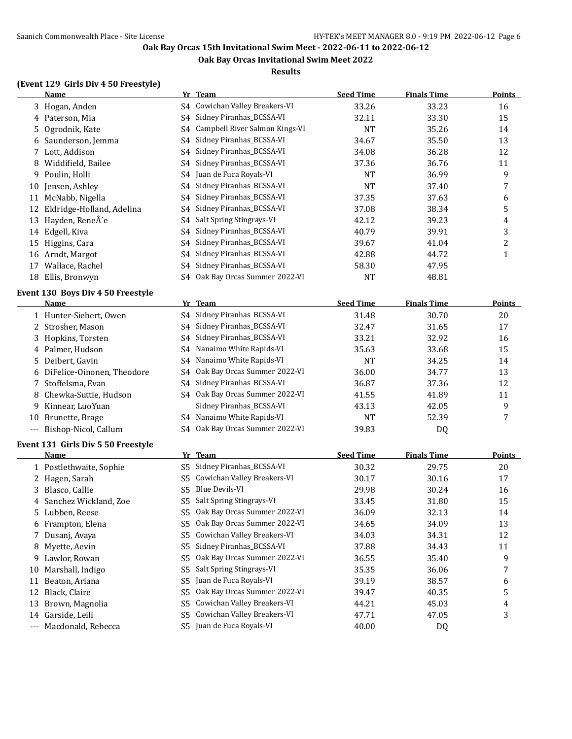# Oak Bay Orcas 15th Invitational Swim Meet - 2022-06-11 to 2022-06-12

## Oak Bay Orcas Invitational Swim Meet 2022

### Results

**(Event 129 Girls Div 4 50 Freestyle)**

| | Name | Yr | Team | Seed Time | Finals Time | Points |
|---|---|---|---|---|---|---|
| 3 | Hogan, Anden | S4 | Cowichan Valley Breakers-VI | 33.26 | 33.23 | 16 |
| 4 | Paterson, Mia | S4 | Sidney Piranhas_BCSSA-VI | 32.11 | 33.30 | 15 |
| 5 | Ogrodnik, Kate | S4 | Campbell River Salmon Kings-VI | NT | 35.26 | 14 |
| 6 | Saunderson, Jemma | S4 | Sidney Piranhas_BCSSA-VI | 34.67 | 35.50 | 13 |
| 7 | Lott, Addison | S4 | Sidney Piranhas_BCSSA-VI | 34.08 | 36.28 | 12 |
| 8 | Widdifield, Bailee | S4 | Sidney Piranhas_BCSSA-VI | 37.36 | 36.76 | 11 |
| 9 | Poulin, Holli | S4 | Juan de Fuca Royals-VI | NT | 36.99 | 9 |
| 10 | Jensen, Ashley | S4 | Sidney Piranhas_BCSSA-VI | NT | 37.40 | 7 |
| 11 | McNabb, Nigella | S4 | Sidney Piranhas_BCSSA-VI | 37.35 | 37.63 | 6 |
| 12 | Eldridge-Holland, Adelina | S4 | Sidney Piranhas_BCSSA-VI | 37.08 | 38.34 | 5 |
| 13 | Hayden, ReneÂ´e | S4 | Salt Spring Stingrays-VI | 42.12 | 39.23 | 4 |
| 14 | Edgell, Kiva | S4 | Sidney Piranhas_BCSSA-VI | 40.79 | 39.91 | 3 |
| 15 | Higgins, Cara | S4 | Sidney Piranhas_BCSSA-VI | 39.67 | 41.04 | 2 |
| 16 | Arndt, Margot | S4 | Sidney Piranhas_BCSSA-VI | 42.88 | 44.72 | 1 |
| 17 | Wallace, Rachel | S4 | Sidney Piranhas_BCSSA-VI | 58.30 | 47.95 | |
| 18 | Ellis, Bronwyn | S4 | Oak Bay Orcas Summer 2022-VI | NT | 48.81 | |

**Event 130 Boys Div 4 50 Freestyle**

| | Name | Yr | Team | Seed Time | Finals Time | Points |
|---|---|---|---|---|---|---|
| 1 | Hunter-Siebert, Owen | S4 | Sidney Piranhas_BCSSA-VI | 31.48 | 30.70 | 20 |
| 2 | Strosher, Mason | S4 | Sidney Piranhas_BCSSA-VI | 32.47 | 31.65 | 17 |
| 3 | Hopkins, Torsten | S4 | Sidney Piranhas_BCSSA-VI | 33.21 | 32.92 | 16 |
| 4 | Palmer, Hudson | S4 | Nanaimo White Rapids-VI | 35.63 | 33.68 | 15 |
| 5 | Deibert, Gavin | S4 | Nanaimo White Rapids-VI | NT | 34.25 | 14 |
| 6 | DiFelice-Oinonen, Theodore | S4 | Oak Bay Orcas Summer 2022-VI | 36.00 | 34.77 | 13 |
| 7 | Stoffelsma, Evan | S4 | Sidney Piranhas_BCSSA-VI | 36.87 | 37.36 | 12 |
| 8 | Chewka-Suttie, Hudson | S4 | Oak Bay Orcas Summer 2022-VI | 41.55 | 41.89 | 11 |
| 9 | Kinnear, LuoYuan | | Sidney Piranhas_BCSSA-VI | 43.13 | 42.05 | 9 |
| 10 | Brunette, Brage | S4 | Nanaimo White Rapids-VI | NT | 52.39 | 7 |
| --- | Bishop-Nicol, Callum | S4 | Oak Bay Orcas Summer 2022-VI | 39.83 | DQ | |

**Event 131 Girls Div 5 50 Freestyle**

| | Name | Yr | Team | Seed Time | Finals Time | Points |
|---|---|---|---|---|---|---|
| 1 | Postlethwaite, Sophie | S5 | Sidney Piranhas_BCSSA-VI | 30.32 | 29.75 | 20 |
| 2 | Hagen, Sarah | S5 | Cowichan Valley Breakers-VI | 30.17 | 30.16 | 17 |
| 3 | Blasco, Callie | S5 | Blue Devils-VI | 29.98 | 30.24 | 16 |
| 4 | Sanchez Wickland, Zoe | S5 | Salt Spring Stingrays-VI | 33.45 | 31.80 | 15 |
| 5 | Lubben, Reese | S5 | Oak Bay Orcas Summer 2022-VI | 36.09 | 32.13 | 14 |
| 6 | Frampton, Elena | S5 | Oak Bay Orcas Summer 2022-VI | 34.65 | 34.09 | 13 |
| 7 | Dusanj, Avaya | S5 | Cowichan Valley Breakers-VI | 34.03 | 34.31 | 12 |
| 8 | Myette, Aevin | S5 | Sidney Piranhas_BCSSA-VI | 37.88 | 34.43 | 11 |
| 9 | Lawlor, Rowan | S5 | Oak Bay Orcas Summer 2022-VI | 36.55 | 35.40 | 9 |
| 10 | Marshall, Indigo | S5 | Salt Spring Stingrays-VI | 35.35 | 36.06 | 7 |
| 11 | Beaton, Ariana | S5 | Juan de Fuca Royals-VI | 39.19 | 38.57 | 6 |
| 12 | Black, Claire | S5 | Oak Bay Orcas Summer 2022-VI | 39.47 | 40.35 | 5 |
| 13 | Brown, Magnolia | S5 | Cowichan Valley Breakers-VI | 44.21 | 45.03 | 4 |
| 14 | Garside, Leili | S5 | Cowichan Valley Breakers-VI | 47.71 | 47.05 | 3 |
| --- | Macdonald, Rebecca | S5 | Juan de Fuca Royals-VI | 40.00 | DQ | |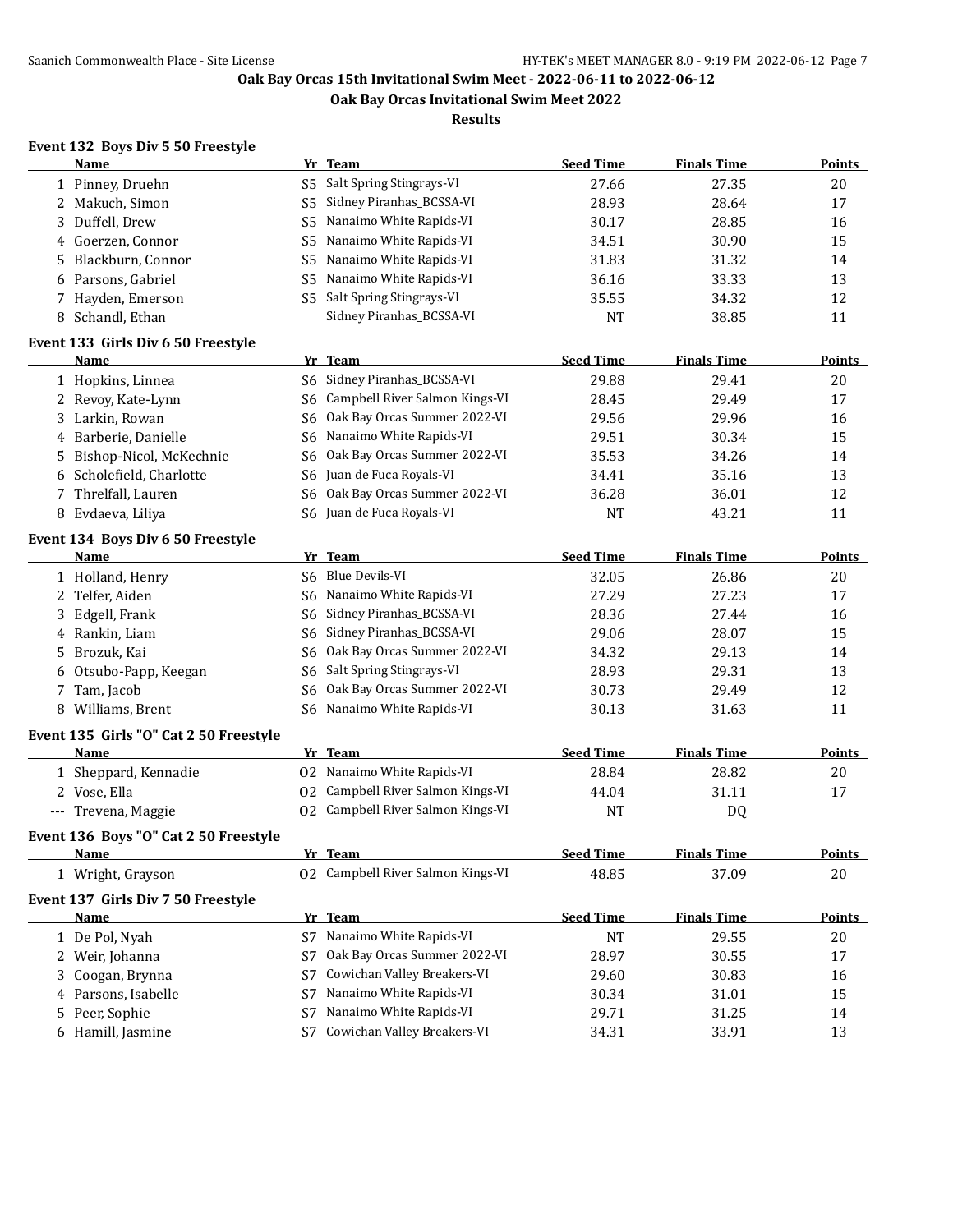## Oak Bay Orcas 15th Invitational Swim Meet - 2022-06-11 to 2022-06-12

## Oak Bay Orcas Invitational Swim Meet 2022

### Results

**Event 132 Boys Div 5 50 Freestyle**

| | Name | Yr | Team | Seed Time | Finals Time | Points |
|---|---|---|---|---|---|---|
| 1 | Pinney, Druehn | S5 | Salt Spring Stingrays-VI | 27.66 | 27.35 | 20 |
| 2 | Makuch, Simon | S5 | Sidney Piranhas_BCSSA-VI | 28.93 | 28.64 | 17 |
| 3 | Duffell, Drew | S5 | Nanaimo White Rapids-VI | 30.17 | 28.85 | 16 |
| 4 | Goerzen, Connor | S5 | Nanaimo White Rapids-VI | 34.51 | 30.90 | 15 |
| 5 | Blackburn, Connor | S5 | Nanaimo White Rapids-VI | 31.83 | 31.32 | 14 |
| 6 | Parsons, Gabriel | S5 | Nanaimo White Rapids-VI | 36.16 | 33.33 | 13 |
| 7 | Hayden, Emerson | S5 | Salt Spring Stingrays-VI | 35.55 | 34.32 | 12 |
| 8 | Schandl, Ethan | | Sidney Piranhas_BCSSA-VI | NT | 38.85 | 11 |

**Event 133 Girls Div 6 50 Freestyle**

| | Name | Yr | Team | Seed Time | Finals Time | Points |
|---|---|---|---|---|---|---|
| 1 | Hopkins, Linnea | S6 | Sidney Piranhas_BCSSA-VI | 29.88 | 29.41 | 20 |
| 2 | Revoy, Kate-Lynn | S6 | Campbell River Salmon Kings-VI | 28.45 | 29.49 | 17 |
| 3 | Larkin, Rowan | S6 | Oak Bay Orcas Summer 2022-VI | 29.56 | 29.96 | 16 |
| 4 | Barberie, Danielle | S6 | Nanaimo White Rapids-VI | 29.51 | 30.34 | 15 |
| 5 | Bishop-Nicol, McKechnie | S6 | Oak Bay Orcas Summer 2022-VI | 35.53 | 34.26 | 14 |
| 6 | Scholefield, Charlotte | S6 | Juan de Fuca Royals-VI | 34.41 | 35.16 | 13 |
| 7 | Threlfall, Lauren | S6 | Oak Bay Orcas Summer 2022-VI | 36.28 | 36.01 | 12 |
| 8 | Evdaeva, Liliya | S6 | Juan de Fuca Royals-VI | NT | 43.21 | 11 |

**Event 134 Boys Div 6 50 Freestyle**

| | Name | Yr | Team | Seed Time | Finals Time | Points |
|---|---|---|---|---|---|---|
| 1 | Holland, Henry | S6 | Blue Devils-VI | 32.05 | 26.86 | 20 |
| 2 | Telfer, Aiden | S6 | Nanaimo White Rapids-VI | 27.29 | 27.23 | 17 |
| 3 | Edgell, Frank | S6 | Sidney Piranhas_BCSSA-VI | 28.36 | 27.44 | 16 |
| 4 | Rankin, Liam | S6 | Sidney Piranhas_BCSSA-VI | 29.06 | 28.07 | 15 |
| 5 | Brozuk, Kai | S6 | Oak Bay Orcas Summer 2022-VI | 34.32 | 29.13 | 14 |
| 6 | Otsubo-Papp, Keegan | S6 | Salt Spring Stingrays-VI | 28.93 | 29.31 | 13 |
| 7 | Tam, Jacob | S6 | Oak Bay Orcas Summer 2022-VI | 30.73 | 29.49 | 12 |
| 8 | Williams, Brent | S6 | Nanaimo White Rapids-VI | 30.13 | 31.63 | 11 |

**Event 135 Girls "O" Cat 2 50 Freestyle**

| | Name | Yr | Team | Seed Time | Finals Time | Points |
|---|---|---|---|---|---|---|
| 1 | Sheppard, Kennadie | O2 | Nanaimo White Rapids-VI | 28.84 | 28.82 | 20 |
| 2 | Vose, Ella | O2 | Campbell River Salmon Kings-VI | 44.04 | 31.11 | 17 |
| --- | Trevena, Maggie | O2 | Campbell River Salmon Kings-VI | NT | DQ | |

**Event 136 Boys "O" Cat 2 50 Freestyle**

| | Name | Yr | Team | Seed Time | Finals Time | Points |
|---|---|---|---|---|---|---|
| 1 | Wright, Grayson | O2 | Campbell River Salmon Kings-VI | 48.85 | 37.09 | 20 |

**Event 137 Girls Div 7 50 Freestyle**

| | Name | Yr | Team | Seed Time | Finals Time | Points |
|---|---|---|---|---|---|---|
| 1 | De Pol, Nyah | S7 | Nanaimo White Rapids-VI | NT | 29.55 | 20 |
| 2 | Weir, Johanna | S7 | Oak Bay Orcas Summer 2022-VI | 28.97 | 30.55 | 17 |
| 3 | Coogan, Brynna | S7 | Cowichan Valley Breakers-VI | 29.60 | 30.83 | 16 |
| 4 | Parsons, Isabelle | S7 | Nanaimo White Rapids-VI | 30.34 | 31.01 | 15 |
| 5 | Peer, Sophie | S7 | Nanaimo White Rapids-VI | 29.71 | 31.25 | 14 |
| 6 | Hamill, Jasmine | S7 | Cowichan Valley Breakers-VI | 34.31 | 33.91 | 13 |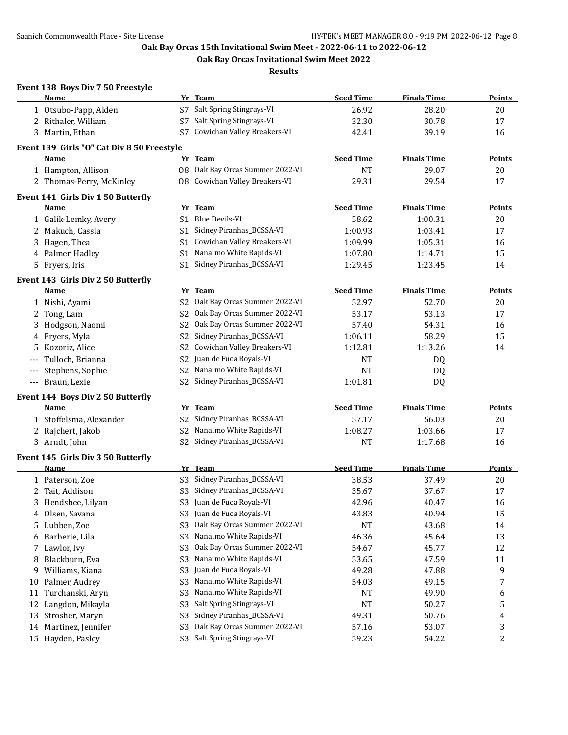# Oak Bay Orcas 15th Invitational Swim Meet - 2022-06-11 to 2022-06-12

## Oak Bay Orcas Invitational Swim Meet 2022

### Results

**Event 138 Boys Div 7 50 Freestyle**

| | Name | Yr | Team | Seed Time | Finals Time | Points |
|---|---|---|---|---|---|---|
| 1 | Otsubo-Papp, Aiden | S7 | Salt Spring Stingrays-VI | 26.92 | 28.20 | 20 |
| 2 | Rithaler, William | S7 | Salt Spring Stingrays-VI | 32.30 | 30.78 | 17 |
| 3 | Martin, Ethan | S7 | Cowichan Valley Breakers-VI | 42.41 | 39.19 | 16 |

**Event 139 Girls "O" Cat Div 8 50 Freestyle**

| | Name | Yr | Team | Seed Time | Finals Time | Points |
|---|---|---|---|---|---|---|
| 1 | Hampton, Allison | O8 | Oak Bay Orcas Summer 2022-VI | NT | 29.07 | 20 |
| 2 | Thomas-Perry, McKinley | O8 | Cowichan Valley Breakers-VI | 29.31 | 29.54 | 17 |

**Event 141 Girls Div 1 50 Butterfly**

| | Name | Yr | Team | Seed Time | Finals Time | Points |
|---|---|---|---|---|---|---|
| 1 | Galik-Lemky, Avery | S1 | Blue Devils-VI | 58.62 | 1:00.31 | 20 |
| 2 | Makuch, Cassia | S1 | Sidney Piranhas_BCSSA-VI | 1:00.93 | 1:03.41 | 17 |
| 3 | Hagen, Thea | S1 | Cowichan Valley Breakers-VI | 1:09.99 | 1:05.31 | 16 |
| 4 | Palmer, Hadley | S1 | Nanaimo White Rapids-VI | 1:07.80 | 1:14.71 | 15 |
| 5 | Fryers, Iris | S1 | Sidney Piranhas_BCSSA-VI | 1:29.45 | 1:23.45 | 14 |

**Event 143 Girls Div 2 50 Butterfly**

| | Name | Yr | Team | Seed Time | Finals Time | Points |
|---|---|---|---|---|---|---|
| 1 | Nishi, Ayami | S2 | Oak Bay Orcas Summer 2022-VI | 52.97 | 52.70 | 20 |
| 2 | Tong, Lam | S2 | Oak Bay Orcas Summer 2022-VI | 53.17 | 53.13 | 17 |
| 3 | Hodgson, Naomi | S2 | Oak Bay Orcas Summer 2022-VI | 57.40 | 54.31 | 16 |
| 4 | Fryers, Myla | S2 | Sidney Piranhas_BCSSA-VI | 1:06.11 | 58.29 | 15 |
| 5 | Kozoriz, Alice | S2 | Cowichan Valley Breakers-VI | 1:12.81 | 1:13.26 | 14 |
| --- | Tulloch, Brianna | S2 | Juan de Fuca Royals-VI | NT | DQ | |
| --- | Stephens, Sophie | S2 | Nanaimo White Rapids-VI | NT | DQ | |
| --- | Braun, Lexie | S2 | Sidney Piranhas_BCSSA-VI | 1:01.81 | DQ | |

**Event 144 Boys Div 2 50 Butterfly**

| | Name | Yr | Team | Seed Time | Finals Time | Points |
|---|---|---|---|---|---|---|
| 1 | Stoffelsma, Alexander | S2 | Sidney Piranhas_BCSSA-VI | 57.17 | 56.03 | 20 |
| 2 | Rajchert, Jakob | S2 | Nanaimo White Rapids-VI | 1:08.27 | 1:03.66 | 17 |
| 3 | Arndt, John | S2 | Sidney Piranhas_BCSSA-VI | NT | 1:17.68 | 16 |

**Event 145 Girls Div 3 50 Butterfly**

| | Name | Yr | Team | Seed Time | Finals Time | Points |
|---|---|---|---|---|---|---|
| 1 | Paterson, Zoe | S3 | Sidney Piranhas_BCSSA-VI | 38.53 | 37.49 | 20 |
| 2 | Tait, Addison | S3 | Sidney Piranhas_BCSSA-VI | 35.67 | 37.67 | 17 |
| 3 | Hendsbee, Lilyan | S3 | Juan de Fuca Royals-VI | 42.96 | 40.47 | 16 |
| 4 | Olsen, Savana | S3 | Juan de Fuca Royals-VI | 43.83 | 40.94 | 15 |
| 5 | Lubben, Zoe | S3 | Oak Bay Orcas Summer 2022-VI | NT | 43.68 | 14 |
| 6 | Barberie, Lila | S3 | Nanaimo White Rapids-VI | 46.36 | 45.64 | 13 |
| 7 | Lawlor, Ivy | S3 | Oak Bay Orcas Summer 2022-VI | 54.67 | 45.77 | 12 |
| 8 | Blackburn, Eva | S3 | Nanaimo White Rapids-VI | 53.65 | 47.59 | 11 |
| 9 | Williams, Kiana | S3 | Juan de Fuca Royals-VI | 49.28 | 47.88 | 9 |
| 10 | Palmer, Audrey | S3 | Nanaimo White Rapids-VI | 54.03 | 49.15 | 7 |
| 11 | Turchanski, Aryn | S3 | Nanaimo White Rapids-VI | NT | 49.90 | 6 |
| 12 | Langdon, Mikayla | S3 | Salt Spring Stingrays-VI | NT | 50.27 | 5 |
| 13 | Strosher, Maryn | S3 | Sidney Piranhas_BCSSA-VI | 49.31 | 50.76 | 4 |
| 14 | Martinez, Jennifer | S3 | Oak Bay Orcas Summer 2022-VI | 57.16 | 53.07 | 3 |
| 15 | Hayden, Pasley | S3 | Salt Spring Stingrays-VI | 59.23 | 54.22 | 2 |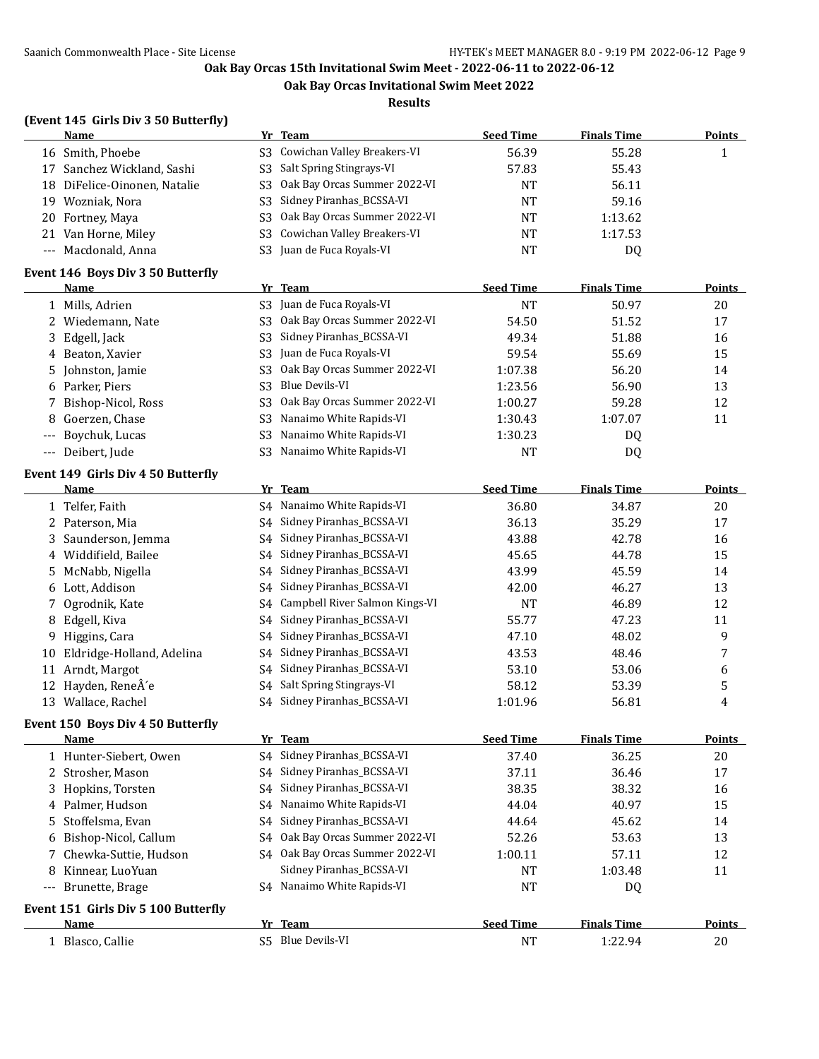Oak Bay Orcas 15th Invitational Swim Meet - 2022-06-11 to 2022-06-12

Oak Bay Orcas Invitational Swim Meet 2022

Results

### (Event 145 Girls Div 3 50 Butterfly)

| | Name | Yr | Team | Seed Time | Finals Time | Points |
|---|---|---|---|---|---|---|
| 16 | Smith, Phoebe | S3 | Cowichan Valley Breakers-VI | 56.39 | 55.28 | 1 |
| 17 | Sanchez Wickland, Sashi | S3 | Salt Spring Stingrays-VI | 57.83 | 55.43 | |
| 18 | DiFelice-Oinonen, Natalie | S3 | Oak Bay Orcas Summer 2022-VI | NT | 56.11 | |
| 19 | Wozniak, Nora | S3 | Sidney Piranhas_BCSSA-VI | NT | 59.16 | |
| 20 | Fortney, Maya | S3 | Oak Bay Orcas Summer 2022-VI | NT | 1:13.62 | |
| 21 | Van Horne, Miley | S3 | Cowichan Valley Breakers-VI | NT | 1:17.53 | |
| --- | Macdonald, Anna | S3 | Juan de Fuca Royals-VI | NT | DQ | |

### Event 146 Boys Div 3 50 Butterfly

| | Name | Yr | Team | Seed Time | Finals Time | Points |
|---|---|---|---|---|---|---|
| 1 | Mills, Adrien | S3 | Juan de Fuca Royals-VI | NT | 50.97 | 20 |
| 2 | Wiedemann, Nate | S3 | Oak Bay Orcas Summer 2022-VI | 54.50 | 51.52 | 17 |
| 3 | Edgell, Jack | S3 | Sidney Piranhas_BCSSA-VI | 49.34 | 51.88 | 16 |
| 4 | Beaton, Xavier | S3 | Juan de Fuca Royals-VI | 59.54 | 55.69 | 15 |
| 5 | Johnston, Jamie | S3 | Oak Bay Orcas Summer 2022-VI | 1:07.38 | 56.20 | 14 |
| 6 | Parker, Piers | S3 | Blue Devils-VI | 1:23.56 | 56.90 | 13 |
| 7 | Bishop-Nicol, Ross | S3 | Oak Bay Orcas Summer 2022-VI | 1:00.27 | 59.28 | 12 |
| 8 | Goerzen, Chase | S3 | Nanaimo White Rapids-VI | 1:30.43 | 1:07.07 | 11 |
| --- | Boychuk, Lucas | S3 | Nanaimo White Rapids-VI | 1:30.23 | DQ | |
| --- | Deibert, Jude | S3 | Nanaimo White Rapids-VI | NT | DQ | |

### Event 149 Girls Div 4 50 Butterfly

| | Name | Yr | Team | Seed Time | Finals Time | Points |
|---|---|---|---|---|---|---|
| 1 | Telfer, Faith | S4 | Nanaimo White Rapids-VI | 36.80 | 34.87 | 20 |
| 2 | Paterson, Mia | S4 | Sidney Piranhas_BCSSA-VI | 36.13 | 35.29 | 17 |
| 3 | Saunderson, Jemma | S4 | Sidney Piranhas_BCSSA-VI | 43.88 | 42.78 | 16 |
| 4 | Widdifield, Bailee | S4 | Sidney Piranhas_BCSSA-VI | 45.65 | 44.78 | 15 |
| 5 | McNabb, Nigella | S4 | Sidney Piranhas_BCSSA-VI | 43.99 | 45.59 | 14 |
| 6 | Lott, Addison | S4 | Sidney Piranhas_BCSSA-VI | 42.00 | 46.27 | 13 |
| 7 | Ogrodnik, Kate | S4 | Campbell River Salmon Kings-VI | NT | 46.89 | 12 |
| 8 | Edgell, Kiva | S4 | Sidney Piranhas_BCSSA-VI | 55.77 | 47.23 | 11 |
| 9 | Higgins, Cara | S4 | Sidney Piranhas_BCSSA-VI | 47.10 | 48.02 | 9 |
| 10 | Eldridge-Holland, Adelina | S4 | Sidney Piranhas_BCSSA-VI | 43.53 | 48.46 | 7 |
| 11 | Arndt, Margot | S4 | Sidney Piranhas_BCSSA-VI | 53.10 | 53.06 | 6 |
| 12 | Hayden, ReneÂ´e | S4 | Salt Spring Stingrays-VI | 58.12 | 53.39 | 5 |
| 13 | Wallace, Rachel | S4 | Sidney Piranhas_BCSSA-VI | 1:01.96 | 56.81 | 4 |

### Event 150 Boys Div 4 50 Butterfly

| | Name | Yr | Team | Seed Time | Finals Time | Points |
|---|---|---|---|---|---|---|
| 1 | Hunter-Siebert, Owen | S4 | Sidney Piranhas_BCSSA-VI | 37.40 | 36.25 | 20 |
| 2 | Strosher, Mason | S4 | Sidney Piranhas_BCSSA-VI | 37.11 | 36.46 | 17 |
| 3 | Hopkins, Torsten | S4 | Sidney Piranhas_BCSSA-VI | 38.35 | 38.32 | 16 |
| 4 | Palmer, Hudson | S4 | Nanaimo White Rapids-VI | 44.04 | 40.97 | 15 |
| 5 | Stoffelsma, Evan | S4 | Sidney Piranhas_BCSSA-VI | 44.64 | 45.62 | 14 |
| 6 | Bishop-Nicol, Callum | S4 | Oak Bay Orcas Summer 2022-VI | 52.26 | 53.63 | 13 |
| 7 | Chewka-Suttie, Hudson | S4 | Oak Bay Orcas Summer 2022-VI | 1:00.11 | 57.11 | 12 |
| 8 | Kinnear, LuoYuan | | Sidney Piranhas_BCSSA-VI | NT | 1:03.48 | 11 |
| --- | Brunette, Brage | S4 | Nanaimo White Rapids-VI | NT | DQ | |

### Event 151 Girls Div 5 100 Butterfly

| | Name | Yr | Team | Seed Time | Finals Time | Points |
|---|---|---|---|---|---|---|
| 1 | Blasco, Callie | S5 | Blue Devils-VI | NT | 1:22.94 | 20 |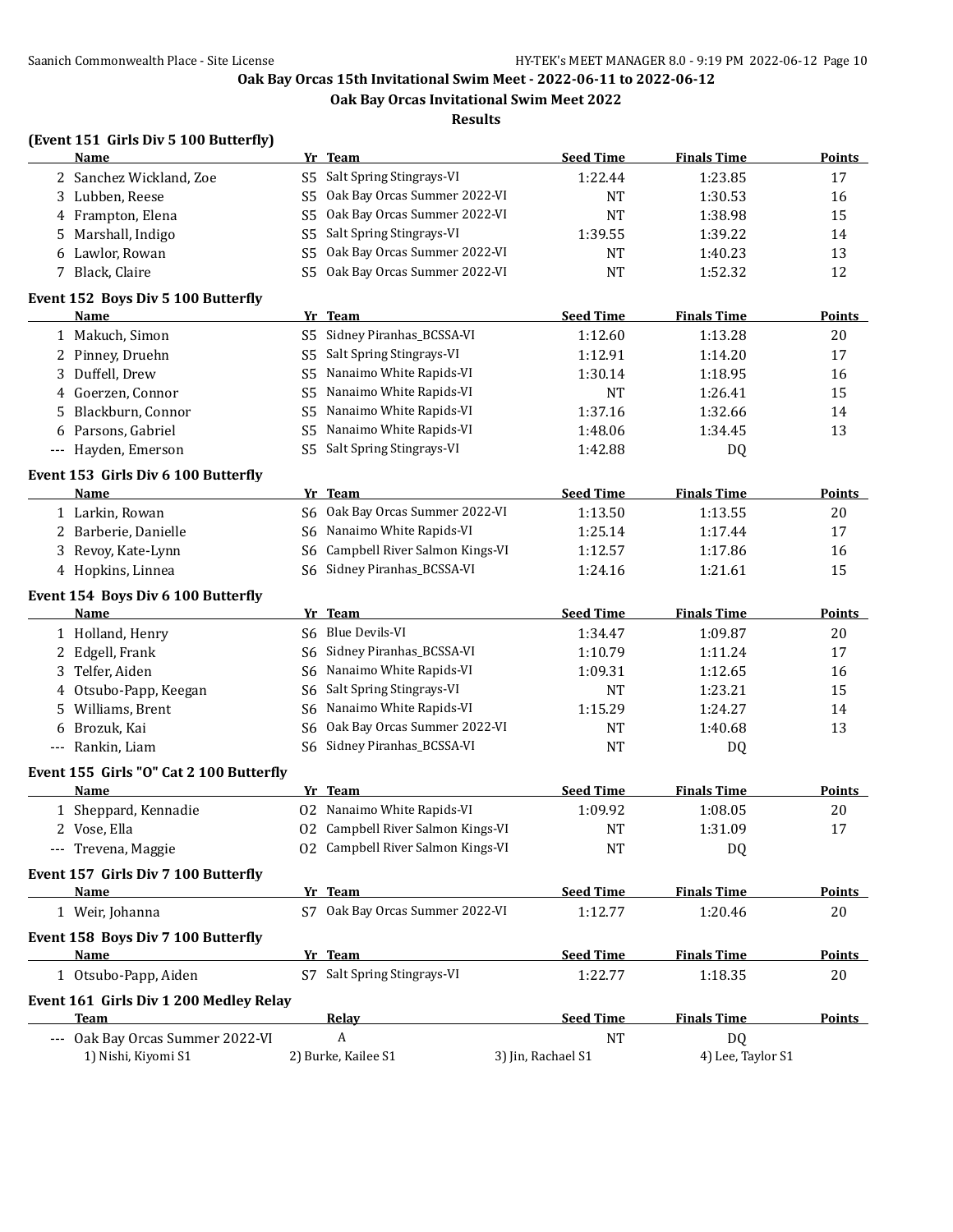Oak Bay Orcas 15th Invitational Swim Meet - 2022-06-11 to 2022-06-12

Oak Bay Orcas Invitational Swim Meet 2022

**Results**

### (Event 151 Girls Div 5 100 Butterfly)

| | Name | Yr | Team | Seed Time | Finals Time | Points |
|---|---|---|---|---|---|---|
| 2 | Sanchez Wickland, Zoe | S5 | Salt Spring Stingrays-VI | 1:22.44 | 1:23.85 | 17 |
| 3 | Lubben, Reese | S5 | Oak Bay Orcas Summer 2022-VI | NT | 1:30.53 | 16 |
| 4 | Frampton, Elena | S5 | Oak Bay Orcas Summer 2022-VI | NT | 1:38.98 | 15 |
| 5 | Marshall, Indigo | S5 | Salt Spring Stingrays-VI | 1:39.55 | 1:39.22 | 14 |
| 6 | Lawlor, Rowan | S5 | Oak Bay Orcas Summer 2022-VI | NT | 1:40.23 | 13 |
| 7 | Black, Claire | S5 | Oak Bay Orcas Summer 2022-VI | NT | 1:52.32 | 12 |

### Event 152 Boys Div 5 100 Butterfly

| | Name | Yr | Team | Seed Time | Finals Time | Points |
|---|---|---|---|---|---|---|
| 1 | Makuch, Simon | S5 | Sidney Piranhas_BCSSA-VI | 1:12.60 | 1:13.28 | 20 |
| 2 | Pinney, Druehn | S5 | Salt Spring Stingrays-VI | 1:12.91 | 1:14.20 | 17 |
| 3 | Duffell, Drew | S5 | Nanaimo White Rapids-VI | 1:30.14 | 1:18.95 | 16 |
| 4 | Goerzen, Connor | S5 | Nanaimo White Rapids-VI | NT | 1:26.41 | 15 |
| 5 | Blackburn, Connor | S5 | Nanaimo White Rapids-VI | 1:37.16 | 1:32.66 | 14 |
| 6 | Parsons, Gabriel | S5 | Nanaimo White Rapids-VI | 1:48.06 | 1:34.45 | 13 |
| --- | Hayden, Emerson | S5 | Salt Spring Stingrays-VI | 1:42.88 | DQ | |

### Event 153 Girls Div 6 100 Butterfly

| | Name | Yr | Team | Seed Time | Finals Time | Points |
|---|---|---|---|---|---|---|
| 1 | Larkin, Rowan | S6 | Oak Bay Orcas Summer 2022-VI | 1:13.50 | 1:13.55 | 20 |
| 2 | Barberie, Danielle | S6 | Nanaimo White Rapids-VI | 1:25.14 | 1:17.44 | 17 |
| 3 | Revoy, Kate-Lynn | S6 | Campbell River Salmon Kings-VI | 1:12.57 | 1:17.86 | 16 |
| 4 | Hopkins, Linnea | S6 | Sidney Piranhas_BCSSA-VI | 1:24.16 | 1:21.61 | 15 |

### Event 154 Boys Div 6 100 Butterfly

| | Name | Yr | Team | Seed Time | Finals Time | Points |
|---|---|---|---|---|---|---|
| 1 | Holland, Henry | S6 | Blue Devils-VI | 1:34.47 | 1:09.87 | 20 |
| 2 | Edgell, Frank | S6 | Sidney Piranhas_BCSSA-VI | 1:10.79 | 1:11.24 | 17 |
| 3 | Telfer, Aiden | S6 | Nanaimo White Rapids-VI | 1:09.31 | 1:12.65 | 16 |
| 4 | Otsubo-Papp, Keegan | S6 | Salt Spring Stingrays-VI | NT | 1:23.21 | 15 |
| 5 | Williams, Brent | S6 | Nanaimo White Rapids-VI | 1:15.29 | 1:24.27 | 14 |
| 6 | Brozuk, Kai | S6 | Oak Bay Orcas Summer 2022-VI | NT | 1:40.68 | 13 |
| --- | Rankin, Liam | S6 | Sidney Piranhas_BCSSA-VI | NT | DQ | |

### Event 155 Girls "O" Cat 2 100 Butterfly

| | Name | Yr | Team | Seed Time | Finals Time | Points |
|---|---|---|---|---|---|---|
| 1 | Sheppard, Kennadie | O2 | Nanaimo White Rapids-VI | 1:09.92 | 1:08.05 | 20 |
| 2 | Vose, Ella | O2 | Campbell River Salmon Kings-VI | NT | 1:31.09 | 17 |
| --- | Trevena, Maggie | O2 | Campbell River Salmon Kings-VI | NT | DQ | |

### Event 157 Girls Div 7 100 Butterfly

| | Name | Yr | Team | Seed Time | Finals Time | Points |
|---|---|---|---|---|---|---|
| 1 | Weir, Johanna | S7 | Oak Bay Orcas Summer 2022-VI | 1:12.77 | 1:20.46 | 20 |

### Event 158 Boys Div 7 100 Butterfly

| | Name | Yr | Team | Seed Time | Finals Time | Points |
|---|---|---|---|---|---|---|
| 1 | Otsubo-Papp, Aiden | S7 | Salt Spring Stingrays-VI | 1:22.77 | 1:18.35 | 20 |

### Event 161 Girls Div 1 200 Medley Relay

| | Team | Relay | Seed Time | Finals Time | Points |
|---|---|---|---|---|---|
| --- | Oak Bay Orcas Summer 2022-VI | A | NT | DQ | |

1) Nishi, Kiyomi S1 2) Burke, Kailee S1 3) Jin, Rachael S1 4) Lee, Taylor S1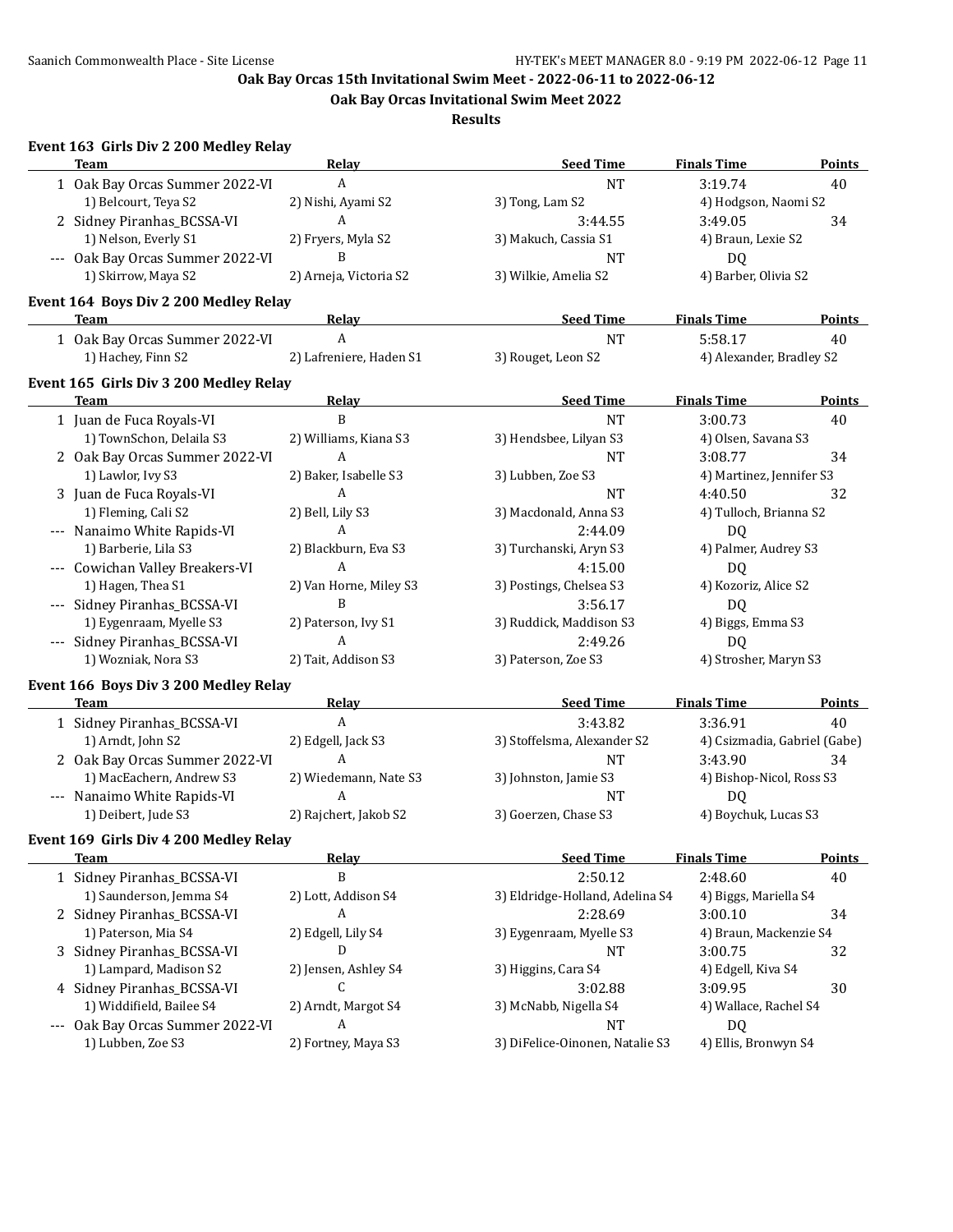# Oak Bay Orcas 15th Invitational Swim Meet - 2022-06-11 to 2022-06-12

## Oak Bay Orcas Invitational Swim Meet 2022

### Results

**Event 163 Girls Div 2 200 Medley Relay**

| | Team | Relay | Seed Time | Finals Time | Points |
|---|---|---|---|---|---|
| 1 | Oak Bay Orcas Summer 2022-VI | A | NT | 3:19.74 | 40 |
| | 1) Belcourt, Teya S2 | 2) Nishi, Ayami S2 | 3) Tong, Lam S2 | 4) Hodgson, Naomi S2 | |
| 2 | Sidney Piranhas_BCSSA-VI | A | 3:44.55 | 3:49.05 | 34 |
| | 1) Nelson, Everly S1 | 2) Fryers, Myla S2 | 3) Makuch, Cassia S1 | 4) Braun, Lexie S2 | |
| --- | Oak Bay Orcas Summer 2022-VI | B | NT | DQ | |
| | 1) Skirrow, Maya S2 | 2) Arneja, Victoria S2 | 3) Wilkie, Amelia S2 | 4) Barber, Olivia S2 | |

**Event 164 Boys Div 2 200 Medley Relay**

| | Team | Relay | Seed Time | Finals Time | Points |
|---|---|---|---|---|---|
| 1 | Oak Bay Orcas Summer 2022-VI | A | NT | 5:58.17 | 40 |
| | 1) Hachey, Finn S2 | 2) Lafreniere, Haden S1 | 3) Rouget, Leon S2 | 4) Alexander, Bradley S2 | |

**Event 165 Girls Div 3 200 Medley Relay**

| | Team | Relay | Seed Time | Finals Time | Points |
|---|---|---|---|---|---|
| 1 | Juan de Fuca Royals-VI | B | NT | 3:00.73 | 40 |
| | 1) TownSchon, Delaila S3 | 2) Williams, Kiana S3 | 3) Hendsbee, Lilyan S3 | 4) Olsen, Savana S3 | |
| 2 | Oak Bay Orcas Summer 2022-VI | A | NT | 3:08.77 | 34 |
| | 1) Lawlor, Ivy S3 | 2) Baker, Isabelle S3 | 3) Lubben, Zoe S3 | 4) Martinez, Jennifer S3 | |
| 3 | Juan de Fuca Royals-VI | A | NT | 4:40.50 | 32 |
| | 1) Fleming, Cali S2 | 2) Bell, Lily S3 | 3) Macdonald, Anna S3 | 4) Tulloch, Brianna S2 | |
| --- | Nanaimo White Rapids-VI | A | 2:44.09 | DQ | |
| | 1) Barberie, Lila S3 | 2) Blackburn, Eva S3 | 3) Turchanski, Aryn S3 | 4) Palmer, Audrey S3 | |
| --- | Cowichan Valley Breakers-VI | A | 4:15.00 | DQ | |
| | 1) Hagen, Thea S1 | 2) Van Horne, Miley S3 | 3) Postings, Chelsea S3 | 4) Kozoriz, Alice S2 | |
| --- | Sidney Piranhas_BCSSA-VI | B | 3:56.17 | DQ | |
| | 1) Eygenraam, Myelle S3 | 2) Paterson, Ivy S1 | 3) Ruddick, Maddison S3 | 4) Biggs, Emma S3 | |
| --- | Sidney Piranhas_BCSSA-VI | A | 2:49.26 | DQ | |
| | 1) Wozniak, Nora S3 | 2) Tait, Addison S3 | 3) Paterson, Zoe S3 | 4) Strosher, Maryn S3 | |

**Event 166 Boys Div 3 200 Medley Relay**

| | Team | Relay | Seed Time | Finals Time | Points |
|---|---|---|---|---|---|
| 1 | Sidney Piranhas_BCSSA-VI | A | 3:43.82 | 3:36.91 | 40 |
| | 1) Arndt, John S2 | 2) Edgell, Jack S3 | 3) Stoffelsma, Alexander S2 | 4) Csizmadia, Gabriel (Gabe) | |
| 2 | Oak Bay Orcas Summer 2022-VI | A | NT | 3:43.90 | 34 |
| | 1) MacEachern, Andrew S3 | 2) Wiedemann, Nate S3 | 3) Johnston, Jamie S3 | 4) Bishop-Nicol, Ross S3 | |
| --- | Nanaimo White Rapids-VI | A | NT | DQ | |
| | 1) Deibert, Jude S3 | 2) Rajchert, Jakob S2 | 3) Goerzen, Chase S3 | 4) Boychuk, Lucas S3 | |

**Event 169 Girls Div 4 200 Medley Relay**

| | Team | Relay | Seed Time | Finals Time | Points |
|---|---|---|---|---|---|
| 1 | Sidney Piranhas_BCSSA-VI | B | 2:50.12 | 2:48.60 | 40 |
| | 1) Saunderson, Jemma S4 | 2) Lott, Addison S4 | 3) Eldridge-Holland, Adelina S4 | 4) Biggs, Mariella S4 | |
| 2 | Sidney Piranhas_BCSSA-VI | A | 2:28.69 | 3:00.10 | 34 |
| | 1) Paterson, Mia S4 | 2) Edgell, Lily S4 | 3) Eygenraam, Myelle S3 | 4) Braun, Mackenzie S4 | |
| 3 | Sidney Piranhas_BCSSA-VI | D | NT | 3:00.75 | 32 |
| | 1) Lampard, Madison S2 | 2) Jensen, Ashley S4 | 3) Higgins, Cara S4 | 4) Edgell, Kiva S4 | |
| 4 | Sidney Piranhas_BCSSA-VI | C | 3:02.88 | 3:09.95 | 30 |
| | 1) Widdifield, Bailee S4 | 2) Arndt, Margot S4 | 3) McNabb, Nigella S4 | 4) Wallace, Rachel S4 | |
| --- | Oak Bay Orcas Summer 2022-VI | A | NT | DQ | |
| | 1) Lubben, Zoe S3 | 2) Fortney, Maya S3 | 3) DiFelice-Oinonen, Natalie S3 | 4) Ellis, Bronwyn S4 | |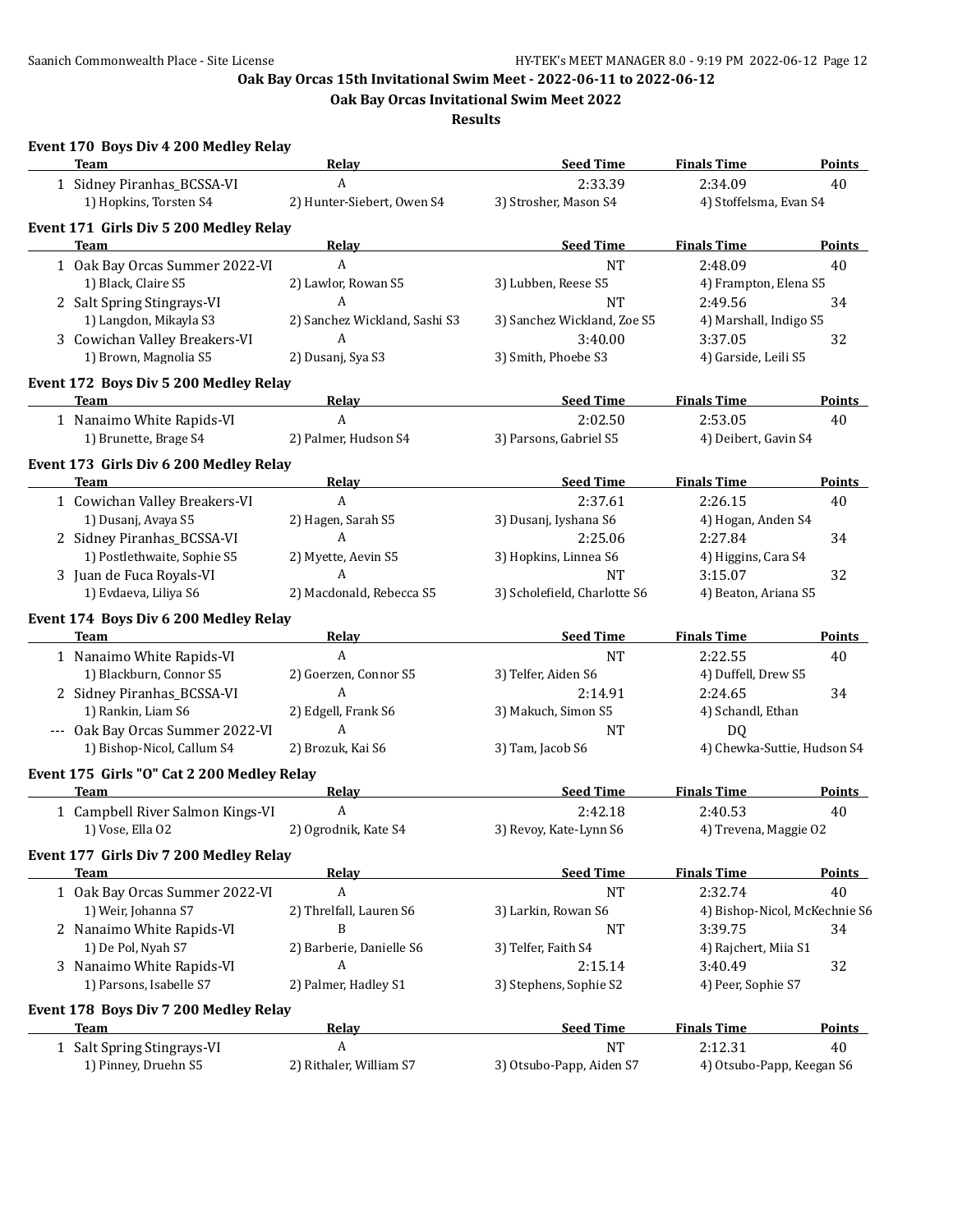**Oak Bay Orcas 15th Invitational Swim Meet - 2022-06-11 to 2022-06-12**

**Oak Bay Orcas Invitational Swim Meet 2022**

**Results**

### Event 170 Boys Div 4 200 Medley Relay

| | Team | Relay | Seed Time | Finals Time | Points |
|---|---|---|---|---|---|
| 1 | Sidney Piranhas_BCSSA-VI | A | 2:33.39 | 2:34.09 | 40 |
| | 1) Hopkins, Torsten S4 | 2) Hunter-Siebert, Owen S4 | 3) Strosher, Mason S4 | 4) Stoffelsma, Evan S4 | |

### Event 171 Girls Div 5 200 Medley Relay

| | Team | Relay | Seed Time | Finals Time | Points |
|---|---|---|---|---|---|
| 1 | Oak Bay Orcas Summer 2022-VI | A | NT | 2:48.09 | 40 |
| | 1) Black, Claire S5 | 2) Lawlor, Rowan S5 | 3) Lubben, Reese S5 | 4) Frampton, Elena S5 | |
| 2 | Salt Spring Stingrays-VI | A | NT | 2:49.56 | 34 |
| | 1) Langdon, Mikayla S3 | 2) Sanchez Wickland, Sashi S3 | 3) Sanchez Wickland, Zoe S5 | 4) Marshall, Indigo S5 | |
| 3 | Cowichan Valley Breakers-VI | A | 3:40.00 | 3:37.05 | 32 |
| | 1) Brown, Magnolia S5 | 2) Dusanj, Sya S3 | 3) Smith, Phoebe S3 | 4) Garside, Leili S5 | |

### Event 172 Boys Div 5 200 Medley Relay

| | Team | Relay | Seed Time | Finals Time | Points |
|---|---|---|---|---|---|
| 1 | Nanaimo White Rapids-VI | A | 2:02.50 | 2:53.05 | 40 |
| | 1) Brunette, Brage S4 | 2) Palmer, Hudson S4 | 3) Parsons, Gabriel S5 | 4) Deibert, Gavin S4 | |

### Event 173 Girls Div 6 200 Medley Relay

| | Team | Relay | Seed Time | Finals Time | Points |
|---|---|---|---|---|---|
| 1 | Cowichan Valley Breakers-VI | A | 2:37.61 | 2:26.15 | 40 |
| | 1) Dusanj, Avaya S5 | 2) Hagen, Sarah S5 | 3) Dusanj, Iyshana S6 | 4) Hogan, Anden S4 | |
| 2 | Sidney Piranhas_BCSSA-VI | A | 2:25.06 | 2:27.84 | 34 |
| | 1) Postlethwaite, Sophie S5 | 2) Myette, Aevin S5 | 3) Hopkins, Linnea S6 | 4) Higgins, Cara S4 | |
| 3 | Juan de Fuca Royals-VI | A | NT | 3:15.07 | 32 |
| | 1) Evdaeva, Liliya S6 | 2) Macdonald, Rebecca S5 | 3) Scholefield, Charlotte S6 | 4) Beaton, Ariana S5 | |

### Event 174 Boys Div 6 200 Medley Relay

| | Team | Relay | Seed Time | Finals Time | Points |
|---|---|---|---|---|---|
| 1 | Nanaimo White Rapids-VI | A | NT | 2:22.55 | 40 |
| | 1) Blackburn, Connor S5 | 2) Goerzen, Connor S5 | 3) Telfer, Aiden S6 | 4) Duffell, Drew S5 | |
| 2 | Sidney Piranhas_BCSSA-VI | A | 2:14.91 | 2:24.65 | 34 |
| | 1) Rankin, Liam S6 | 2) Edgell, Frank S6 | 3) Makuch, Simon S5 | 4) Schandl, Ethan | |
| --- | Oak Bay Orcas Summer 2022-VI | A | NT | DQ | |
| | 1) Bishop-Nicol, Callum S4 | 2) Brozuk, Kai S6 | 3) Tam, Jacob S6 | 4) Chewka-Suttie, Hudson S4 | |

### Event 175 Girls "O" Cat 2 200 Medley Relay

| | Team | Relay | Seed Time | Finals Time | Points |
|---|---|---|---|---|---|
| 1 | Campbell River Salmon Kings-VI | A | 2:42.18 | 2:40.53 | 40 |
| | 1) Vose, Ella O2 | 2) Ogrodnik, Kate S4 | 3) Revoy, Kate-Lynn S6 | 4) Trevena, Maggie O2 | |

### Event 177 Girls Div 7 200 Medley Relay

| | Team | Relay | Seed Time | Finals Time | Points |
|---|---|---|---|---|---|
| 1 | Oak Bay Orcas Summer 2022-VI | A | NT | 2:32.74 | 40 |
| | 1) Weir, Johanna S7 | 2) Threlfall, Lauren S6 | 3) Larkin, Rowan S6 | 4) Bishop-Nicol, McKechnie S6 | |
| 2 | Nanaimo White Rapids-VI | B | NT | 3:39.75 | 34 |
| | 1) De Pol, Nyah S7 | 2) Barberie, Danielle S6 | 3) Telfer, Faith S4 | 4) Rajchert, Miia S1 | |
| 3 | Nanaimo White Rapids-VI | A | 2:15.14 | 3:40.49 | 32 |
| | 1) Parsons, Isabelle S7 | 2) Palmer, Hadley S1 | 3) Stephens, Sophie S2 | 4) Peer, Sophie S7 | |

### Event 178 Boys Div 7 200 Medley Relay

| | Team | Relay | Seed Time | Finals Time | Points |
|---|---|---|---|---|---|
| 1 | Salt Spring Stingrays-VI | A | NT | 2:12.31 | 40 |
| | 1) Pinney, Druehn S5 | 2) Rithaler, William S7 | 3) Otsubo-Papp, Aiden S7 | 4) Otsubo-Papp, Keegan S6 | |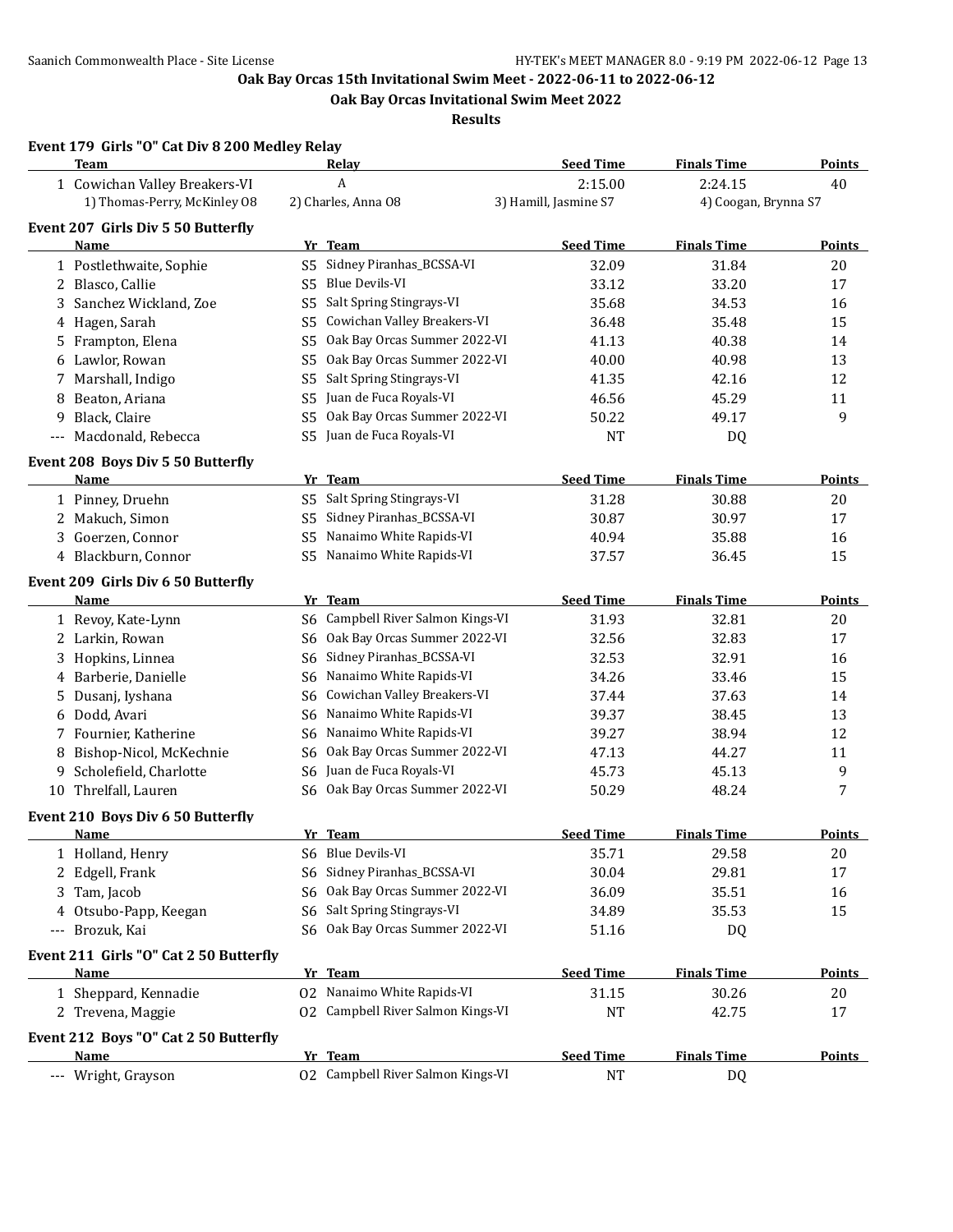Oak Bay Orcas 15th Invitational Swim Meet - 2022-06-11 to 2022-06-12

Oak Bay Orcas Invitational Swim Meet 2022

Results

## Event 179 Girls "O" Cat Div 8 200 Medley Relay

| | Team | Relay | Seed Time | Finals Time | Points |
|---|---|---|---|---|---|
| 1 | Cowichan Valley Breakers-VI | A | 2:15.00 | 2:24.15 | 40 |
| | 1) Thomas-Perry, McKinley O8 | 2) Charles, Anna O8 | 3) Hamill, Jasmine S7 | 4) Coogan, Brynna S7 | |

## Event 207 Girls Div 5 50 Butterfly

| | Name | Yr | Team | Seed Time | Finals Time | Points |
|---|---|---|---|---|---|---|
| 1 | Postlethwaite, Sophie | S5 | Sidney Piranhas_BCSSA-VI | 32.09 | 31.84 | 20 |
| 2 | Blasco, Callie | S5 | Blue Devils-VI | 33.12 | 33.20 | 17 |
| 3 | Sanchez Wickland, Zoe | S5 | Salt Spring Stingrays-VI | 35.68 | 34.53 | 16 |
| 4 | Hagen, Sarah | S5 | Cowichan Valley Breakers-VI | 36.48 | 35.48 | 15 |
| 5 | Frampton, Elena | S5 | Oak Bay Orcas Summer 2022-VI | 41.13 | 40.38 | 14 |
| 6 | Lawlor, Rowan | S5 | Oak Bay Orcas Summer 2022-VI | 40.00 | 40.98 | 13 |
| 7 | Marshall, Indigo | S5 | Salt Spring Stingrays-VI | 41.35 | 42.16 | 12 |
| 8 | Beaton, Ariana | S5 | Juan de Fuca Royals-VI | 46.56 | 45.29 | 11 |
| 9 | Black, Claire | S5 | Oak Bay Orcas Summer 2022-VI | 50.22 | 49.17 | 9 |
| --- | Macdonald, Rebecca | S5 | Juan de Fuca Royals-VI | NT | DQ | |

## Event 208 Boys Div 5 50 Butterfly

| | Name | Yr | Team | Seed Time | Finals Time | Points |
|---|---|---|---|---|---|---|
| 1 | Pinney, Druehn | S5 | Salt Spring Stingrays-VI | 31.28 | 30.88 | 20 |
| 2 | Makuch, Simon | S5 | Sidney Piranhas_BCSSA-VI | 30.87 | 30.97 | 17 |
| 3 | Goerzen, Connor | S5 | Nanaimo White Rapids-VI | 40.94 | 35.88 | 16 |
| 4 | Blackburn, Connor | S5 | Nanaimo White Rapids-VI | 37.57 | 36.45 | 15 |

## Event 209 Girls Div 6 50 Butterfly

| | Name | Yr | Team | Seed Time | Finals Time | Points |
|---|---|---|---|---|---|---|
| 1 | Revoy, Kate-Lynn | S6 | Campbell River Salmon Kings-VI | 31.93 | 32.81 | 20 |
| 2 | Larkin, Rowan | S6 | Oak Bay Orcas Summer 2022-VI | 32.56 | 32.83 | 17 |
| 3 | Hopkins, Linnea | S6 | Sidney Piranhas_BCSSA-VI | 32.53 | 32.91 | 16 |
| 4 | Barberie, Danielle | S6 | Nanaimo White Rapids-VI | 34.26 | 33.46 | 15 |
| 5 | Dusanj, Iyshana | S6 | Cowichan Valley Breakers-VI | 37.44 | 37.63 | 14 |
| 6 | Dodd, Avari | S6 | Nanaimo White Rapids-VI | 39.37 | 38.45 | 13 |
| 7 | Fournier, Katherine | S6 | Nanaimo White Rapids-VI | 39.27 | 38.94 | 12 |
| 8 | Bishop-Nicol, McKechnie | S6 | Oak Bay Orcas Summer 2022-VI | 47.13 | 44.27 | 11 |
| 9 | Scholefield, Charlotte | S6 | Juan de Fuca Royals-VI | 45.73 | 45.13 | 9 |
| 10 | Threlfall, Lauren | S6 | Oak Bay Orcas Summer 2022-VI | 50.29 | 48.24 | 7 |

## Event 210 Boys Div 6 50 Butterfly

| | Name | Yr | Team | Seed Time | Finals Time | Points |
|---|---|---|---|---|---|---|
| 1 | Holland, Henry | S6 | Blue Devils-VI | 35.71 | 29.58 | 20 |
| 2 | Edgell, Frank | S6 | Sidney Piranhas_BCSSA-VI | 30.04 | 29.81 | 17 |
| 3 | Tam, Jacob | S6 | Oak Bay Orcas Summer 2022-VI | 36.09 | 35.51 | 16 |
| 4 | Otsubo-Papp, Keegan | S6 | Salt Spring Stingrays-VI | 34.89 | 35.53 | 15 |
| --- | Brozuk, Kai | S6 | Oak Bay Orcas Summer 2022-VI | 51.16 | DQ | |

## Event 211 Girls "O" Cat 2 50 Butterfly

| | Name | Yr | Team | Seed Time | Finals Time | Points |
|---|---|---|---|---|---|---|
| 1 | Sheppard, Kennadie | O2 | Nanaimo White Rapids-VI | 31.15 | 30.26 | 20 |
| 2 | Trevena, Maggie | O2 | Campbell River Salmon Kings-VI | NT | 42.75 | 17 |

## Event 212 Boys "O" Cat 2 50 Butterfly

| | Name | Yr | Team | Seed Time | Finals Time | Points |
|---|---|---|---|---|---|---|
| --- | Wright, Grayson | O2 | Campbell River Salmon Kings-VI | NT | DQ | |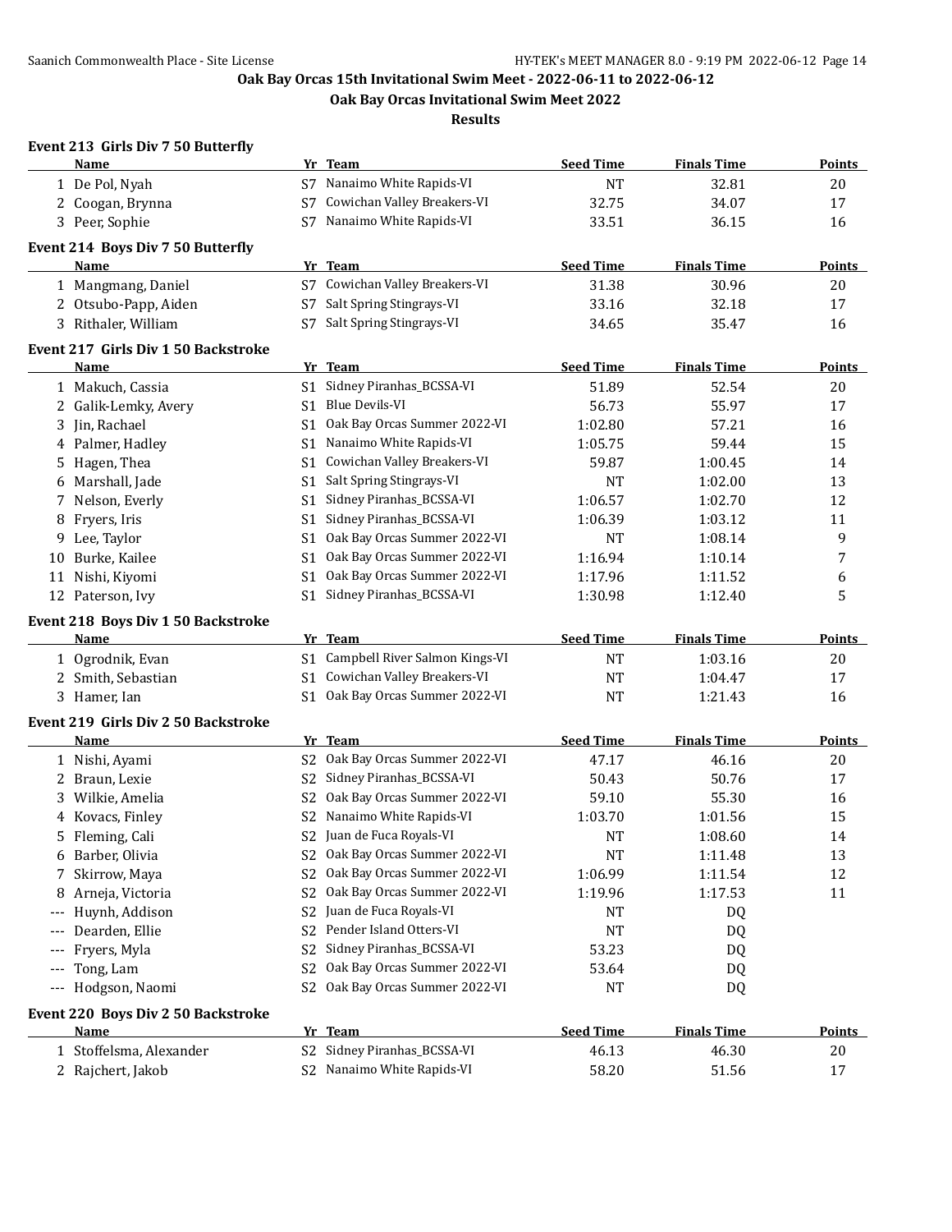# Oak Bay Orcas 15th Invitational Swim Meet - 2022-06-11 to 2022-06-12

## Oak Bay Orcas Invitational Swim Meet 2022

### Results

**Event 213 Girls Div 7 50 Butterfly**

| | Name | Yr | Team | Seed Time | Finals Time | Points |
|---|---|---|---|---|---|---|
| 1 | De Pol, Nyah | S7 | Nanaimo White Rapids-VI | NT | 32.81 | 20 |
| 2 | Coogan, Brynna | S7 | Cowichan Valley Breakers-VI | 32.75 | 34.07 | 17 |
| 3 | Peer, Sophie | S7 | Nanaimo White Rapids-VI | 33.51 | 36.15 | 16 |

**Event 214 Boys Div 7 50 Butterfly**

| | Name | Yr | Team | Seed Time | Finals Time | Points |
|---|---|---|---|---|---|---|
| 1 | Mangmang, Daniel | S7 | Cowichan Valley Breakers-VI | 31.38 | 30.96 | 20 |
| 2 | Otsubo-Papp, Aiden | S7 | Salt Spring Stingrays-VI | 33.16 | 32.18 | 17 |
| 3 | Rithaler, William | S7 | Salt Spring Stingrays-VI | 34.65 | 35.47 | 16 |

**Event 217 Girls Div 1 50 Backstroke**

| | Name | Yr | Team | Seed Time | Finals Time | Points |
|---|---|---|---|---|---|---|
| 1 | Makuch, Cassia | S1 | Sidney Piranhas_BCSSA-VI | 51.89 | 52.54 | 20 |
| 2 | Galik-Lemky, Avery | S1 | Blue Devils-VI | 56.73 | 55.97 | 17 |
| 3 | Jin, Rachael | S1 | Oak Bay Orcas Summer 2022-VI | 1:02.80 | 57.21 | 16 |
| 4 | Palmer, Hadley | S1 | Nanaimo White Rapids-VI | 1:05.75 | 59.44 | 15 |
| 5 | Hagen, Thea | S1 | Cowichan Valley Breakers-VI | 59.87 | 1:00.45 | 14 |
| 6 | Marshall, Jade | S1 | Salt Spring Stingrays-VI | NT | 1:02.00 | 13 |
| 7 | Nelson, Everly | S1 | Sidney Piranhas_BCSSA-VI | 1:06.57 | 1:02.70 | 12 |
| 8 | Fryers, Iris | S1 | Sidney Piranhas_BCSSA-VI | 1:06.39 | 1:03.12 | 11 |
| 9 | Lee, Taylor | S1 | Oak Bay Orcas Summer 2022-VI | NT | 1:08.14 | 9 |
| 10 | Burke, Kailee | S1 | Oak Bay Orcas Summer 2022-VI | 1:16.94 | 1:10.14 | 7 |
| 11 | Nishi, Kiyomi | S1 | Oak Bay Orcas Summer 2022-VI | 1:17.96 | 1:11.52 | 6 |
| 12 | Paterson, Ivy | S1 | Sidney Piranhas_BCSSA-VI | 1:30.98 | 1:12.40 | 5 |

**Event 218 Boys Div 1 50 Backstroke**

| | Name | Yr | Team | Seed Time | Finals Time | Points |
|---|---|---|---|---|---|---|
| 1 | Ogrodnik, Evan | S1 | Campbell River Salmon Kings-VI | NT | 1:03.16 | 20 |
| 2 | Smith, Sebastian | S1 | Cowichan Valley Breakers-VI | NT | 1:04.47 | 17 |
| 3 | Hamer, Ian | S1 | Oak Bay Orcas Summer 2022-VI | NT | 1:21.43 | 16 |

**Event 219 Girls Div 2 50 Backstroke**

| | Name | Yr | Team | Seed Time | Finals Time | Points |
|---|---|---|---|---|---|---|
| 1 | Nishi, Ayami | S2 | Oak Bay Orcas Summer 2022-VI | 47.17 | 46.16 | 20 |
| 2 | Braun, Lexie | S2 | Sidney Piranhas_BCSSA-VI | 50.43 | 50.76 | 17 |
| 3 | Wilkie, Amelia | S2 | Oak Bay Orcas Summer 2022-VI | 59.10 | 55.30 | 16 |
| 4 | Kovacs, Finley | S2 | Nanaimo White Rapids-VI | 1:03.70 | 1:01.56 | 15 |
| 5 | Fleming, Cali | S2 | Juan de Fuca Royals-VI | NT | 1:08.60 | 14 |
| 6 | Barber, Olivia | S2 | Oak Bay Orcas Summer 2022-VI | NT | 1:11.48 | 13 |
| 7 | Skirrow, Maya | S2 | Oak Bay Orcas Summer 2022-VI | 1:06.99 | 1:11.54 | 12 |
| 8 | Arneja, Victoria | S2 | Oak Bay Orcas Summer 2022-VI | 1:19.96 | 1:17.53 | 11 |
| --- | Huynh, Addison | S2 | Juan de Fuca Royals-VI | NT | DQ | |
| --- | Dearden, Ellie | S2 | Pender Island Otters-VI | NT | DQ | |
| --- | Fryers, Myla | S2 | Sidney Piranhas_BCSSA-VI | 53.23 | DQ | |
| --- | Tong, Lam | S2 | Oak Bay Orcas Summer 2022-VI | 53.64 | DQ | |
| --- | Hodgson, Naomi | S2 | Oak Bay Orcas Summer 2022-VI | NT | DQ | |

**Event 220 Boys Div 2 50 Backstroke**

| | Name | Yr | Team | Seed Time | Finals Time | Points |
|---|---|---|---|---|---|---|
| 1 | Stoffelsma, Alexander | S2 | Sidney Piranhas_BCSSA-VI | 46.13 | 46.30 | 20 |
| 2 | Rajchert, Jakob | S2 | Nanaimo White Rapids-VI | 58.20 | 51.56 | 17 |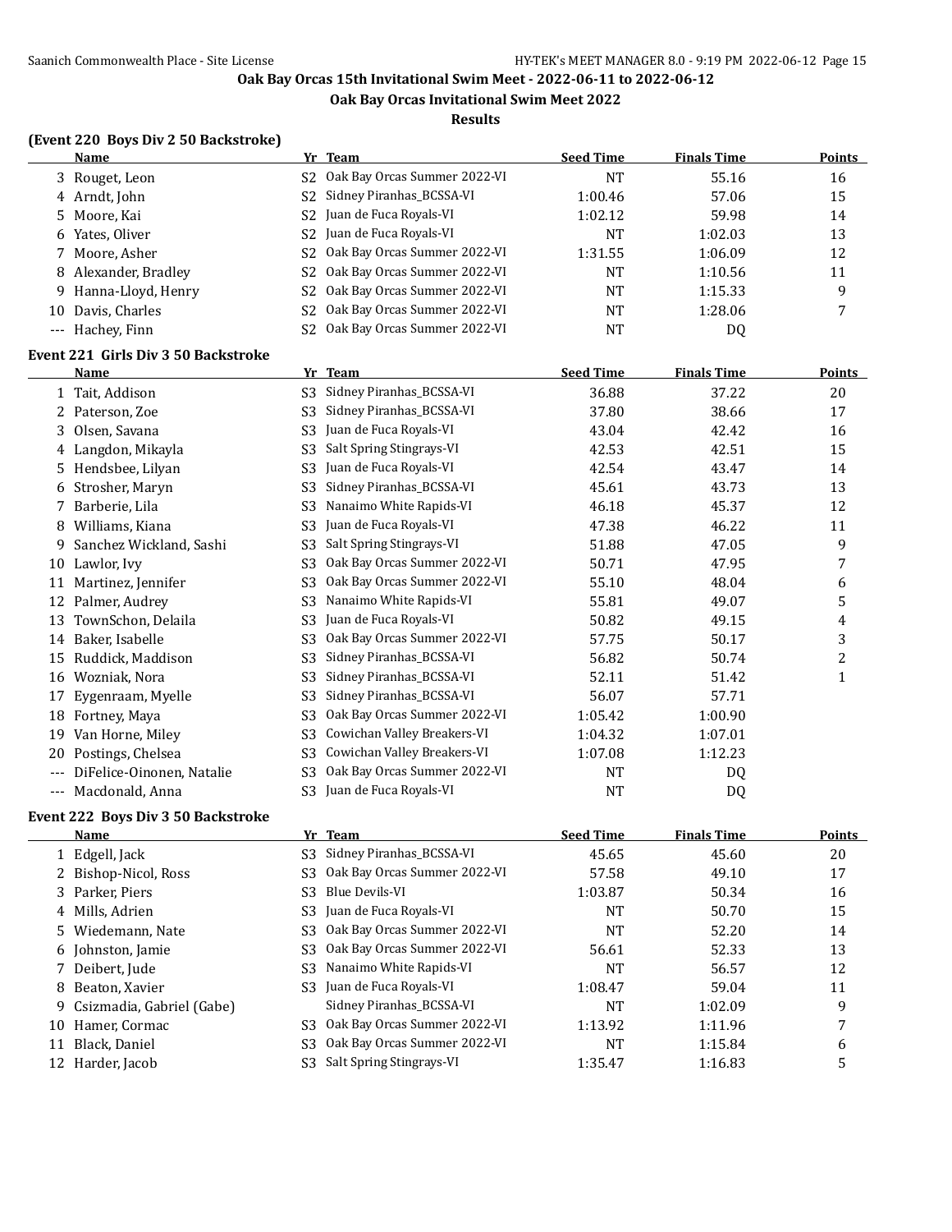# Oak Bay Orcas 15th Invitational Swim Meet - 2022-06-11 to 2022-06-12

## Oak Bay Orcas Invitational Swim Meet 2022

### Results

**(Event 220 Boys Div 2 50 Backstroke)**

| | Name | Yr | Team | Seed Time | Finals Time | Points |
|---|---|---|---|---|---|---|
| 3 | Rouget, Leon | S2 | Oak Bay Orcas Summer 2022-VI | NT | 55.16 | 16 |
| 4 | Arndt, John | S2 | Sidney Piranhas_BCSSA-VI | 1:00.46 | 57.06 | 15 |
| 5 | Moore, Kai | S2 | Juan de Fuca Royals-VI | 1:02.12 | 59.98 | 14 |
| 6 | Yates, Oliver | S2 | Juan de Fuca Royals-VI | NT | 1:02.03 | 13 |
| 7 | Moore, Asher | S2 | Oak Bay Orcas Summer 2022-VI | 1:31.55 | 1:06.09 | 12 |
| 8 | Alexander, Bradley | S2 | Oak Bay Orcas Summer 2022-VI | NT | 1:10.56 | 11 |
| 9 | Hanna-Lloyd, Henry | S2 | Oak Bay Orcas Summer 2022-VI | NT | 1:15.33 | 9 |
| 10 | Davis, Charles | S2 | Oak Bay Orcas Summer 2022-VI | NT | 1:28.06 | 7 |
| --- | Hachey, Finn | S2 | Oak Bay Orcas Summer 2022-VI | NT | DQ | |

**Event 221 Girls Div 3 50 Backstroke**

| | Name | Yr | Team | Seed Time | Finals Time | Points |
|---|---|---|---|---|---|---|
| 1 | Tait, Addison | S3 | Sidney Piranhas_BCSSA-VI | 36.88 | 37.22 | 20 |
| 2 | Paterson, Zoe | S3 | Sidney Piranhas_BCSSA-VI | 37.80 | 38.66 | 17 |
| 3 | Olsen, Savana | S3 | Juan de Fuca Royals-VI | 43.04 | 42.42 | 16 |
| 4 | Langdon, Mikayla | S3 | Salt Spring Stingrays-VI | 42.53 | 42.51 | 15 |
| 5 | Hendsbee, Lilyan | S3 | Juan de Fuca Royals-VI | 42.54 | 43.47 | 14 |
| 6 | Strosher, Maryn | S3 | Sidney Piranhas_BCSSA-VI | 45.61 | 43.73 | 13 |
| 7 | Barberie, Lila | S3 | Nanaimo White Rapids-VI | 46.18 | 45.37 | 12 |
| 8 | Williams, Kiana | S3 | Juan de Fuca Royals-VI | 47.38 | 46.22 | 11 |
| 9 | Sanchez Wickland, Sashi | S3 | Salt Spring Stingrays-VI | 51.88 | 47.05 | 9 |
| 10 | Lawlor, Ivy | S3 | Oak Bay Orcas Summer 2022-VI | 50.71 | 47.95 | 7 |
| 11 | Martinez, Jennifer | S3 | Oak Bay Orcas Summer 2022-VI | 55.10 | 48.04 | 6 |
| 12 | Palmer, Audrey | S3 | Nanaimo White Rapids-VI | 55.81 | 49.07 | 5 |
| 13 | TownSchon, Delaila | S3 | Juan de Fuca Royals-VI | 50.82 | 49.15 | 4 |
| 14 | Baker, Isabelle | S3 | Oak Bay Orcas Summer 2022-VI | 57.75 | 50.17 | 3 |
| 15 | Ruddick, Maddison | S3 | Sidney Piranhas_BCSSA-VI | 56.82 | 50.74 | 2 |
| 16 | Wozniak, Nora | S3 | Sidney Piranhas_BCSSA-VI | 52.11 | 51.42 | 1 |
| 17 | Eygenraam, Myelle | S3 | Sidney Piranhas_BCSSA-VI | 56.07 | 57.71 | |
| 18 | Fortney, Maya | S3 | Oak Bay Orcas Summer 2022-VI | 1:05.42 | 1:00.90 | |
| 19 | Van Horne, Miley | S3 | Cowichan Valley Breakers-VI | 1:04.32 | 1:07.01 | |
| 20 | Postings, Chelsea | S3 | Cowichan Valley Breakers-VI | 1:07.08 | 1:12.23 | |
| --- | DiFelice-Oinonen, Natalie | S3 | Oak Bay Orcas Summer 2022-VI | NT | DQ | |
| --- | Macdonald, Anna | S3 | Juan de Fuca Royals-VI | NT | DQ | |

**Event 222 Boys Div 3 50 Backstroke**

| | Name | Yr | Team | Seed Time | Finals Time | Points |
|---|---|---|---|---|---|---|
| 1 | Edgell, Jack | S3 | Sidney Piranhas_BCSSA-VI | 45.65 | 45.60 | 20 |
| 2 | Bishop-Nicol, Ross | S3 | Oak Bay Orcas Summer 2022-VI | 57.58 | 49.10 | 17 |
| 3 | Parker, Piers | S3 | Blue Devils-VI | 1:03.87 | 50.34 | 16 |
| 4 | Mills, Adrien | S3 | Juan de Fuca Royals-VI | NT | 50.70 | 15 |
| 5 | Wiedemann, Nate | S3 | Oak Bay Orcas Summer 2022-VI | NT | 52.20 | 14 |
| 6 | Johnston, Jamie | S3 | Oak Bay Orcas Summer 2022-VI | 56.61 | 52.33 | 13 |
| 7 | Deibert, Jude | S3 | Nanaimo White Rapids-VI | NT | 56.57 | 12 |
| 8 | Beaton, Xavier | S3 | Juan de Fuca Royals-VI | 1:08.47 | 59.04 | 11 |
| 9 | Csizmadia, Gabriel (Gabe) | | Sidney Piranhas_BCSSA-VI | NT | 1:02.09 | 9 |
| 10 | Hamer, Cormac | S3 | Oak Bay Orcas Summer 2022-VI | 1:13.92 | 1:11.96 | 7 |
| 11 | Black, Daniel | S3 | Oak Bay Orcas Summer 2022-VI | NT | 1:15.84 | 6 |
| 12 | Harder, Jacob | S3 | Salt Spring Stingrays-VI | 1:35.47 | 1:16.83 | 5 |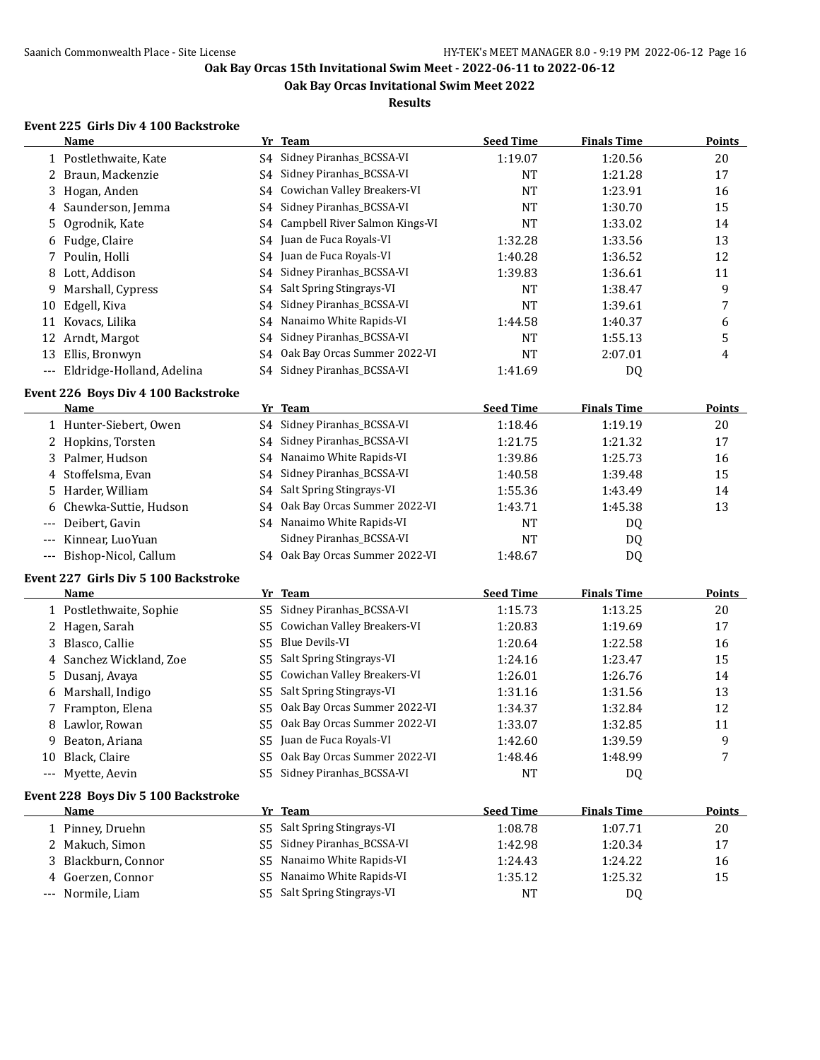# Oak Bay Orcas 15th Invitational Swim Meet - 2022-06-11 to 2022-06-12

## Oak Bay Orcas Invitational Swim Meet 2022

### Results

#### Event 225 Girls Div 4 100 Backstroke

| | Name | Yr | Team | Seed Time | Finals Time | Points |
|---|---|---|---|---|---|---|
| 1 | Postlethwaite, Kate | S4 | Sidney Piranhas_BCSSA-VI | 1:19.07 | 1:20.56 | 20 |
| 2 | Braun, Mackenzie | S4 | Sidney Piranhas_BCSSA-VI | NT | 1:21.28 | 17 |
| 3 | Hogan, Anden | S4 | Cowichan Valley Breakers-VI | NT | 1:23.91 | 16 |
| 4 | Saunderson, Jemma | S4 | Sidney Piranhas_BCSSA-VI | NT | 1:30.70 | 15 |
| 5 | Ogrodnik, Kate | S4 | Campbell River Salmon Kings-VI | NT | 1:33.02 | 14 |
| 6 | Fudge, Claire | S4 | Juan de Fuca Royals-VI | 1:32.28 | 1:33.56 | 13 |
| 7 | Poulin, Holli | S4 | Juan de Fuca Royals-VI | 1:40.28 | 1:36.52 | 12 |
| 8 | Lott, Addison | S4 | Sidney Piranhas_BCSSA-VI | 1:39.83 | 1:36.61 | 11 |
| 9 | Marshall, Cypress | S4 | Salt Spring Stingrays-VI | NT | 1:38.47 | 9 |
| 10 | Edgell, Kiva | S4 | Sidney Piranhas_BCSSA-VI | NT | 1:39.61 | 7 |
| 11 | Kovacs, Lilika | S4 | Nanaimo White Rapids-VI | 1:44.58 | 1:40.37 | 6 |
| 12 | Arndt, Margot | S4 | Sidney Piranhas_BCSSA-VI | NT | 1:55.13 | 5 |
| 13 | Ellis, Bronwyn | S4 | Oak Bay Orcas Summer 2022-VI | NT | 2:07.01 | 4 |
| --- | Eldridge-Holland, Adelina | S4 | Sidney Piranhas_BCSSA-VI | 1:41.69 | DQ | |

#### Event 226 Boys Div 4 100 Backstroke

| | Name | Yr | Team | Seed Time | Finals Time | Points |
|---|---|---|---|---|---|---|
| 1 | Hunter-Siebert, Owen | S4 | Sidney Piranhas_BCSSA-VI | 1:18.46 | 1:19.19 | 20 |
| 2 | Hopkins, Torsten | S4 | Sidney Piranhas_BCSSA-VI | 1:21.75 | 1:21.32 | 17 |
| 3 | Palmer, Hudson | S4 | Nanaimo White Rapids-VI | 1:39.86 | 1:25.73 | 16 |
| 4 | Stoffelsma, Evan | S4 | Sidney Piranhas_BCSSA-VI | 1:40.58 | 1:39.48 | 15 |
| 5 | Harder, William | S4 | Salt Spring Stingrays-VI | 1:55.36 | 1:43.49 | 14 |
| 6 | Chewka-Suttie, Hudson | S4 | Oak Bay Orcas Summer 2022-VI | 1:43.71 | 1:45.38 | 13 |
| --- | Deibert, Gavin | S4 | Nanaimo White Rapids-VI | NT | DQ | |
| --- | Kinnear, LuoYuan | | Sidney Piranhas_BCSSA-VI | NT | DQ | |
| --- | Bishop-Nicol, Callum | S4 | Oak Bay Orcas Summer 2022-VI | 1:48.67 | DQ | |

#### Event 227 Girls Div 5 100 Backstroke

| | Name | Yr | Team | Seed Time | Finals Time | Points |
|---|---|---|---|---|---|---|
| 1 | Postlethwaite, Sophie | S5 | Sidney Piranhas_BCSSA-VI | 1:15.73 | 1:13.25 | 20 |
| 2 | Hagen, Sarah | S5 | Cowichan Valley Breakers-VI | 1:20.83 | 1:19.69 | 17 |
| 3 | Blasco, Callie | S5 | Blue Devils-VI | 1:20.64 | 1:22.58 | 16 |
| 4 | Sanchez Wickland, Zoe | S5 | Salt Spring Stingrays-VI | 1:24.16 | 1:23.47 | 15 |
| 5 | Dusanj, Avaya | S5 | Cowichan Valley Breakers-VI | 1:26.01 | 1:26.76 | 14 |
| 6 | Marshall, Indigo | S5 | Salt Spring Stingrays-VI | 1:31.16 | 1:31.56 | 13 |
| 7 | Frampton, Elena | S5 | Oak Bay Orcas Summer 2022-VI | 1:34.37 | 1:32.84 | 12 |
| 8 | Lawlor, Rowan | S5 | Oak Bay Orcas Summer 2022-VI | 1:33.07 | 1:32.85 | 11 |
| 9 | Beaton, Ariana | S5 | Juan de Fuca Royals-VI | 1:42.60 | 1:39.59 | 9 |
| 10 | Black, Claire | S5 | Oak Bay Orcas Summer 2022-VI | 1:48.46 | 1:48.99 | 7 |
| --- | Myette, Aevin | S5 | Sidney Piranhas_BCSSA-VI | NT | DQ | |

#### Event 228 Boys Div 5 100 Backstroke

| | Name | Yr | Team | Seed Time | Finals Time | Points |
|---|---|---|---|---|---|---|
| 1 | Pinney, Druehn | S5 | Salt Spring Stingrays-VI | 1:08.78 | 1:07.71 | 20 |
| 2 | Makuch, Simon | S5 | Sidney Piranhas_BCSSA-VI | 1:42.98 | 1:20.34 | 17 |
| 3 | Blackburn, Connor | S5 | Nanaimo White Rapids-VI | 1:24.43 | 1:24.22 | 16 |
| 4 | Goerzen, Connor | S5 | Nanaimo White Rapids-VI | 1:35.12 | 1:25.32 | 15 |
| --- | Normile, Liam | S5 | Salt Spring Stingrays-VI | NT | DQ | |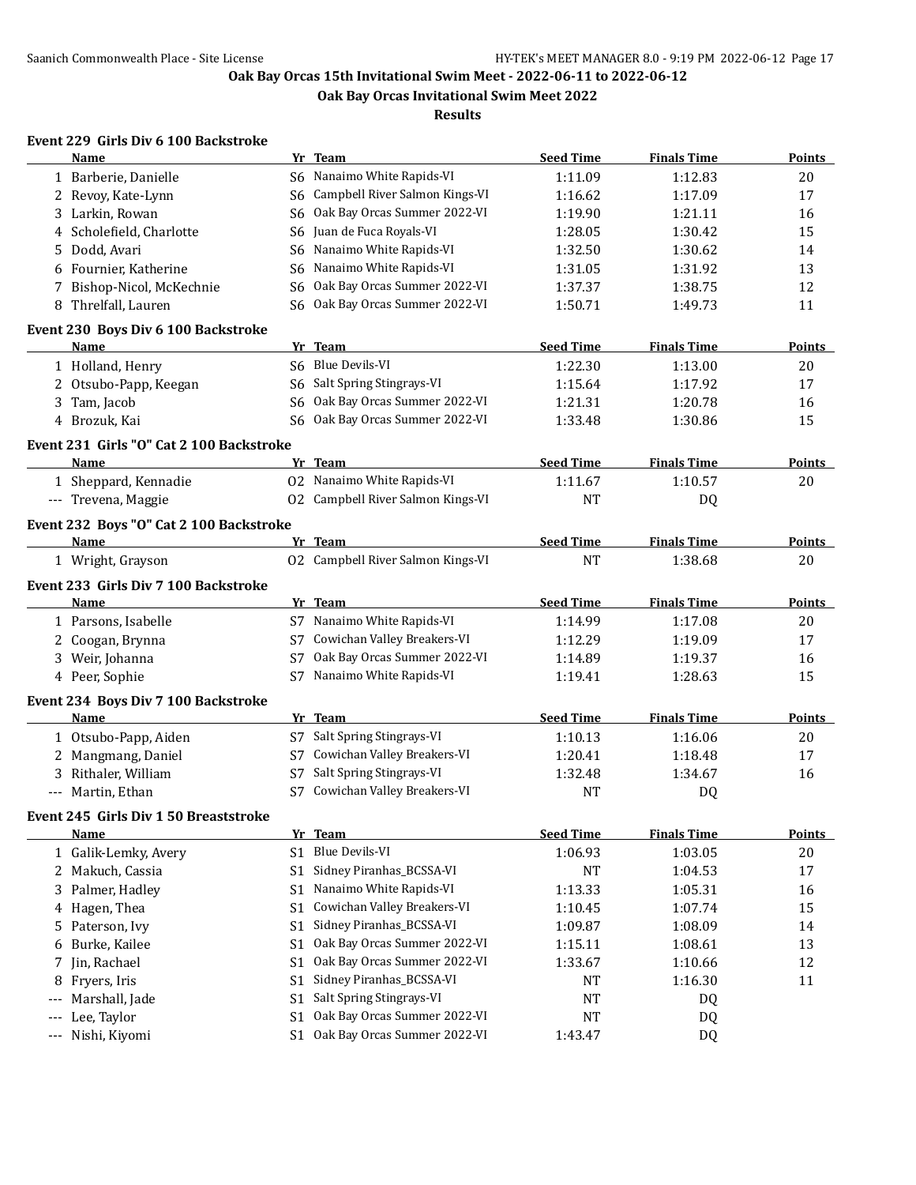# Oak Bay Orcas 15th Invitational Swim Meet - 2022-06-11 to 2022-06-12

## Oak Bay Orcas Invitational Swim Meet 2022

### Results

**Event 229 Girls Div 6 100 Backstroke**

| | Name | Yr | Team | Seed Time | Finals Time | Points |
|---|---|---|---|---|---|---|
| 1 | Barberie, Danielle | S6 | Nanaimo White Rapids-VI | 1:11.09 | 1:12.83 | 20 |
| 2 | Revoy, Kate-Lynn | S6 | Campbell River Salmon Kings-VI | 1:16.62 | 1:17.09 | 17 |
| 3 | Larkin, Rowan | S6 | Oak Bay Orcas Summer 2022-VI | 1:19.90 | 1:21.11 | 16 |
| 4 | Scholefield, Charlotte | S6 | Juan de Fuca Royals-VI | 1:28.05 | 1:30.42 | 15 |
| 5 | Dodd, Avari | S6 | Nanaimo White Rapids-VI | 1:32.50 | 1:30.62 | 14 |
| 6 | Fournier, Katherine | S6 | Nanaimo White Rapids-VI | 1:31.05 | 1:31.92 | 13 |
| 7 | Bishop-Nicol, McKechnie | S6 | Oak Bay Orcas Summer 2022-VI | 1:37.37 | 1:38.75 | 12 |
| 8 | Threlfall, Lauren | S6 | Oak Bay Orcas Summer 2022-VI | 1:50.71 | 1:49.73 | 11 |

**Event 230 Boys Div 6 100 Backstroke**

| | Name | Yr | Team | Seed Time | Finals Time | Points |
|---|---|---|---|---|---|---|
| 1 | Holland, Henry | S6 | Blue Devils-VI | 1:22.30 | 1:13.00 | 20 |
| 2 | Otsubo-Papp, Keegan | S6 | Salt Spring Stingrays-VI | 1:15.64 | 1:17.92 | 17 |
| 3 | Tam, Jacob | S6 | Oak Bay Orcas Summer 2022-VI | 1:21.31 | 1:20.78 | 16 |
| 4 | Brozuk, Kai | S6 | Oak Bay Orcas Summer 2022-VI | 1:33.48 | 1:30.86 | 15 |

**Event 231 Girls "O" Cat 2 100 Backstroke**

| | Name | Yr | Team | Seed Time | Finals Time | Points |
|---|---|---|---|---|---|---|
| 1 | Sheppard, Kennadie | O2 | Nanaimo White Rapids-VI | 1:11.67 | 1:10.57 | 20 |
| --- | Trevena, Maggie | O2 | Campbell River Salmon Kings-VI | NT | DQ | |

**Event 232 Boys "O" Cat 2 100 Backstroke**

| | Name | Yr | Team | Seed Time | Finals Time | Points |
|---|---|---|---|---|---|---|
| 1 | Wright, Grayson | O2 | Campbell River Salmon Kings-VI | NT | 1:38.68 | 20 |

**Event 233 Girls Div 7 100 Backstroke**

| | Name | Yr | Team | Seed Time | Finals Time | Points |
|---|---|---|---|---|---|---|
| 1 | Parsons, Isabelle | S7 | Nanaimo White Rapids-VI | 1:14.99 | 1:17.08 | 20 |
| 2 | Coogan, Brynna | S7 | Cowichan Valley Breakers-VI | 1:12.29 | 1:19.09 | 17 |
| 3 | Weir, Johanna | S7 | Oak Bay Orcas Summer 2022-VI | 1:14.89 | 1:19.37 | 16 |
| 4 | Peer, Sophie | S7 | Nanaimo White Rapids-VI | 1:19.41 | 1:28.63 | 15 |

**Event 234 Boys Div 7 100 Backstroke**

| | Name | Yr | Team | Seed Time | Finals Time | Points |
|---|---|---|---|---|---|---|
| 1 | Otsubo-Papp, Aiden | S7 | Salt Spring Stingrays-VI | 1:10.13 | 1:16.06 | 20 |
| 2 | Mangmang, Daniel | S7 | Cowichan Valley Breakers-VI | 1:20.41 | 1:18.48 | 17 |
| 3 | Rithaler, William | S7 | Salt Spring Stingrays-VI | 1:32.48 | 1:34.67 | 16 |
| --- | Martin, Ethan | S7 | Cowichan Valley Breakers-VI | NT | DQ | |

**Event 245 Girls Div 1 50 Breaststroke**

| | Name | Yr | Team | Seed Time | Finals Time | Points |
|---|---|---|---|---|---|---|
| 1 | Galik-Lemky, Avery | S1 | Blue Devils-VI | 1:06.93 | 1:03.05 | 20 |
| 2 | Makuch, Cassia | S1 | Sidney Piranhas_BCSSA-VI | NT | 1:04.53 | 17 |
| 3 | Palmer, Hadley | S1 | Nanaimo White Rapids-VI | 1:13.33 | 1:05.31 | 16 |
| 4 | Hagen, Thea | S1 | Cowichan Valley Breakers-VI | 1:10.45 | 1:07.74 | 15 |
| 5 | Paterson, Ivy | S1 | Sidney Piranhas_BCSSA-VI | 1:09.87 | 1:08.09 | 14 |
| 6 | Burke, Kailee | S1 | Oak Bay Orcas Summer 2022-VI | 1:15.11 | 1:08.61 | 13 |
| 7 | Jin, Rachael | S1 | Oak Bay Orcas Summer 2022-VI | 1:33.67 | 1:10.66 | 12 |
| 8 | Fryers, Iris | S1 | Sidney Piranhas_BCSSA-VI | NT | 1:16.30 | 11 |
| --- | Marshall, Jade | S1 | Salt Spring Stingrays-VI | NT | DQ | |
| --- | Lee, Taylor | S1 | Oak Bay Orcas Summer 2022-VI | NT | DQ | |
| --- | Nishi, Kiyomi | S1 | Oak Bay Orcas Summer 2022-VI | 1:43.47 | DQ | |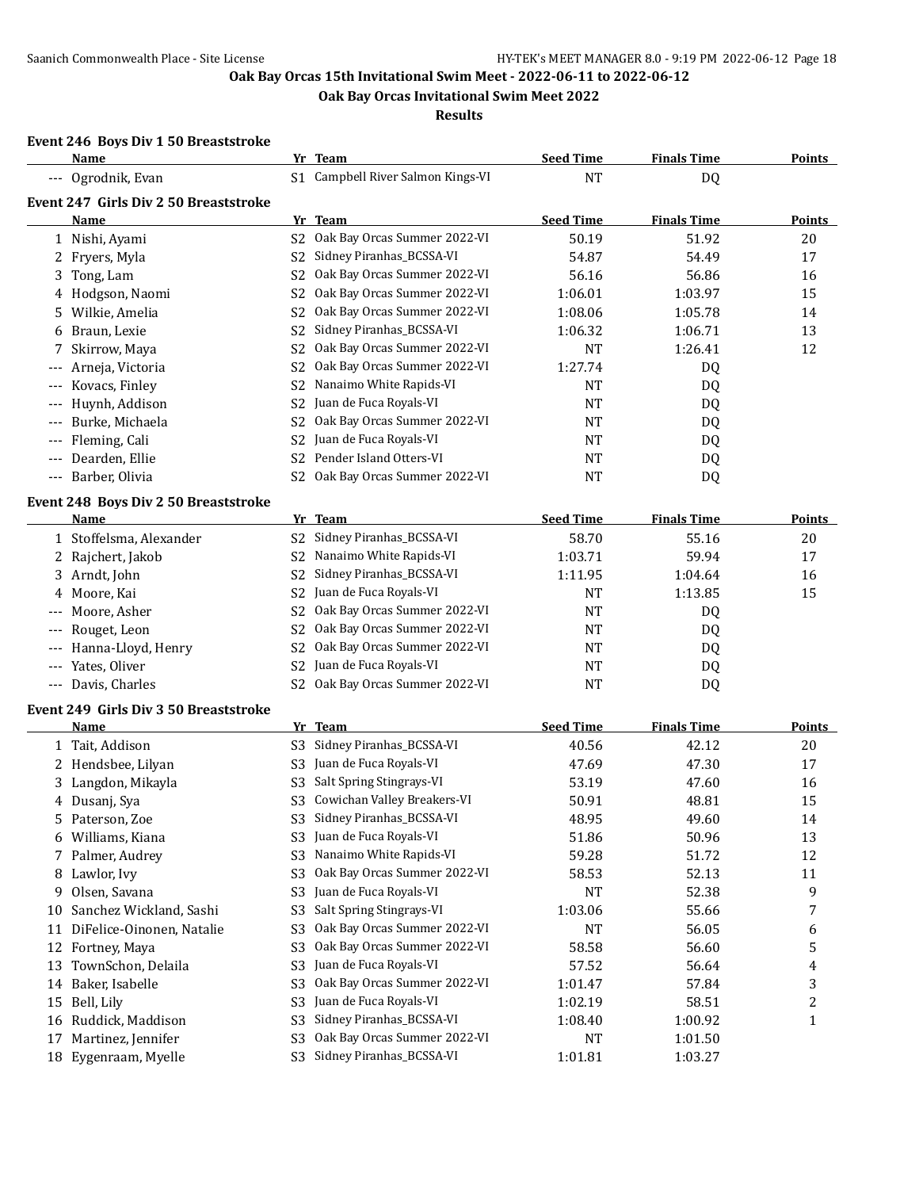## Oak Bay Orcas 15th Invitational Swim Meet - 2022-06-11 to 2022-06-12

## Oak Bay Orcas Invitational Swim Meet 2022

## Results

### Event 246 Boys Div 1 50 Breaststroke

| | Name | Yr | Team | Seed Time | Finals Time | Points |
|---|---|---|---|---|---|---|
| --- | Ogrodnik, Evan | S1 | Campbell River Salmon Kings-VI | NT | DQ | |

### Event 247 Girls Div 2 50 Breaststroke

| | Name | Yr | Team | Seed Time | Finals Time | Points |
|---|---|---|---|---|---|---|
| 1 | Nishi, Ayami | S2 | Oak Bay Orcas Summer 2022-VI | 50.19 | 51.92 | 20 |
| 2 | Fryers, Myla | S2 | Sidney Piranhas_BCSSA-VI | 54.87 | 54.49 | 17 |
| 3 | Tong, Lam | S2 | Oak Bay Orcas Summer 2022-VI | 56.16 | 56.86 | 16 |
| 4 | Hodgson, Naomi | S2 | Oak Bay Orcas Summer 2022-VI | 1:06.01 | 1:03.97 | 15 |
| 5 | Wilkie, Amelia | S2 | Oak Bay Orcas Summer 2022-VI | 1:08.06 | 1:05.78 | 14 |
| 6 | Braun, Lexie | S2 | Sidney Piranhas_BCSSA-VI | 1:06.32 | 1:06.71 | 13 |
| 7 | Skirrow, Maya | S2 | Oak Bay Orcas Summer 2022-VI | NT | 1:26.41 | 12 |
| --- | Arneja, Victoria | S2 | Oak Bay Orcas Summer 2022-VI | 1:27.74 | DQ | |
| --- | Kovacs, Finley | S2 | Nanaimo White Rapids-VI | NT | DQ | |
| --- | Huynh, Addison | S2 | Juan de Fuca Royals-VI | NT | DQ | |
| --- | Burke, Michaela | S2 | Oak Bay Orcas Summer 2022-VI | NT | DQ | |
| --- | Fleming, Cali | S2 | Juan de Fuca Royals-VI | NT | DQ | |
| --- | Dearden, Ellie | S2 | Pender Island Otters-VI | NT | DQ | |
| --- | Barber, Olivia | S2 | Oak Bay Orcas Summer 2022-VI | NT | DQ | |

### Event 248 Boys Div 2 50 Breaststroke

| | Name | Yr | Team | Seed Time | Finals Time | Points |
|---|---|---|---|---|---|---|
| 1 | Stoffelsma, Alexander | S2 | Sidney Piranhas_BCSSA-VI | 58.70 | 55.16 | 20 |
| 2 | Rajchert, Jakob | S2 | Nanaimo White Rapids-VI | 1:03.71 | 59.94 | 17 |
| 3 | Arndt, John | S2 | Sidney Piranhas_BCSSA-VI | 1:11.95 | 1:04.64 | 16 |
| 4 | Moore, Kai | S2 | Juan de Fuca Royals-VI | NT | 1:13.85 | 15 |
| --- | Moore, Asher | S2 | Oak Bay Orcas Summer 2022-VI | NT | DQ | |
| --- | Rouget, Leon | S2 | Oak Bay Orcas Summer 2022-VI | NT | DQ | |
| --- | Hanna-Lloyd, Henry | S2 | Oak Bay Orcas Summer 2022-VI | NT | DQ | |
| --- | Yates, Oliver | S2 | Juan de Fuca Royals-VI | NT | DQ | |
| --- | Davis, Charles | S2 | Oak Bay Orcas Summer 2022-VI | NT | DQ | |

### Event 249 Girls Div 3 50 Breaststroke

| | Name | Yr | Team | Seed Time | Finals Time | Points |
|---|---|---|---|---|---|---|
| 1 | Tait, Addison | S3 | Sidney Piranhas_BCSSA-VI | 40.56 | 42.12 | 20 |
| 2 | Hendsbee, Lilyan | S3 | Juan de Fuca Royals-VI | 47.69 | 47.30 | 17 |
| 3 | Langdon, Mikayla | S3 | Salt Spring Stingrays-VI | 53.19 | 47.60 | 16 |
| 4 | Dusanj, Sya | S3 | Cowichan Valley Breakers-VI | 50.91 | 48.81 | 15 |
| 5 | Paterson, Zoe | S3 | Sidney Piranhas_BCSSA-VI | 48.95 | 49.60 | 14 |
| 6 | Williams, Kiana | S3 | Juan de Fuca Royals-VI | 51.86 | 50.96 | 13 |
| 7 | Palmer, Audrey | S3 | Nanaimo White Rapids-VI | 59.28 | 51.72 | 12 |
| 8 | Lawlor, Ivy | S3 | Oak Bay Orcas Summer 2022-VI | 58.53 | 52.13 | 11 |
| 9 | Olsen, Savana | S3 | Juan de Fuca Royals-VI | NT | 52.38 | 9 |
| 10 | Sanchez Wickland, Sashi | S3 | Salt Spring Stingrays-VI | 1:03.06 | 55.66 | 7 |
| 11 | DiFelice-Oinonen, Natalie | S3 | Oak Bay Orcas Summer 2022-VI | NT | 56.05 | 6 |
| 12 | Fortney, Maya | S3 | Oak Bay Orcas Summer 2022-VI | 58.58 | 56.60 | 5 |
| 13 | TownSchon, Delaila | S3 | Juan de Fuca Royals-VI | 57.52 | 56.64 | 4 |
| 14 | Baker, Isabelle | S3 | Oak Bay Orcas Summer 2022-VI | 1:01.47 | 57.84 | 3 |
| 15 | Bell, Lily | S3 | Juan de Fuca Royals-VI | 1:02.19 | 58.51 | 2 |
| 16 | Ruddick, Maddison | S3 | Sidney Piranhas_BCSSA-VI | 1:08.40 | 1:00.92 | 1 |
| 17 | Martinez, Jennifer | S3 | Oak Bay Orcas Summer 2022-VI | NT | 1:01.50 | |
| 18 | Eygenraam, Myelle | S3 | Sidney Piranhas_BCSSA-VI | 1:01.81 | 1:03.27 | |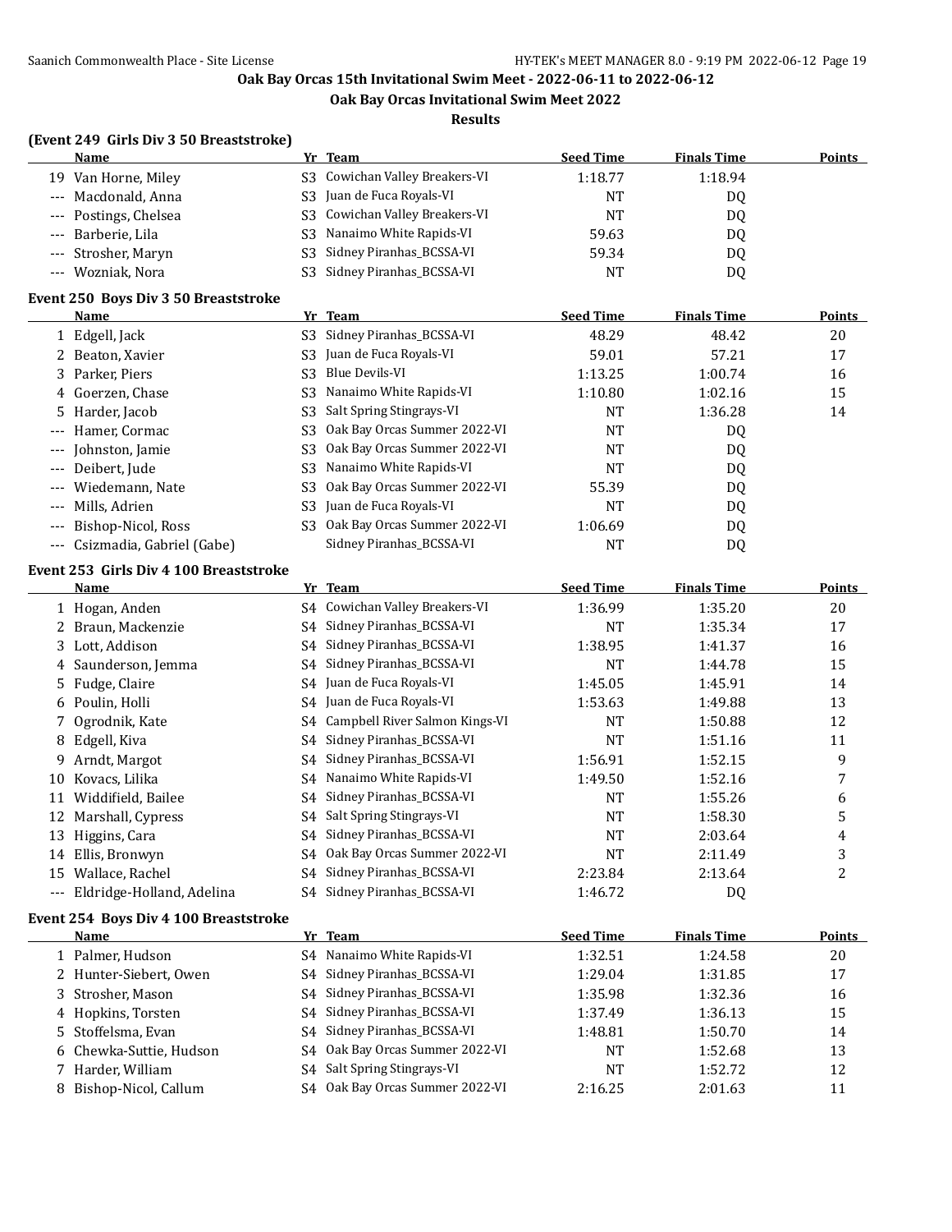# Oak Bay Orcas 15th Invitational Swim Meet - 2022-06-11 to 2022-06-12

## Oak Bay Orcas Invitational Swim Meet 2022

### Results

**(Event 249 Girls Div 3 50 Breaststroke)**

| | Name | Yr | Team | Seed Time | Finals Time | Points |
|---|---|---|---|---|---|---|
| 19 | Van Horne, Miley | S3 | Cowichan Valley Breakers-VI | 1:18.77 | 1:18.94 | |
| --- | Macdonald, Anna | S3 | Juan de Fuca Royals-VI | NT | DQ | |
| --- | Postings, Chelsea | S3 | Cowichan Valley Breakers-VI | NT | DQ | |
| --- | Barberie, Lila | S3 | Nanaimo White Rapids-VI | 59.63 | DQ | |
| --- | Strosher, Maryn | S3 | Sidney Piranhas_BCSSA-VI | 59.34 | DQ | |
| --- | Wozniak, Nora | S3 | Sidney Piranhas_BCSSA-VI | NT | DQ | |

**Event 250 Boys Div 3 50 Breaststroke**

| | Name | Yr | Team | Seed Time | Finals Time | Points |
|---|---|---|---|---|---|---|
| 1 | Edgell, Jack | S3 | Sidney Piranhas_BCSSA-VI | 48.29 | 48.42 | 20 |
| 2 | Beaton, Xavier | S3 | Juan de Fuca Royals-VI | 59.01 | 57.21 | 17 |
| 3 | Parker, Piers | S3 | Blue Devils-VI | 1:13.25 | 1:00.74 | 16 |
| 4 | Goerzen, Chase | S3 | Nanaimo White Rapids-VI | 1:10.80 | 1:02.16 | 15 |
| 5 | Harder, Jacob | S3 | Salt Spring Stingrays-VI | NT | 1:36.28 | 14 |
| --- | Hamer, Cormac | S3 | Oak Bay Orcas Summer 2022-VI | NT | DQ | |
| --- | Johnston, Jamie | S3 | Oak Bay Orcas Summer 2022-VI | NT | DQ | |
| --- | Deibert, Jude | S3 | Nanaimo White Rapids-VI | NT | DQ | |
| --- | Wiedemann, Nate | S3 | Oak Bay Orcas Summer 2022-VI | 55.39 | DQ | |
| --- | Mills, Adrien | S3 | Juan de Fuca Royals-VI | NT | DQ | |
| --- | Bishop-Nicol, Ross | S3 | Oak Bay Orcas Summer 2022-VI | 1:06.69 | DQ | |
| --- | Csizmadia, Gabriel (Gabe) | | Sidney Piranhas_BCSSA-VI | NT | DQ | |

**Event 253 Girls Div 4 100 Breaststroke**

| | Name | Yr | Team | Seed Time | Finals Time | Points |
|---|---|---|---|---|---|---|
| 1 | Hogan, Anden | S4 | Cowichan Valley Breakers-VI | 1:36.99 | 1:35.20 | 20 |
| 2 | Braun, Mackenzie | S4 | Sidney Piranhas_BCSSA-VI | NT | 1:35.34 | 17 |
| 3 | Lott, Addison | S4 | Sidney Piranhas_BCSSA-VI | 1:38.95 | 1:41.37 | 16 |
| 4 | Saunderson, Jemma | S4 | Sidney Piranhas_BCSSA-VI | NT | 1:44.78 | 15 |
| 5 | Fudge, Claire | S4 | Juan de Fuca Royals-VI | 1:45.05 | 1:45.91 | 14 |
| 6 | Poulin, Holli | S4 | Juan de Fuca Royals-VI | 1:53.63 | 1:49.88 | 13 |
| 7 | Ogrodnik, Kate | S4 | Campbell River Salmon Kings-VI | NT | 1:50.88 | 12 |
| 8 | Edgell, Kiva | S4 | Sidney Piranhas_BCSSA-VI | NT | 1:51.16 | 11 |
| 9 | Arndt, Margot | S4 | Sidney Piranhas_BCSSA-VI | 1:56.91 | 1:52.15 | 9 |
| 10 | Kovacs, Lilika | S4 | Nanaimo White Rapids-VI | 1:49.50 | 1:52.16 | 7 |
| 11 | Widdifield, Bailee | S4 | Sidney Piranhas_BCSSA-VI | NT | 1:55.26 | 6 |
| 12 | Marshall, Cypress | S4 | Salt Spring Stingrays-VI | NT | 1:58.30 | 5 |
| 13 | Higgins, Cara | S4 | Sidney Piranhas_BCSSA-VI | NT | 2:03.64 | 4 |
| 14 | Ellis, Bronwyn | S4 | Oak Bay Orcas Summer 2022-VI | NT | 2:11.49 | 3 |
| 15 | Wallace, Rachel | S4 | Sidney Piranhas_BCSSA-VI | 2:23.84 | 2:13.64 | 2 |
| --- | Eldridge-Holland, Adelina | S4 | Sidney Piranhas_BCSSA-VI | 1:46.72 | DQ | |

**Event 254 Boys Div 4 100 Breaststroke**

| | Name | Yr | Team | Seed Time | Finals Time | Points |
|---|---|---|---|---|---|---|
| 1 | Palmer, Hudson | S4 | Nanaimo White Rapids-VI | 1:32.51 | 1:24.58 | 20 |
| 2 | Hunter-Siebert, Owen | S4 | Sidney Piranhas_BCSSA-VI | 1:29.04 | 1:31.85 | 17 |
| 3 | Strosher, Mason | S4 | Sidney Piranhas_BCSSA-VI | 1:35.98 | 1:32.36 | 16 |
| 4 | Hopkins, Torsten | S4 | Sidney Piranhas_BCSSA-VI | 1:37.49 | 1:36.13 | 15 |
| 5 | Stoffelsma, Evan | S4 | Sidney Piranhas_BCSSA-VI | 1:48.81 | 1:50.70 | 14 |
| 6 | Chewka-Suttie, Hudson | S4 | Oak Bay Orcas Summer 2022-VI | NT | 1:52.68 | 13 |
| 7 | Harder, William | S4 | Salt Spring Stingrays-VI | NT | 1:52.72 | 12 |
| 8 | Bishop-Nicol, Callum | S4 | Oak Bay Orcas Summer 2022-VI | 2:16.25 | 2:01.63 | 11 |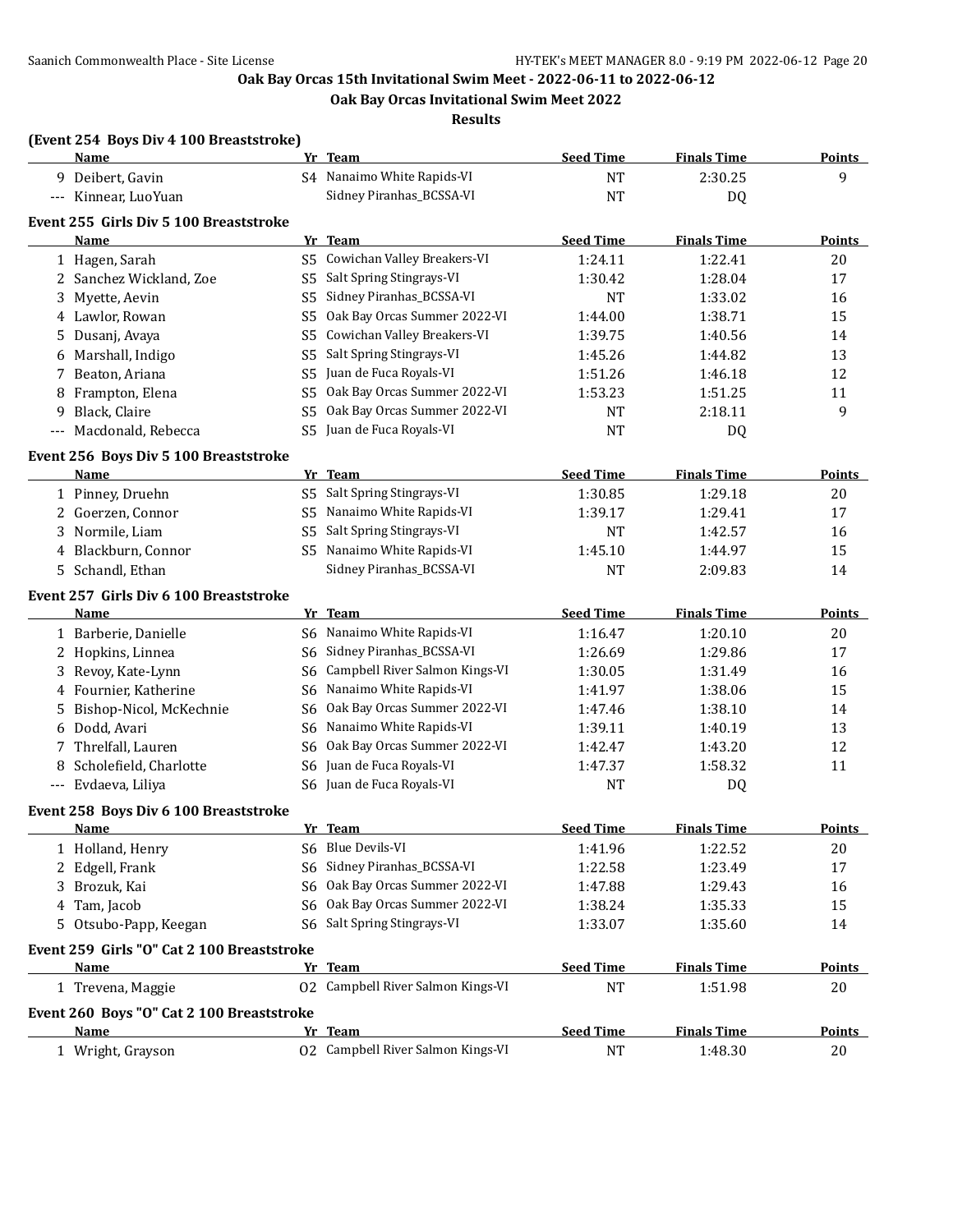## Oak Bay Orcas 15th Invitational Swim Meet - 2022-06-11 to 2022-06-12

### Oak Bay Orcas Invitational Swim Meet 2022

### Results

**(Event 254 Boys Div 4 100 Breaststroke)**

| | Name | Yr | Team | Seed Time | Finals Time | Points |
|---|---|---|---|---|---|---|
| 9 | Deibert, Gavin | S4 | Nanaimo White Rapids-VI | NT | 2:30.25 | 9 |
| --- | Kinnear, LuoYuan | | Sidney Piranhas_BCSSA-VI | NT | DQ | |

**Event 255 Girls Div 5 100 Breaststroke**

| | Name | Yr | Team | Seed Time | Finals Time | Points |
|---|---|---|---|---|---|---|
| 1 | Hagen, Sarah | S5 | Cowichan Valley Breakers-VI | 1:24.11 | 1:22.41 | 20 |
| 2 | Sanchez Wickland, Zoe | S5 | Salt Spring Stingrays-VI | 1:30.42 | 1:28.04 | 17 |
| 3 | Myette, Aevin | S5 | Sidney Piranhas_BCSSA-VI | NT | 1:33.02 | 16 |
| 4 | Lawlor, Rowan | S5 | Oak Bay Orcas Summer 2022-VI | 1:44.00 | 1:38.71 | 15 |
| 5 | Dusanj, Avaya | S5 | Cowichan Valley Breakers-VI | 1:39.75 | 1:40.56 | 14 |
| 6 | Marshall, Indigo | S5 | Salt Spring Stingrays-VI | 1:45.26 | 1:44.82 | 13 |
| 7 | Beaton, Ariana | S5 | Juan de Fuca Royals-VI | 1:51.26 | 1:46.18 | 12 |
| 8 | Frampton, Elena | S5 | Oak Bay Orcas Summer 2022-VI | 1:53.23 | 1:51.25 | 11 |
| 9 | Black, Claire | S5 | Oak Bay Orcas Summer 2022-VI | NT | 2:18.11 | 9 |
| --- | Macdonald, Rebecca | S5 | Juan de Fuca Royals-VI | NT | DQ | |

**Event 256 Boys Div 5 100 Breaststroke**

| | Name | Yr | Team | Seed Time | Finals Time | Points |
|---|---|---|---|---|---|---|
| 1 | Pinney, Druehn | S5 | Salt Spring Stingrays-VI | 1:30.85 | 1:29.18 | 20 |
| 2 | Goerzen, Connor | S5 | Nanaimo White Rapids-VI | 1:39.17 | 1:29.41 | 17 |
| 3 | Normile, Liam | S5 | Salt Spring Stingrays-VI | NT | 1:42.57 | 16 |
| 4 | Blackburn, Connor | S5 | Nanaimo White Rapids-VI | 1:45.10 | 1:44.97 | 15 |
| 5 | Schandl, Ethan | | Sidney Piranhas_BCSSA-VI | NT | 2:09.83 | 14 |

**Event 257 Girls Div 6 100 Breaststroke**

| | Name | Yr | Team | Seed Time | Finals Time | Points |
|---|---|---|---|---|---|---|
| 1 | Barberie, Danielle | S6 | Nanaimo White Rapids-VI | 1:16.47 | 1:20.10 | 20 |
| 2 | Hopkins, Linnea | S6 | Sidney Piranhas_BCSSA-VI | 1:26.69 | 1:29.86 | 17 |
| 3 | Revoy, Kate-Lynn | S6 | Campbell River Salmon Kings-VI | 1:30.05 | 1:31.49 | 16 |
| 4 | Fournier, Katherine | S6 | Nanaimo White Rapids-VI | 1:41.97 | 1:38.06 | 15 |
| 5 | Bishop-Nicol, McKechnie | S6 | Oak Bay Orcas Summer 2022-VI | 1:47.46 | 1:38.10 | 14 |
| 6 | Dodd, Avari | S6 | Nanaimo White Rapids-VI | 1:39.11 | 1:40.19 | 13 |
| 7 | Threlfall, Lauren | S6 | Oak Bay Orcas Summer 2022-VI | 1:42.47 | 1:43.20 | 12 |
| 8 | Scholefield, Charlotte | S6 | Juan de Fuca Royals-VI | 1:47.37 | 1:58.32 | 11 |
| --- | Evdaeva, Liliya | S6 | Juan de Fuca Royals-VI | NT | DQ | |

**Event 258 Boys Div 6 100 Breaststroke**

| | Name | Yr | Team | Seed Time | Finals Time | Points |
|---|---|---|---|---|---|---|
| 1 | Holland, Henry | S6 | Blue Devils-VI | 1:41.96 | 1:22.52 | 20 |
| 2 | Edgell, Frank | S6 | Sidney Piranhas_BCSSA-VI | 1:22.58 | 1:23.49 | 17 |
| 3 | Brozuk, Kai | S6 | Oak Bay Orcas Summer 2022-VI | 1:47.88 | 1:29.43 | 16 |
| 4 | Tam, Jacob | S6 | Oak Bay Orcas Summer 2022-VI | 1:38.24 | 1:35.33 | 15 |
| 5 | Otsubo-Papp, Keegan | S6 | Salt Spring Stingrays-VI | 1:33.07 | 1:35.60 | 14 |

**Event 259 Girls "O" Cat 2 100 Breaststroke**

| | Name | Yr | Team | Seed Time | Finals Time | Points |
|---|---|---|---|---|---|---|
| 1 | Trevena, Maggie | O2 | Campbell River Salmon Kings-VI | NT | 1:51.98 | 20 |

**Event 260 Boys "O" Cat 2 100 Breaststroke**

| | Name | Yr | Team | Seed Time | Finals Time | Points |
|---|---|---|---|---|---|---|
| 1 | Wright, Grayson | O2 | Campbell River Salmon Kings-VI | NT | 1:48.30 | 20 |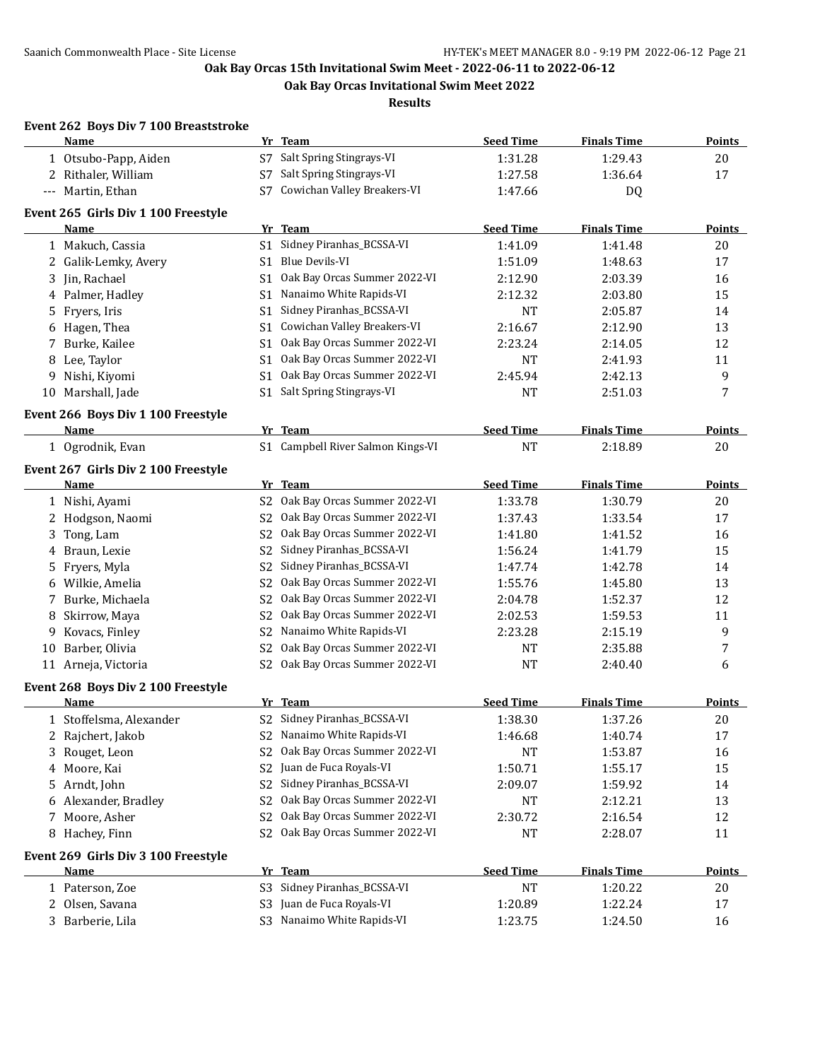# Oak Bay Orcas 15th Invitational Swim Meet - 2022-06-11 to 2022-06-12

## Oak Bay Orcas Invitational Swim Meet 2022

### Results

**Event 262 Boys Div 7 100 Breaststroke**

| | Name | Yr | Team | Seed Time | Finals Time | Points |
|---|---|---|---|---|---|---|
| 1 | Otsubo-Papp, Aiden | S7 | Salt Spring Stingrays-VI | 1:31.28 | 1:29.43 | 20 |
| 2 | Rithaler, William | S7 | Salt Spring Stingrays-VI | 1:27.58 | 1:36.64 | 17 |
| --- | Martin, Ethan | S7 | Cowichan Valley Breakers-VI | 1:47.66 | DQ | |

**Event 265 Girls Div 1 100 Freestyle**

| | Name | Yr | Team | Seed Time | Finals Time | Points |
|---|---|---|---|---|---|---|
| 1 | Makuch, Cassia | S1 | Sidney Piranhas_BCSSA-VI | 1:41.09 | 1:41.48 | 20 |
| 2 | Galik-Lemky, Avery | S1 | Blue Devils-VI | 1:51.09 | 1:48.63 | 17 |
| 3 | Jin, Rachael | S1 | Oak Bay Orcas Summer 2022-VI | 2:12.90 | 2:03.39 | 16 |
| 4 | Palmer, Hadley | S1 | Nanaimo White Rapids-VI | 2:12.32 | 2:03.80 | 15 |
| 5 | Fryers, Iris | S1 | Sidney Piranhas_BCSSA-VI | NT | 2:05.87 | 14 |
| 6 | Hagen, Thea | S1 | Cowichan Valley Breakers-VI | 2:16.67 | 2:12.90 | 13 |
| 7 | Burke, Kailee | S1 | Oak Bay Orcas Summer 2022-VI | 2:23.24 | 2:14.05 | 12 |
| 8 | Lee, Taylor | S1 | Oak Bay Orcas Summer 2022-VI | NT | 2:41.93 | 11 |
| 9 | Nishi, Kiyomi | S1 | Oak Bay Orcas Summer 2022-VI | 2:45.94 | 2:42.13 | 9 |
| 10 | Marshall, Jade | S1 | Salt Spring Stingrays-VI | NT | 2:51.03 | 7 |

**Event 266 Boys Div 1 100 Freestyle**

| | Name | Yr | Team | Seed Time | Finals Time | Points |
|---|---|---|---|---|---|---|
| 1 | Ogrodnik, Evan | S1 | Campbell River Salmon Kings-VI | NT | 2:18.89 | 20 |

**Event 267 Girls Div 2 100 Freestyle**

| | Name | Yr | Team | Seed Time | Finals Time | Points |
|---|---|---|---|---|---|---|
| 1 | Nishi, Ayami | S2 | Oak Bay Orcas Summer 2022-VI | 1:33.78 | 1:30.79 | 20 |
| 2 | Hodgson, Naomi | S2 | Oak Bay Orcas Summer 2022-VI | 1:37.43 | 1:33.54 | 17 |
| 3 | Tong, Lam | S2 | Oak Bay Orcas Summer 2022-VI | 1:41.80 | 1:41.52 | 16 |
| 4 | Braun, Lexie | S2 | Sidney Piranhas_BCSSA-VI | 1:56.24 | 1:41.79 | 15 |
| 5 | Fryers, Myla | S2 | Sidney Piranhas_BCSSA-VI | 1:47.74 | 1:42.78 | 14 |
| 6 | Wilkie, Amelia | S2 | Oak Bay Orcas Summer 2022-VI | 1:55.76 | 1:45.80 | 13 |
| 7 | Burke, Michaela | S2 | Oak Bay Orcas Summer 2022-VI | 2:04.78 | 1:52.37 | 12 |
| 8 | Skirrow, Maya | S2 | Oak Bay Orcas Summer 2022-VI | 2:02.53 | 1:59.53 | 11 |
| 9 | Kovacs, Finley | S2 | Nanaimo White Rapids-VI | 2:23.28 | 2:15.19 | 9 |
| 10 | Barber, Olivia | S2 | Oak Bay Orcas Summer 2022-VI | NT | 2:35.88 | 7 |
| 11 | Arneja, Victoria | S2 | Oak Bay Orcas Summer 2022-VI | NT | 2:40.40 | 6 |

**Event 268 Boys Div 2 100 Freestyle**

| | Name | Yr | Team | Seed Time | Finals Time | Points |
|---|---|---|---|---|---|---|
| 1 | Stoffelsma, Alexander | S2 | Sidney Piranhas_BCSSA-VI | 1:38.30 | 1:37.26 | 20 |
| 2 | Rajchert, Jakob | S2 | Nanaimo White Rapids-VI | 1:46.68 | 1:40.74 | 17 |
| 3 | Rouget, Leon | S2 | Oak Bay Orcas Summer 2022-VI | NT | 1:53.87 | 16 |
| 4 | Moore, Kai | S2 | Juan de Fuca Royals-VI | 1:50.71 | 1:55.17 | 15 |
| 5 | Arndt, John | S2 | Sidney Piranhas_BCSSA-VI | 2:09.07 | 1:59.92 | 14 |
| 6 | Alexander, Bradley | S2 | Oak Bay Orcas Summer 2022-VI | NT | 2:12.21 | 13 |
| 7 | Moore, Asher | S2 | Oak Bay Orcas Summer 2022-VI | 2:30.72 | 2:16.54 | 12 |
| 8 | Hachey, Finn | S2 | Oak Bay Orcas Summer 2022-VI | NT | 2:28.07 | 11 |

**Event 269 Girls Div 3 100 Freestyle**

| | Name | Yr | Team | Seed Time | Finals Time | Points |
|---|---|---|---|---|---|---|
| 1 | Paterson, Zoe | S3 | Sidney Piranhas_BCSSA-VI | NT | 1:20.22 | 20 |
| 2 | Olsen, Savana | S3 | Juan de Fuca Royals-VI | 1:20.89 | 1:22.24 | 17 |
| 3 | Barberie, Lila | S3 | Nanaimo White Rapids-VI | 1:23.75 | 1:24.50 | 16 |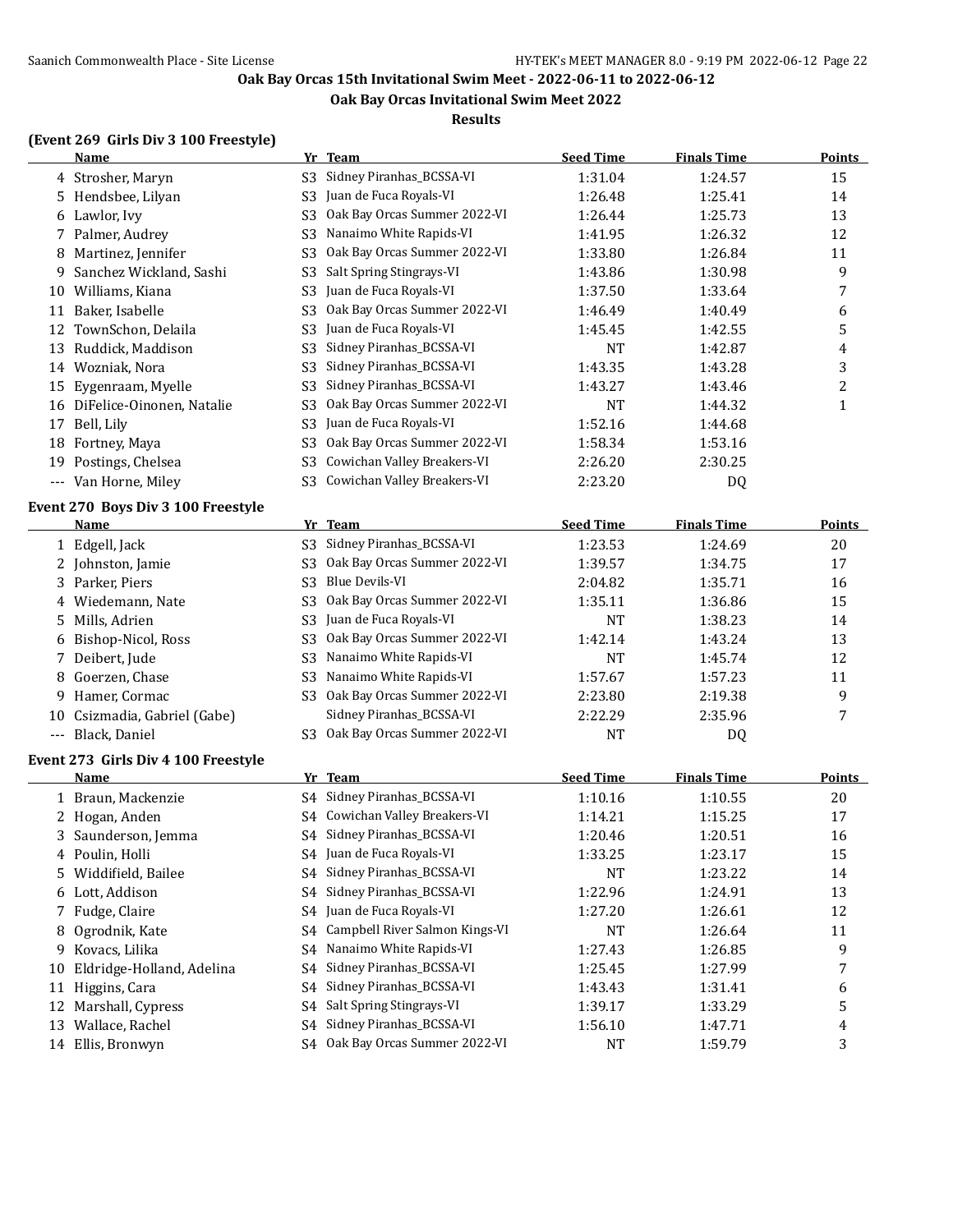# Oak Bay Orcas 15th Invitational Swim Meet - 2022-06-11 to 2022-06-12

## Oak Bay Orcas Invitational Swim Meet 2022

### Results

### (Event 269 Girls Div 3 100 Freestyle)

| | Name | Yr | Team | Seed Time | Finals Time | Points |
|---|---|---|---|---|---|---|
| 4 | Strosher, Maryn | S3 | Sidney Piranhas_BCSSA-VI | 1:31.04 | 1:24.57 | 15 |
| 5 | Hendsbee, Lilyan | S3 | Juan de Fuca Royals-VI | 1:26.48 | 1:25.41 | 14 |
| 6 | Lawlor, Ivy | S3 | Oak Bay Orcas Summer 2022-VI | 1:26.44 | 1:25.73 | 13 |
| 7 | Palmer, Audrey | S3 | Nanaimo White Rapids-VI | 1:41.95 | 1:26.32 | 12 |
| 8 | Martinez, Jennifer | S3 | Oak Bay Orcas Summer 2022-VI | 1:33.80 | 1:26.84 | 11 |
| 9 | Sanchez Wickland, Sashi | S3 | Salt Spring Stingrays-VI | 1:43.86 | 1:30.98 | 9 |
| 10 | Williams, Kiana | S3 | Juan de Fuca Royals-VI | 1:37.50 | 1:33.64 | 7 |
| 11 | Baker, Isabelle | S3 | Oak Bay Orcas Summer 2022-VI | 1:46.49 | 1:40.49 | 6 |
| 12 | TownSchon, Delaila | S3 | Juan de Fuca Royals-VI | 1:45.45 | 1:42.55 | 5 |
| 13 | Ruddick, Maddison | S3 | Sidney Piranhas_BCSSA-VI | NT | 1:42.87 | 4 |
| 14 | Wozniak, Nora | S3 | Sidney Piranhas_BCSSA-VI | 1:43.35 | 1:43.28 | 3 |
| 15 | Eygenraam, Myelle | S3 | Sidney Piranhas_BCSSA-VI | 1:43.27 | 1:43.46 | 2 |
| 16 | DiFelice-Oinonen, Natalie | S3 | Oak Bay Orcas Summer 2022-VI | NT | 1:44.32 | 1 |
| 17 | Bell, Lily | S3 | Juan de Fuca Royals-VI | 1:52.16 | 1:44.68 | |
| 18 | Fortney, Maya | S3 | Oak Bay Orcas Summer 2022-VI | 1:58.34 | 1:53.16 | |
| 19 | Postings, Chelsea | S3 | Cowichan Valley Breakers-VI | 2:26.20 | 2:30.25 | |
| --- | Van Horne, Miley | S3 | Cowichan Valley Breakers-VI | 2:23.20 | DQ | |

### Event 270 Boys Div 3 100 Freestyle

| | Name | Yr | Team | Seed Time | Finals Time | Points |
|---|---|---|---|---|---|---|
| 1 | Edgell, Jack | S3 | Sidney Piranhas_BCSSA-VI | 1:23.53 | 1:24.69 | 20 |
| 2 | Johnston, Jamie | S3 | Oak Bay Orcas Summer 2022-VI | 1:39.57 | 1:34.75 | 17 |
| 3 | Parker, Piers | S3 | Blue Devils-VI | 2:04.82 | 1:35.71 | 16 |
| 4 | Wiedemann, Nate | S3 | Oak Bay Orcas Summer 2022-VI | 1:35.11 | 1:36.86 | 15 |
| 5 | Mills, Adrien | S3 | Juan de Fuca Royals-VI | NT | 1:38.23 | 14 |
| 6 | Bishop-Nicol, Ross | S3 | Oak Bay Orcas Summer 2022-VI | 1:42.14 | 1:43.24 | 13 |
| 7 | Deibert, Jude | S3 | Nanaimo White Rapids-VI | NT | 1:45.74 | 12 |
| 8 | Goerzen, Chase | S3 | Nanaimo White Rapids-VI | 1:57.67 | 1:57.23 | 11 |
| 9 | Hamer, Cormac | S3 | Oak Bay Orcas Summer 2022-VI | 2:23.80 | 2:19.38 | 9 |
| 10 | Csizmadia, Gabriel (Gabe) | | Sidney Piranhas_BCSSA-VI | 2:22.29 | 2:35.96 | 7 |
| --- | Black, Daniel | S3 | Oak Bay Orcas Summer 2022-VI | NT | DQ | |

### Event 273 Girls Div 4 100 Freestyle

| | Name | Yr | Team | Seed Time | Finals Time | Points |
|---|---|---|---|---|---|---|
| 1 | Braun, Mackenzie | S4 | Sidney Piranhas_BCSSA-VI | 1:10.16 | 1:10.55 | 20 |
| 2 | Hogan, Anden | S4 | Cowichan Valley Breakers-VI | 1:14.21 | 1:15.25 | 17 |
| 3 | Saunderson, Jemma | S4 | Sidney Piranhas_BCSSA-VI | 1:20.46 | 1:20.51 | 16 |
| 4 | Poulin, Holli | S4 | Juan de Fuca Royals-VI | 1:33.25 | 1:23.17 | 15 |
| 5 | Widdifield, Bailee | S4 | Sidney Piranhas_BCSSA-VI | NT | 1:23.22 | 14 |
| 6 | Lott, Addison | S4 | Sidney Piranhas_BCSSA-VI | 1:22.96 | 1:24.91 | 13 |
| 7 | Fudge, Claire | S4 | Juan de Fuca Royals-VI | 1:27.20 | 1:26.61 | 12 |
| 8 | Ogrodnik, Kate | S4 | Campbell River Salmon Kings-VI | NT | 1:26.64 | 11 |
| 9 | Kovacs, Lilika | S4 | Nanaimo White Rapids-VI | 1:27.43 | 1:26.85 | 9 |
| 10 | Eldridge-Holland, Adelina | S4 | Sidney Piranhas_BCSSA-VI | 1:25.45 | 1:27.99 | 7 |
| 11 | Higgins, Cara | S4 | Sidney Piranhas_BCSSA-VI | 1:43.43 | 1:31.41 | 6 |
| 12 | Marshall, Cypress | S4 | Salt Spring Stingrays-VI | 1:39.17 | 1:33.29 | 5 |
| 13 | Wallace, Rachel | S4 | Sidney Piranhas_BCSSA-VI | 1:56.10 | 1:47.71 | 4 |
| 14 | Ellis, Bronwyn | S4 | Oak Bay Orcas Summer 2022-VI | NT | 1:59.79 | 3 |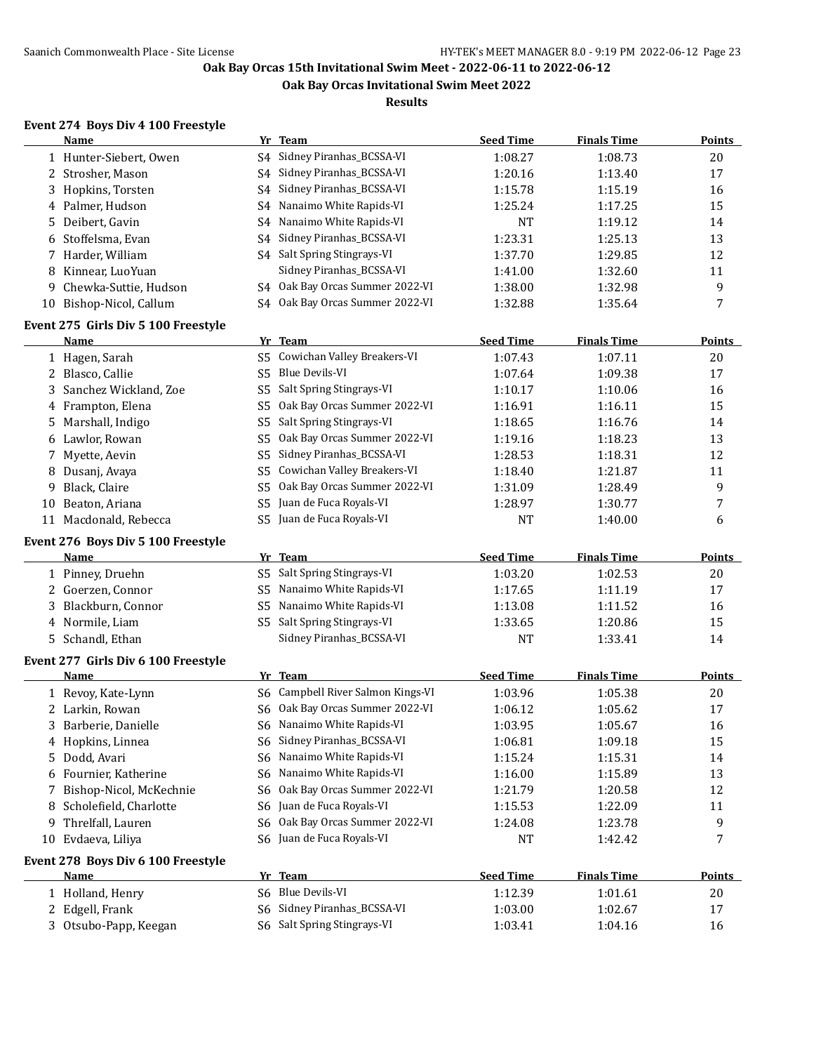# Oak Bay Orcas 15th Invitational Swim Meet - 2022-06-11 to 2022-06-12

## Oak Bay Orcas Invitational Swim Meet 2022

### Results

**Event 274 Boys Div 4 100 Freestyle**

| | Name | Yr | Team | Seed Time | Finals Time | Points |
|---|---|---|---|---|---|---|
| 1 | Hunter-Siebert, Owen | S4 | Sidney Piranhas_BCSSA-VI | 1:08.27 | 1:08.73 | 20 |
| 2 | Strosher, Mason | S4 | Sidney Piranhas_BCSSA-VI | 1:20.16 | 1:13.40 | 17 |
| 3 | Hopkins, Torsten | S4 | Sidney Piranhas_BCSSA-VI | 1:15.78 | 1:15.19 | 16 |
| 4 | Palmer, Hudson | S4 | Nanaimo White Rapids-VI | 1:25.24 | 1:17.25 | 15 |
| 5 | Deibert, Gavin | S4 | Nanaimo White Rapids-VI | NT | 1:19.12 | 14 |
| 6 | Stoffelsma, Evan | S4 | Sidney Piranhas_BCSSA-VI | 1:23.31 | 1:25.13 | 13 |
| 7 | Harder, William | S4 | Salt Spring Stingrays-VI | 1:37.70 | 1:29.85 | 12 |
| 8 | Kinnear, LuoYuan | | Sidney Piranhas_BCSSA-VI | 1:41.00 | 1:32.60 | 11 |
| 9 | Chewka-Suttie, Hudson | S4 | Oak Bay Orcas Summer 2022-VI | 1:38.00 | 1:32.98 | 9 |
| 10 | Bishop-Nicol, Callum | S4 | Oak Bay Orcas Summer 2022-VI | 1:32.88 | 1:35.64 | 7 |

**Event 275 Girls Div 5 100 Freestyle**

| | Name | Yr | Team | Seed Time | Finals Time | Points |
|---|---|---|---|---|---|---|
| 1 | Hagen, Sarah | S5 | Cowichan Valley Breakers-VI | 1:07.43 | 1:07.11 | 20 |
| 2 | Blasco, Callie | S5 | Blue Devils-VI | 1:07.64 | 1:09.38 | 17 |
| 3 | Sanchez Wickland, Zoe | S5 | Salt Spring Stingrays-VI | 1:10.17 | 1:10.06 | 16 |
| 4 | Frampton, Elena | S5 | Oak Bay Orcas Summer 2022-VI | 1:16.91 | 1:16.11 | 15 |
| 5 | Marshall, Indigo | S5 | Salt Spring Stingrays-VI | 1:18.65 | 1:16.76 | 14 |
| 6 | Lawlor, Rowan | S5 | Oak Bay Orcas Summer 2022-VI | 1:19.16 | 1:18.23 | 13 |
| 7 | Myette, Aevin | S5 | Sidney Piranhas_BCSSA-VI | 1:28.53 | 1:18.31 | 12 |
| 8 | Dusanj, Avaya | S5 | Cowichan Valley Breakers-VI | 1:18.40 | 1:21.87 | 11 |
| 9 | Black, Claire | S5 | Oak Bay Orcas Summer 2022-VI | 1:31.09 | 1:28.49 | 9 |
| 10 | Beaton, Ariana | S5 | Juan de Fuca Royals-VI | 1:28.97 | 1:30.77 | 7 |
| 11 | Macdonald, Rebecca | S5 | Juan de Fuca Royals-VI | NT | 1:40.00 | 6 |

**Event 276 Boys Div 5 100 Freestyle**

| | Name | Yr | Team | Seed Time | Finals Time | Points |
|---|---|---|---|---|---|---|
| 1 | Pinney, Druehn | S5 | Salt Spring Stingrays-VI | 1:03.20 | 1:02.53 | 20 |
| 2 | Goerzen, Connor | S5 | Nanaimo White Rapids-VI | 1:17.65 | 1:11.19 | 17 |
| 3 | Blackburn, Connor | S5 | Nanaimo White Rapids-VI | 1:13.08 | 1:11.52 | 16 |
| 4 | Normile, Liam | S5 | Salt Spring Stingrays-VI | 1:33.65 | 1:20.86 | 15 |
| 5 | Schandl, Ethan | | Sidney Piranhas_BCSSA-VI | NT | 1:33.41 | 14 |

**Event 277 Girls Div 6 100 Freestyle**

| | Name | Yr | Team | Seed Time | Finals Time | Points |
|---|---|---|---|---|---|---|
| 1 | Revoy, Kate-Lynn | S6 | Campbell River Salmon Kings-VI | 1:03.96 | 1:05.38 | 20 |
| 2 | Larkin, Rowan | S6 | Oak Bay Orcas Summer 2022-VI | 1:06.12 | 1:05.62 | 17 |
| 3 | Barberie, Danielle | S6 | Nanaimo White Rapids-VI | 1:03.95 | 1:05.67 | 16 |
| 4 | Hopkins, Linnea | S6 | Sidney Piranhas_BCSSA-VI | 1:06.81 | 1:09.18 | 15 |
| 5 | Dodd, Avari | S6 | Nanaimo White Rapids-VI | 1:15.24 | 1:15.31 | 14 |
| 6 | Fournier, Katherine | S6 | Nanaimo White Rapids-VI | 1:16.00 | 1:15.89 | 13 |
| 7 | Bishop-Nicol, McKechnie | S6 | Oak Bay Orcas Summer 2022-VI | 1:21.79 | 1:20.58 | 12 |
| 8 | Scholefield, Charlotte | S6 | Juan de Fuca Royals-VI | 1:15.53 | 1:22.09 | 11 |
| 9 | Threlfall, Lauren | S6 | Oak Bay Orcas Summer 2022-VI | 1:24.08 | 1:23.78 | 9 |
| 10 | Evdaeva, Liliya | S6 | Juan de Fuca Royals-VI | NT | 1:42.42 | 7 |

**Event 278 Boys Div 6 100 Freestyle**

| | Name | Yr | Team | Seed Time | Finals Time | Points |
|---|---|---|---|---|---|---|
| 1 | Holland, Henry | S6 | Blue Devils-VI | 1:12.39 | 1:01.61 | 20 |
| 2 | Edgell, Frank | S6 | Sidney Piranhas_BCSSA-VI | 1:03.00 | 1:02.67 | 17 |
| 3 | Otsubo-Papp, Keegan | S6 | Salt Spring Stingrays-VI | 1:03.41 | 1:04.16 | 16 |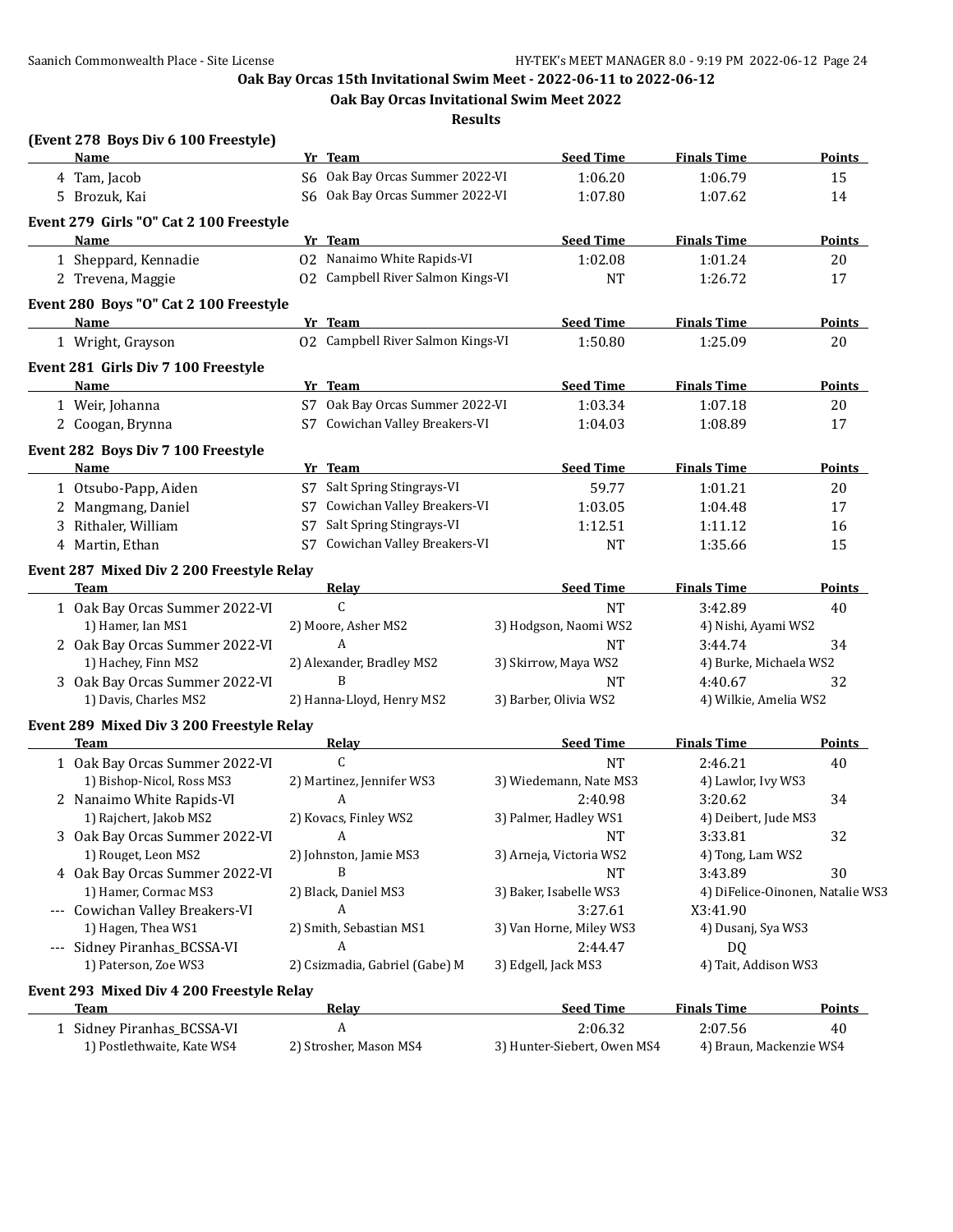# Oak Bay Orcas 15th Invitational Swim Meet - 2022-06-11 to 2022-06-12

## Oak Bay Orcas Invitational Swim Meet 2022

### Results

**(Event 278 Boys Div 6 100 Freestyle)**

| | Name | Yr | Team | Seed Time | Finals Time | Points |
|---|---|---|---|---|---|---|
| 4 | Tam, Jacob | S6 | Oak Bay Orcas Summer 2022-VI | 1:06.20 | 1:06.79 | 15 |
| 5 | Brozuk, Kai | S6 | Oak Bay Orcas Summer 2022-VI | 1:07.80 | 1:07.62 | 14 |

**Event 279 Girls "O" Cat 2 100 Freestyle**

| | Name | Yr | Team | Seed Time | Finals Time | Points |
|---|---|---|---|---|---|---|
| 1 | Sheppard, Kennadie | O2 | Nanaimo White Rapids-VI | 1:02.08 | 1:01.24 | 20 |
| 2 | Trevena, Maggie | O2 | Campbell River Salmon Kings-VI | NT | 1:26.72 | 17 |

**Event 280 Boys "O" Cat 2 100 Freestyle**

| | Name | Yr | Team | Seed Time | Finals Time | Points |
|---|---|---|---|---|---|---|
| 1 | Wright, Grayson | O2 | Campbell River Salmon Kings-VI | 1:50.80 | 1:25.09 | 20 |

**Event 281 Girls Div 7 100 Freestyle**

| | Name | Yr | Team | Seed Time | Finals Time | Points |
|---|---|---|---|---|---|---|
| 1 | Weir, Johanna | S7 | Oak Bay Orcas Summer 2022-VI | 1:03.34 | 1:07.18 | 20 |
| 2 | Coogan, Brynna | S7 | Cowichan Valley Breakers-VI | 1:04.03 | 1:08.89 | 17 |

**Event 282 Boys Div 7 100 Freestyle**

| | Name | Yr | Team | Seed Time | Finals Time | Points |
|---|---|---|---|---|---|---|
| 1 | Otsubo-Papp, Aiden | S7 | Salt Spring Stingrays-VI | 59.77 | 1:01.21 | 20 |
| 2 | Mangmang, Daniel | S7 | Cowichan Valley Breakers-VI | 1:03.05 | 1:04.48 | 17 |
| 3 | Rithaler, William | S7 | Salt Spring Stingrays-VI | 1:12.51 | 1:11.12 | 16 |
| 4 | Martin, Ethan | S7 | Cowichan Valley Breakers-VI | NT | 1:35.66 | 15 |

**Event 287 Mixed Div 2 200 Freestyle Relay**

| | Team | Relay | Seed Time | Finals Time | Points |
|---|---|---|---|---|---|
| 1 | Oak Bay Orcas Summer 2022-VI | C | NT | 3:42.89 | 40 |
| | 1) Hamer, Ian MS1 | 2) Moore, Asher MS2 | 3) Hodgson, Naomi WS2 | 4) Nishi, Ayami WS2 | |
| 2 | Oak Bay Orcas Summer 2022-VI | A | NT | 3:44.74 | 34 |
| | 1) Hachey, Finn MS2 | 2) Alexander, Bradley MS2 | 3) Skirrow, Maya WS2 | 4) Burke, Michaela WS2 | |
| 3 | Oak Bay Orcas Summer 2022-VI | B | NT | 4:40.67 | 32 |
| | 1) Davis, Charles MS2 | 2) Hanna-Lloyd, Henry MS2 | 3) Barber, Olivia WS2 | 4) Wilkie, Amelia WS2 | |

**Event 289 Mixed Div 3 200 Freestyle Relay**

| | Team | Relay | Seed Time | Finals Time | Points |
|---|---|---|---|---|---|
| 1 | Oak Bay Orcas Summer 2022-VI | C | NT | 2:46.21 | 40 |
| | 1) Bishop-Nicol, Ross MS3 | 2) Martinez, Jennifer WS3 | 3) Wiedemann, Nate MS3 | 4) Lawlor, Ivy WS3 | |
| 2 | Nanaimo White Rapids-VI | A | 2:40.98 | 3:20.62 | 34 |
| | 1) Rajchert, Jakob MS2 | 2) Kovacs, Finley WS2 | 3) Palmer, Hadley WS1 | 4) Deibert, Jude MS3 | |
| 3 | Oak Bay Orcas Summer 2022-VI | A | NT | 3:33.81 | 32 |
| | 1) Rouget, Leon MS2 | 2) Johnston, Jamie MS3 | 3) Arneja, Victoria WS2 | 4) Tong, Lam WS2 | |
| 4 | Oak Bay Orcas Summer 2022-VI | B | NT | 3:43.89 | 30 |
| | 1) Hamer, Cormac MS3 | 2) Black, Daniel MS3 | 3) Baker, Isabelle WS3 | 4) DiFelice-Oinonen, Natalie WS3 | |
| --- | Cowichan Valley Breakers-VI | A | 3:27.61 | X3:41.90 | |
| | 1) Hagen, Thea WS1 | 2) Smith, Sebastian MS1 | 3) Van Horne, Miley WS3 | 4) Dusanj, Sya WS3 | |
| --- | Sidney Piranhas_BCSSA-VI | A | 2:44.47 | DQ | |
| | 1) Paterson, Zoe WS3 | 2) Csizmadia, Gabriel (Gabe) M | 3) Edgell, Jack MS3 | 4) Tait, Addison WS3 | |

**Event 293 Mixed Div 4 200 Freestyle Relay**

| | Team | Relay | Seed Time | Finals Time | Points |
|---|---|---|---|---|---|
| 1 | Sidney Piranhas_BCSSA-VI | A | 2:06.32 | 2:07.56 | 40 |
| | 1) Postlethwaite, Kate WS4 | 2) Strosher, Mason MS4 | 3) Hunter-Siebert, Owen MS4 | 4) Braun, Mackenzie WS4 | |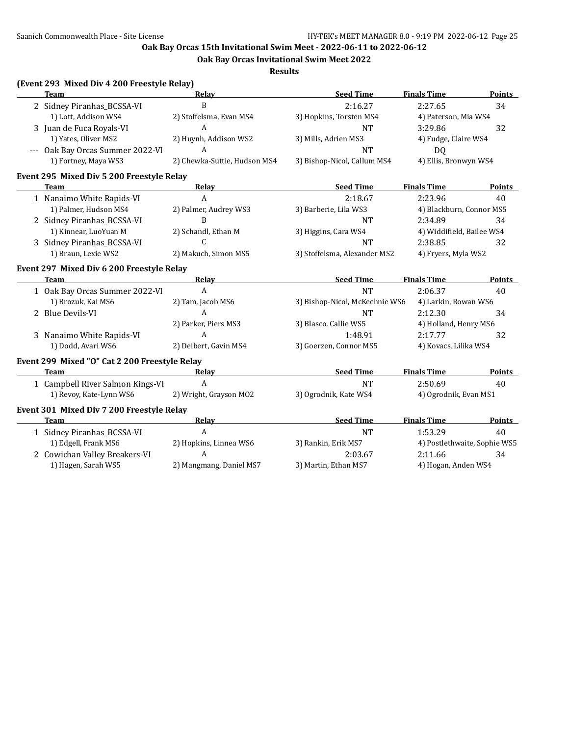## Oak Bay Orcas 15th Invitational Swim Meet - 2022-06-11 to 2022-06-12

## Oak Bay Orcas Invitational Swim Meet 2022

### Results

### (Event 293 Mixed Div 4 200 Freestyle Relay)

| | Team | Relay | Seed Time | Finals Time | Points |
|---|---|---|---|---|---|
| 2 | Sidney Piranhas_BCSSA-VI | B | 2:16.27 | 2:27.65 | 34 |
| | 1) Lott, Addison WS4 | 2) Stoffelsma, Evan MS4 | 3) Hopkins, Torsten MS4 | 4) Paterson, Mia WS4 | |
| 3 | Juan de Fuca Royals-VI | A | NT | 3:29.86 | 32 |
| | 1) Yates, Oliver MS2 | 2) Huynh, Addison WS2 | 3) Mills, Adrien MS3 | 4) Fudge, Claire WS4 | |
| --- | Oak Bay Orcas Summer 2022-VI | A | NT | DQ | |
| | 1) Fortney, Maya WS3 | 2) Chewka-Suttie, Hudson MS4 | 3) Bishop-Nicol, Callum MS4 | 4) Ellis, Bronwyn WS4 | |

### Event 295 Mixed Div 5 200 Freestyle Relay

| | Team | Relay | Seed Time | Finals Time | Points |
|---|---|---|---|---|---|
| 1 | Nanaimo White Rapids-VI | A | 2:18.67 | 2:23.96 | 40 |
| | 1) Palmer, Hudson MS4 | 2) Palmer, Audrey WS3 | 3) Barberie, Lila WS3 | 4) Blackburn, Connor MS5 | |
| 2 | Sidney Piranhas_BCSSA-VI | B | NT | 2:34.89 | 34 |
| | 1) Kinnear, LuoYuan M | 2) Schandl, Ethan M | 3) Higgins, Cara WS4 | 4) Widdifield, Bailee WS4 | |
| 3 | Sidney Piranhas_BCSSA-VI | C | NT | 2:38.85 | 32 |
| | 1) Braun, Lexie WS2 | 2) Makuch, Simon MS5 | 3) Stoffelsma, Alexander MS2 | 4) Fryers, Myla WS2 | |

### Event 297 Mixed Div 6 200 Freestyle Relay

| | Team | Relay | Seed Time | Finals Time | Points |
|---|---|---|---|---|---|
| 1 | Oak Bay Orcas Summer 2022-VI | A | NT | 2:06.37 | 40 |
| | 1) Brozuk, Kai MS6 | 2) Tam, Jacob MS6 | 3) Bishop-Nicol, McKechnie WS6 | 4) Larkin, Rowan WS6 | |
| 2 | Blue Devils-VI | A | NT | 2:12.30 | 34 |
| | | 2) Parker, Piers MS3 | 3) Blasco, Callie WS5 | 4) Holland, Henry MS6 | |
| 3 | Nanaimo White Rapids-VI | A | 1:48.91 | 2:17.77 | 32 |
| | 1) Dodd, Avari WS6 | 2) Deibert, Gavin MS4 | 3) Goerzen, Connor MS5 | 4) Kovacs, Lilika WS4 | |

### Event 299 Mixed "O" Cat 2 200 Freestyle Relay

| | Team | Relay | Seed Time | Finals Time | Points |
|---|---|---|---|---|---|
| 1 | Campbell River Salmon Kings-VI | A | NT | 2:50.69 | 40 |
| | 1) Revoy, Kate-Lynn WS6 | 2) Wright, Grayson MO2 | 3) Ogrodnik, Kate WS4 | 4) Ogrodnik, Evan MS1 | |

### Event 301 Mixed Div 7 200 Freestyle Relay

| | Team | Relay | Seed Time | Finals Time | Points |
|---|---|---|---|---|---|
| 1 | Sidney Piranhas_BCSSA-VI | A | NT | 1:53.29 | 40 |
| | 1) Edgell, Frank MS6 | 2) Hopkins, Linnea WS6 | 3) Rankin, Erik MS7 | 4) Postlethwaite, Sophie WS5 | |
| 2 | Cowichan Valley Breakers-VI | A | 2:03.67 | 2:11.66 | 34 |
| | 1) Hagen, Sarah WS5 | 2) Mangmang, Daniel MS7 | 3) Martin, Ethan MS7 | 4) Hogan, Anden WS4 | |